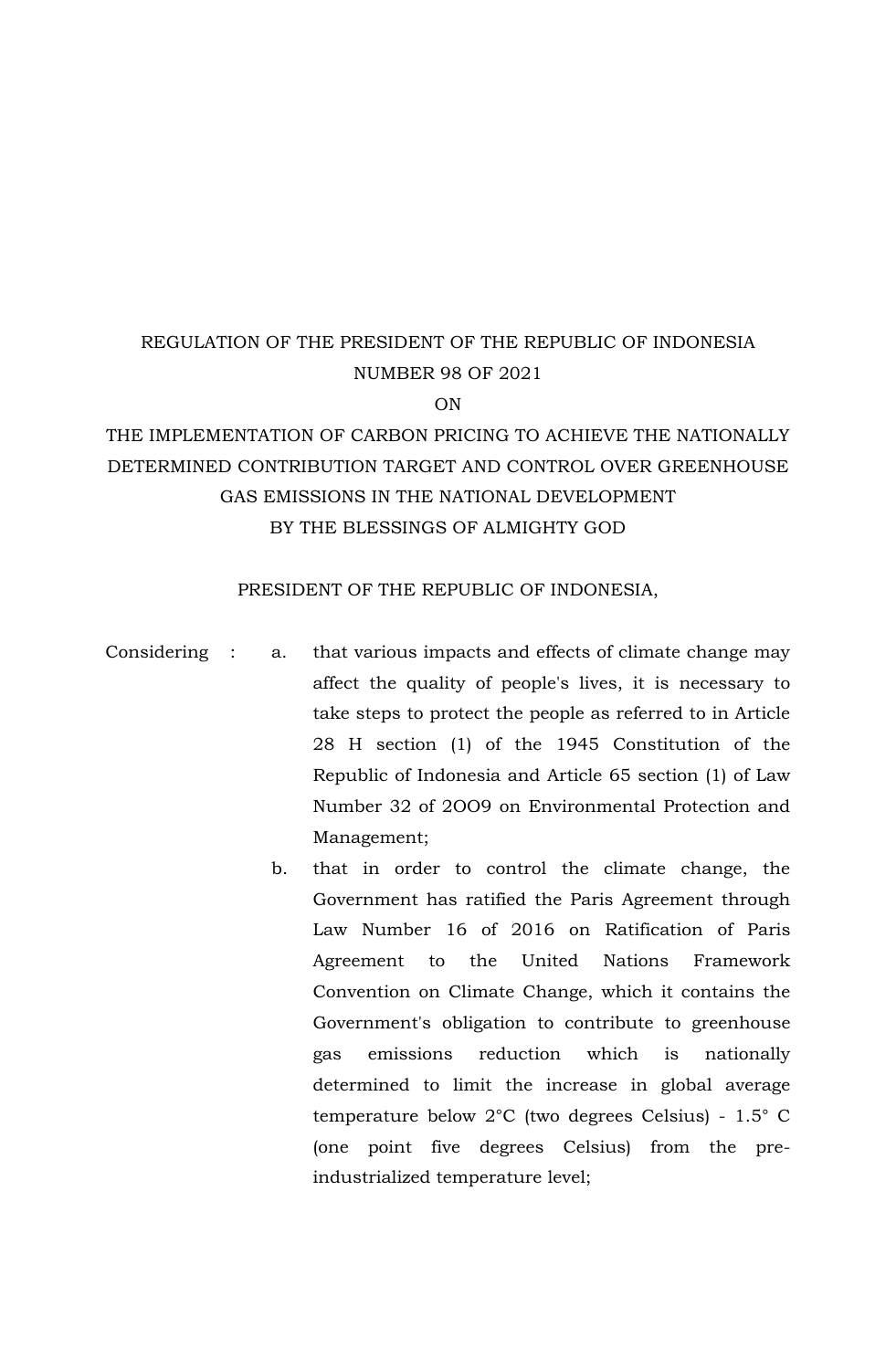REGULATION OF THE PRESIDENT OF THE REPUBLIC OF INDONESIA

NUMBER 98 OF 2021

ON

THE IMPLEMENTATION OF CARBON PRICING TO ACHIEVE THE NATIONALLY DETERMINED CONTRIBUTION TARGET AND CONTROL OVER GREENHOUSE GAS EMISSIONS IN THE NATIONAL DEVELOPMENT

BY THE BLESSINGS OF ALMIGHTY GOD

PRESIDENT OF THE REPUBLIC OF INDONESIA,

Considering :

a. that various impacts and effects of climate change may affect the quality of people's lives, it is necessary to take steps to protect the people as referred to in Article 28 H section (1) of the 1945 Constitution of the Republic of Indonesia and Article 65 section (1) of Law Number 32 of 2OO9 on Environmental Protection and Management;

b. that in order to control the climate change, the Government has ratified the Paris Agreement through Law Number 16 of 2016 on Ratification of Paris Agreement to the United Nations Framework Convention on Climate Change, which it contains the Government's obligation to contribute to greenhouse gas emissions reduction which is nationally determined to limit the increase in global average temperature below 2°C (two degrees Celsius) - 1.5° C (one point five degrees Celsius) from the pre-industrialized temperature level;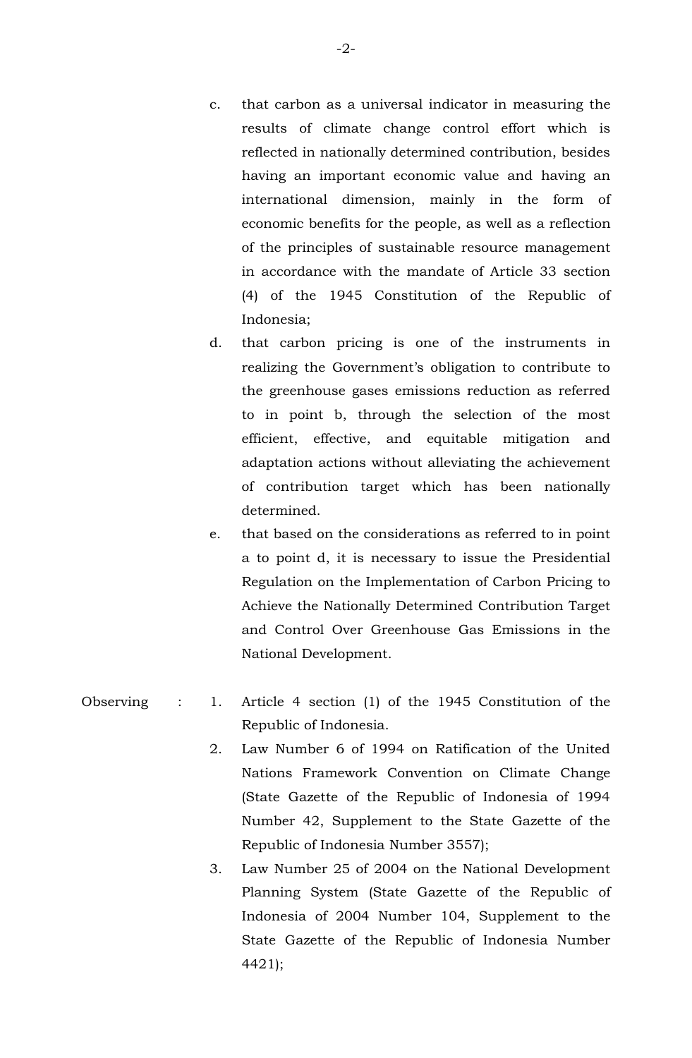c. that carbon as a universal indicator in measuring the results of climate change control effort which is reflected in nationally determined contribution, besides having an important economic value and having an international dimension, mainly in the form of economic benefits for the people, as well as a reflection of the principles of sustainable resource management in accordance with the mandate of Article 33 section (4) of the 1945 Constitution of the Republic of Indonesia;

d. that carbon pricing is one of the instruments in realizing the Government's obligation to contribute to the greenhouse gases emissions reduction as referred to in point b, through the selection of the most efficient, effective, and equitable mitigation and adaptation actions without alleviating the achievement of contribution target which has been nationally determined.

e. that based on the considerations as referred to in point a to point d, it is necessary to issue the Presidential Regulation on the Implementation of Carbon Pricing to Achieve the Nationally Determined Contribution Target and Control Over Greenhouse Gas Emissions in the National Development.

Observing :

1. Article 4 section (1) of the 1945 Constitution of the Republic of Indonesia.
2. Law Number 6 of 1994 on Ratification of the United Nations Framework Convention on Climate Change (State Gazette of the Republic of Indonesia of 1994 Number 42, Supplement to the State Gazette of the Republic of Indonesia Number 3557);
3. Law Number 25 of 2004 on the National Development Planning System (State Gazette of the Republic of Indonesia of 2004 Number 104, Supplement to the State Gazette of the Republic of Indonesia Number 4421);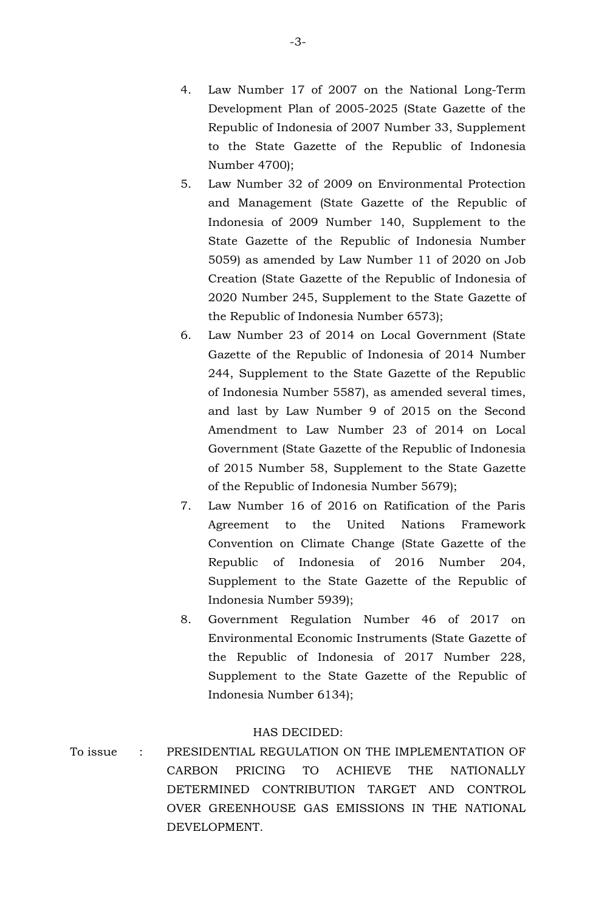4. Law Number 17 of 2007 on the National Long-Term Development Plan of 2005-2025 (State Gazette of the Republic of Indonesia of 2007 Number 33, Supplement to the State Gazette of the Republic of Indonesia Number 4700);
5. Law Number 32 of 2009 on Environmental Protection and Management (State Gazette of the Republic of Indonesia of 2009 Number 140, Supplement to the State Gazette of the Republic of Indonesia Number 5059) as amended by Law Number 11 of 2020 on Job Creation (State Gazette of the Republic of Indonesia of 2020 Number 245, Supplement to the State Gazette of the Republic of Indonesia Number 6573);
6. Law Number 23 of 2014 on Local Government (State Gazette of the Republic of Indonesia of 2014 Number 244, Supplement to the State Gazette of the Republic of Indonesia Number 5587), as amended several times, and last by Law Number 9 of 2015 on the Second Amendment to Law Number 23 of 2014 on Local Government (State Gazette of the Republic of Indonesia of 2015 Number 58, Supplement to the State Gazette of the Republic of Indonesia Number 5679);
7. Law Number 16 of 2016 on Ratification of the Paris Agreement to the United Nations Framework Convention on Climate Change (State Gazette of the Republic of Indonesia of 2016 Number 204, Supplement to the State Gazette of the Republic of Indonesia Number 5939);
8. Government Regulation Number 46 of 2017 on Environmental Economic Instruments (State Gazette of the Republic of Indonesia of 2017 Number 228, Supplement to the State Gazette of the Republic of Indonesia Number 6134);

HAS DECIDED:

To issue : PRESIDENTIAL REGULATION ON THE IMPLEMENTATION OF CARBON PRICING TO ACHIEVE THE NATIONALLY DETERMINED CONTRIBUTION TARGET AND CONTROL OVER GREENHOUSE GAS EMISSIONS IN THE NATIONAL DEVELOPMENT.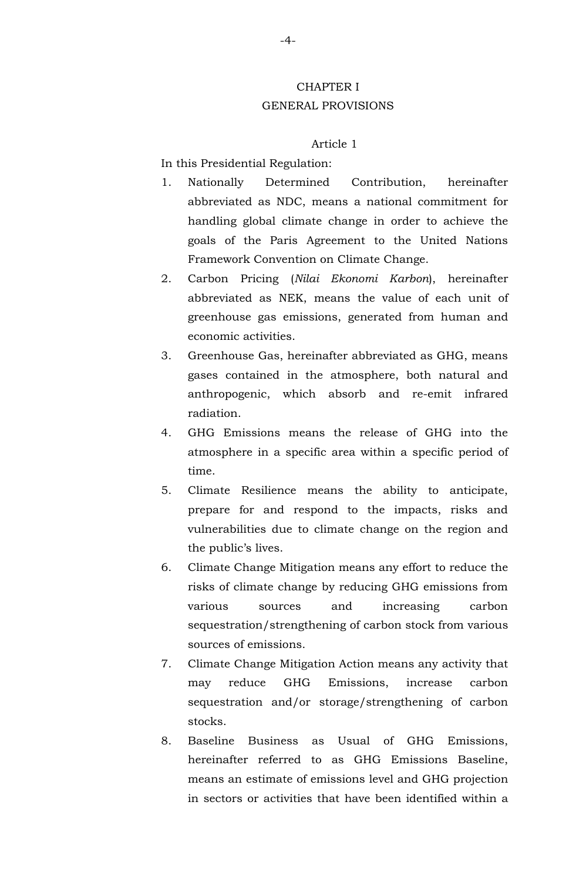## CHAPTER I
## GENERAL PROVISIONS

### Article 1

In this Presidential Regulation:

1. Nationally Determined Contribution, hereinafter abbreviated as NDC, means a national commitment for handling global climate change in order to achieve the goals of the Paris Agreement to the United Nations Framework Convention on Climate Change.
2. Carbon Pricing (*Nilai Ekonomi Karbon*), hereinafter abbreviated as NEK, means the value of each unit of greenhouse gas emissions, generated from human and economic activities.
3. Greenhouse Gas, hereinafter abbreviated as GHG, means gases contained in the atmosphere, both natural and anthropogenic, which absorb and re-emit infrared radiation.
4. GHG Emissions means the release of GHG into the atmosphere in a specific area within a specific period of time.
5. Climate Resilience means the ability to anticipate, prepare for and respond to the impacts, risks and vulnerabilities due to climate change on the region and the public's lives.
6. Climate Change Mitigation means any effort to reduce the risks of climate change by reducing GHG emissions from various sources and increasing carbon sequestration/strengthening of carbon stock from various sources of emissions.
7. Climate Change Mitigation Action means any activity that may reduce GHG Emissions, increase carbon sequestration and/or storage/strengthening of carbon stocks.
8. Baseline Business as Usual of GHG Emissions, hereinafter referred to as GHG Emissions Baseline, means an estimate of emissions level and GHG projection in sectors or activities that have been identified within a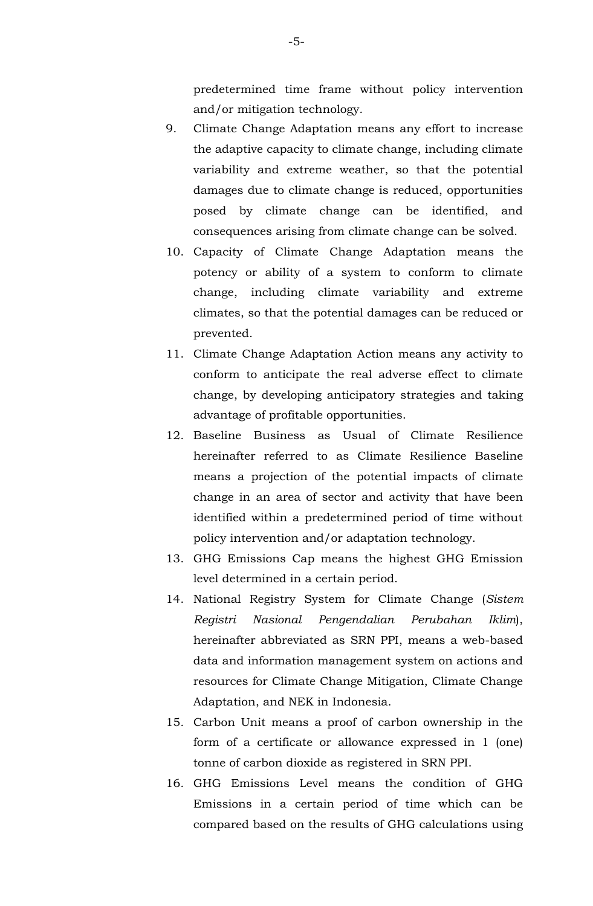predetermined time frame without policy intervention and/or mitigation technology.

9. Climate Change Adaptation means any effort to increase the adaptive capacity to climate change, including climate variability and extreme weather, so that the potential damages due to climate change is reduced, opportunities posed by climate change can be identified, and consequences arising from climate change can be solved.
10. Capacity of Climate Change Adaptation means the potency or ability of a system to conform to climate change, including climate variability and extreme climates, so that the potential damages can be reduced or prevented.
11. Climate Change Adaptation Action means any activity to conform to anticipate the real adverse effect to climate change, by developing anticipatory strategies and taking advantage of profitable opportunities.
12. Baseline Business as Usual of Climate Resilience hereinafter referred to as Climate Resilience Baseline means a projection of the potential impacts of climate change in an area of sector and activity that have been identified within a predetermined period of time without policy intervention and/or adaptation technology.
13. GHG Emissions Cap means the highest GHG Emission level determined in a certain period.
14. National Registry System for Climate Change (*Sistem Registri Nasional Pengendalian Perubahan Iklim*), hereinafter abbreviated as SRN PPI, means a web-based data and information management system on actions and resources for Climate Change Mitigation, Climate Change Adaptation, and NEK in Indonesia.
15. Carbon Unit means a proof of carbon ownership in the form of a certificate or allowance expressed in 1 (one) tonne of carbon dioxide as registered in SRN PPI.
16. GHG Emissions Level means the condition of GHG Emissions in a certain period of time which can be compared based on the results of GHG calculations using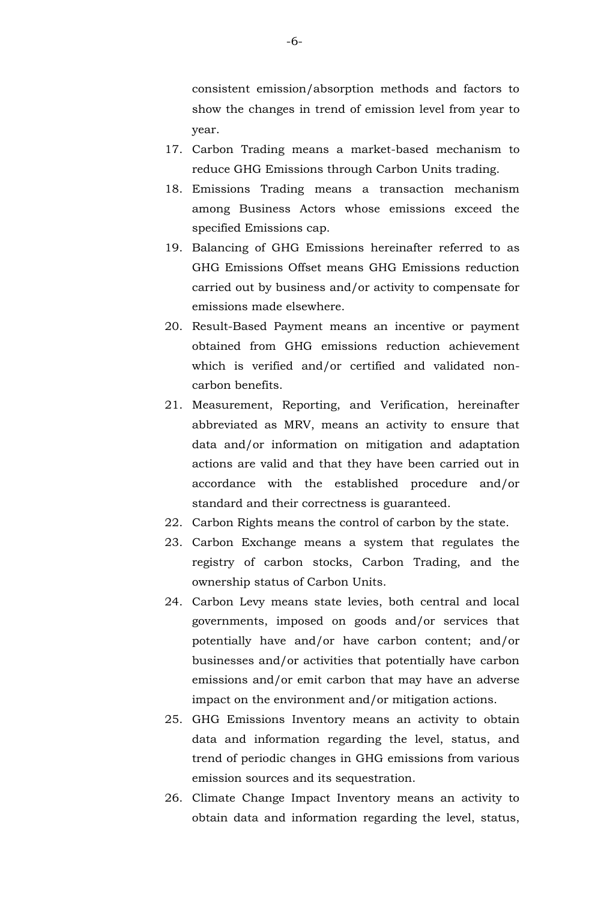consistent emission/absorption methods and factors to show the changes in trend of emission level from year to year.

17. Carbon Trading means a market-based mechanism to reduce GHG Emissions through Carbon Units trading.
18. Emissions Trading means a transaction mechanism among Business Actors whose emissions exceed the specified Emissions cap.
19. Balancing of GHG Emissions hereinafter referred to as GHG Emissions Offset means GHG Emissions reduction carried out by business and/or activity to compensate for emissions made elsewhere.
20. Result-Based Payment means an incentive or payment obtained from GHG emissions reduction achievement which is verified and/or certified and validated non-carbon benefits.
21. Measurement, Reporting, and Verification, hereinafter abbreviated as MRV, means an activity to ensure that data and/or information on mitigation and adaptation actions are valid and that they have been carried out in accordance with the established procedure and/or standard and their correctness is guaranteed.
22. Carbon Rights means the control of carbon by the state.
23. Carbon Exchange means a system that regulates the registry of carbon stocks, Carbon Trading, and the ownership status of Carbon Units.
24. Carbon Levy means state levies, both central and local governments, imposed on goods and/or services that potentially have and/or have carbon content; and/or businesses and/or activities that potentially have carbon emissions and/or emit carbon that may have an adverse impact on the environment and/or mitigation actions.
25. GHG Emissions Inventory means an activity to obtain data and information regarding the level, status, and trend of periodic changes in GHG emissions from various emission sources and its sequestration.
26. Climate Change Impact Inventory means an activity to obtain data and information regarding the level, status,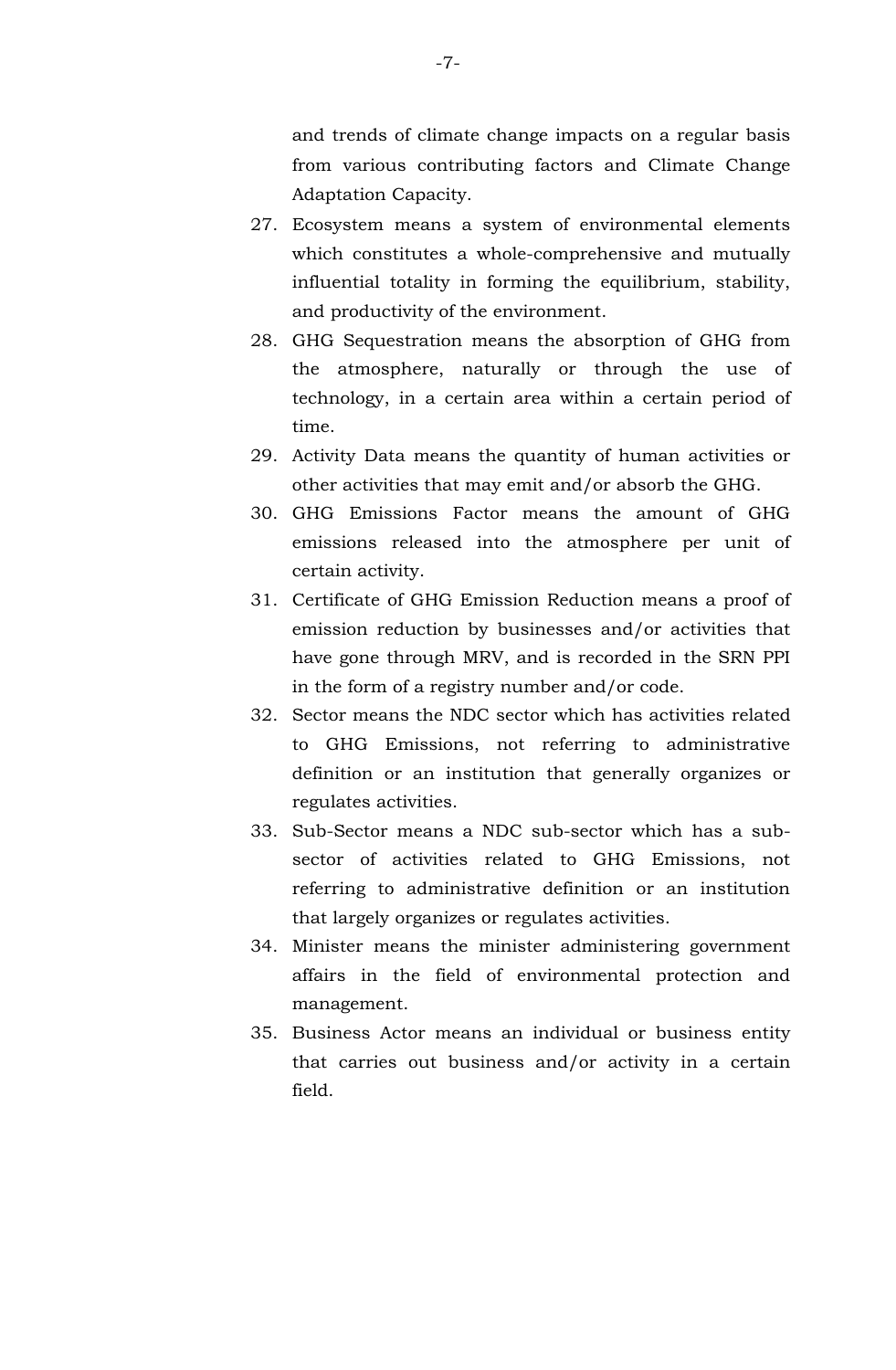and trends of climate change impacts on a regular basis from various contributing factors and Climate Change Adaptation Capacity.

27. Ecosystem means a system of environmental elements which constitutes a whole-comprehensive and mutually influential totality in forming the equilibrium, stability, and productivity of the environment.
28. GHG Sequestration means the absorption of GHG from the atmosphere, naturally or through the use of technology, in a certain area within a certain period of time.
29. Activity Data means the quantity of human activities or other activities that may emit and/or absorb the GHG.
30. GHG Emissions Factor means the amount of GHG emissions released into the atmosphere per unit of certain activity.
31. Certificate of GHG Emission Reduction means a proof of emission reduction by businesses and/or activities that have gone through MRV, and is recorded in the SRN PPI in the form of a registry number and/or code.
32. Sector means the NDC sector which has activities related to GHG Emissions, not referring to administrative definition or an institution that generally organizes or regulates activities.
33. Sub-Sector means a NDC sub-sector which has a sub-sector of activities related to GHG Emissions, not referring to administrative definition or an institution that largely organizes or regulates activities.
34. Minister means the minister administering government affairs in the field of environmental protection and management.
35. Business Actor means an individual or business entity that carries out business and/or activity in a certain field.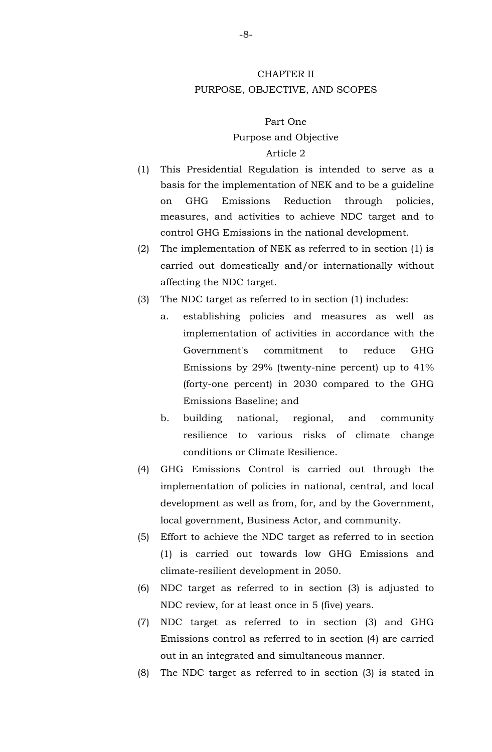## CHAPTER II
## PURPOSE, OBJECTIVE, AND SCOPES

### Part One
### Purpose and Objective
### Article 2

(1) This Presidential Regulation is intended to serve as a basis for the implementation of NEK and to be a guideline on GHG Emissions Reduction through policies, measures, and activities to achieve NDC target and to control GHG Emissions in the national development.

(2) The implementation of NEK as referred to in section (1) is carried out domestically and/or internationally without affecting the NDC target.

(3) The NDC target as referred to in section (1) includes:

   a. establishing policies and measures as well as implementation of activities in accordance with the Government's commitment to reduce GHG Emissions by 29% (twenty-nine percent) up to 41% (forty-one percent) in 2030 compared to the GHG Emissions Baseline; and

   b. building national, regional, and community resilience to various risks of climate change conditions or Climate Resilience.

(4) GHG Emissions Control is carried out through the implementation of policies in national, central, and local development as well as from, for, and by the Government, local government, Business Actor, and community.

(5) Effort to achieve the NDC target as referred to in section (1) is carried out towards low GHG Emissions and climate-resilient development in 2050.

(6) NDC target as referred to in section (3) is adjusted to NDC review, for at least once in 5 (five) years.

(7) NDC target as referred to in section (3) and GHG Emissions control as referred to in section (4) are carried out in an integrated and simultaneous manner.

(8) The NDC target as referred to in section (3) is stated in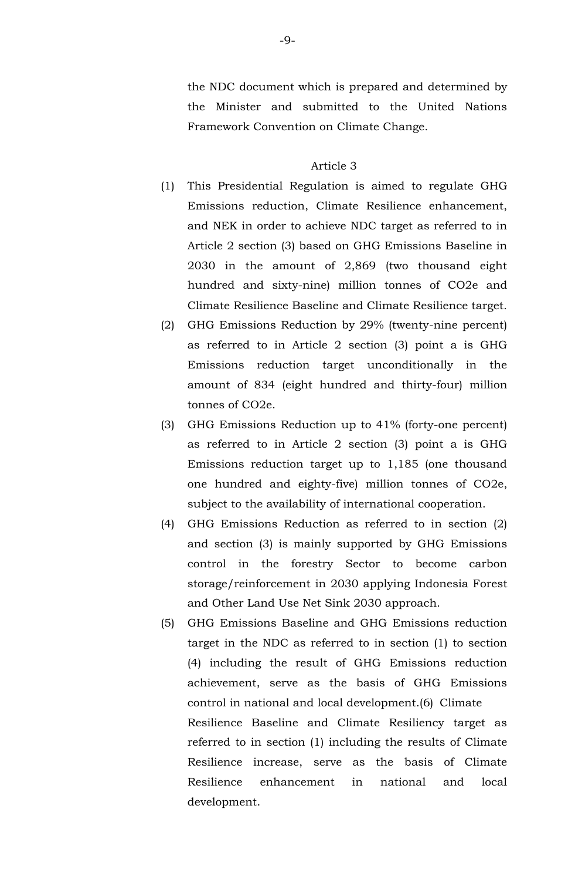the NDC document which is prepared and determined by the Minister and submitted to the United Nations Framework Convention on Climate Change.

Article 3

(1) This Presidential Regulation is aimed to regulate GHG Emissions reduction, Climate Resilience enhancement, and NEK in order to achieve NDC target as referred to in Article 2 section (3) based on GHG Emissions Baseline in 2030 in the amount of 2,869 (two thousand eight hundred and sixty-nine) million tonnes of CO2e and Climate Resilience Baseline and Climate Resilience target.

(2) GHG Emissions Reduction by 29% (twenty-nine percent) as referred to in Article 2 section (3) point a is GHG Emissions reduction target unconditionally in the amount of 834 (eight hundred and thirty-four) million tonnes of CO2e.

(3) GHG Emissions Reduction up to 41% (forty-one percent) as referred to in Article 2 section (3) point a is GHG Emissions reduction target up to 1,185 (one thousand one hundred and eighty-five) million tonnes of CO2e, subject to the availability of international cooperation.

(4) GHG Emissions Reduction as referred to in section (2) and section (3) is mainly supported by GHG Emissions control in the forestry Sector to become carbon storage/reinforcement in 2030 applying Indonesia Forest and Other Land Use Net Sink 2030 approach.

(5) GHG Emissions Baseline and GHG Emissions reduction target in the NDC as referred to in section (1) to section (4) including the result of GHG Emissions reduction achievement, serve as the basis of GHG Emissions control in national and local development.

(6) Climate Resilience Baseline and Climate Resiliency target as referred to in section (1) including the results of Climate Resilience increase, serve as the basis of Climate Resilience enhancement in national and local development.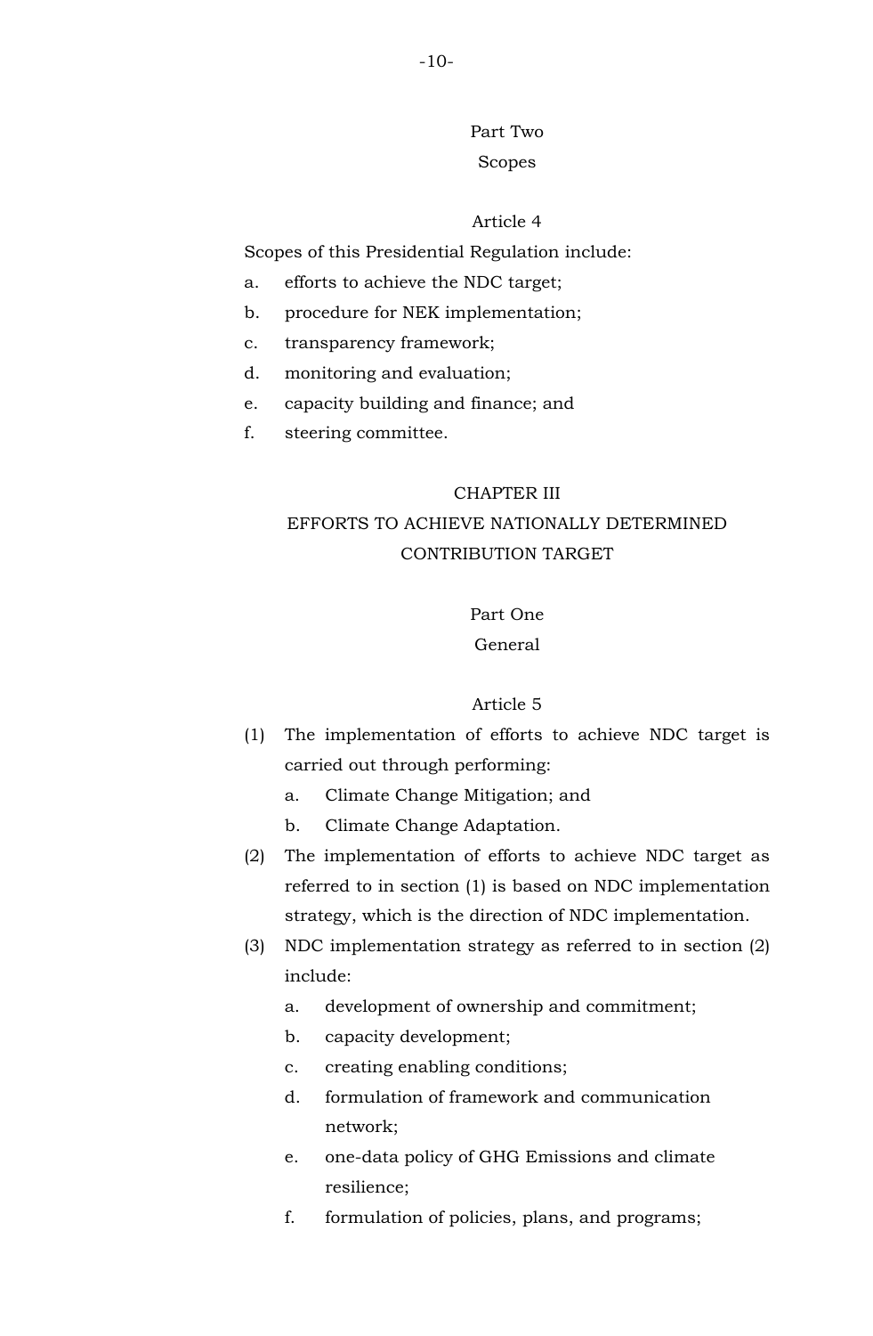### Part Two
### Scopes

#### Article 4

Scopes of this Presidential Regulation include:

a. efforts to achieve the NDC target;
b. procedure for NEK implementation;
c. transparency framework;
d. monitoring and evaluation;
e. capacity building and finance; and
f. steering committee.

## CHAPTER III
## EFFORTS TO ACHIEVE NATIONALLY DETERMINED CONTRIBUTION TARGET

### Part One
### General

#### Article 5

(1) The implementation of efforts to achieve NDC target is carried out through performing:
   a. Climate Change Mitigation; and
   b. Climate Change Adaptation.

(2) The implementation of efforts to achieve NDC target as referred to in section (1) is based on NDC implementation strategy, which is the direction of NDC implementation.

(3) NDC implementation strategy as referred to in section (2) include:
   a. development of ownership and commitment;
   b. capacity development;
   c. creating enabling conditions;
   d. formulation of framework and communication network;
   e. one-data policy of GHG Emissions and climate resilience;
   f. formulation of policies, plans, and programs;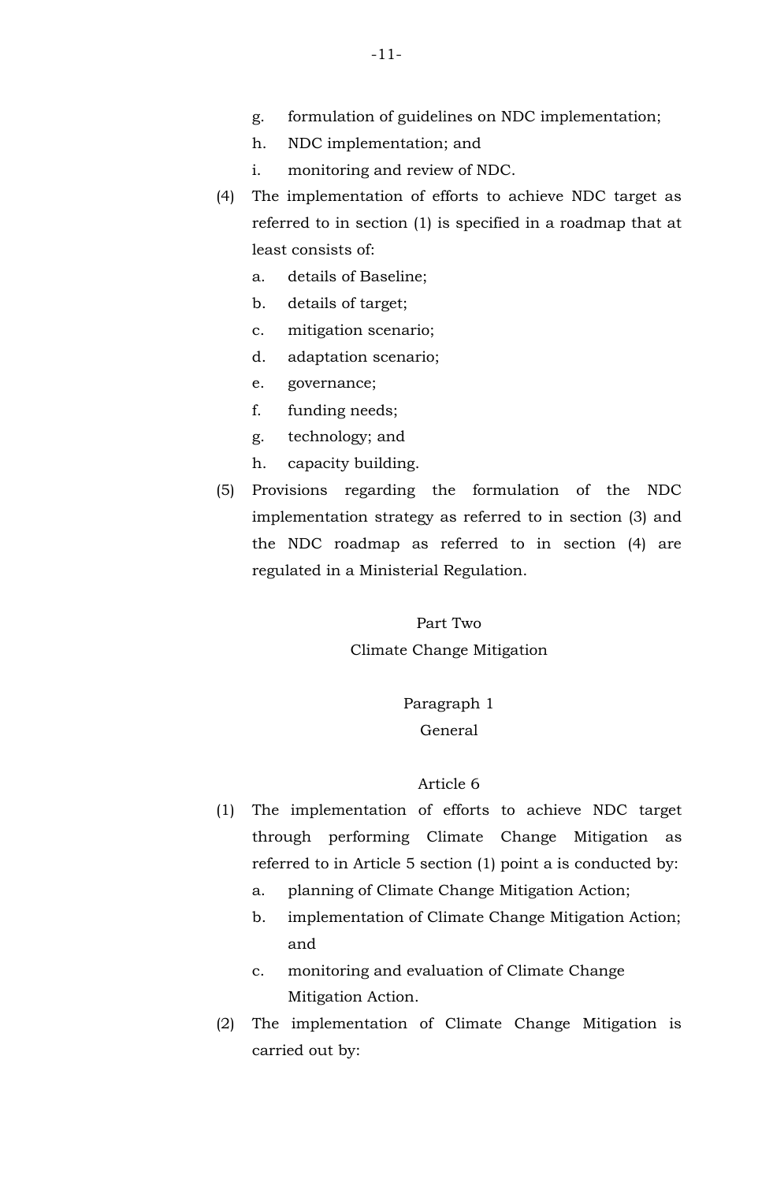g. formulation of guidelines on NDC implementation;
h. NDC implementation; and
i. monitoring and review of NDC.

(4) The implementation of efforts to achieve NDC target as referred to in section (1) is specified in a roadmap that at least consists of:
a. details of Baseline;
b. details of target;
c. mitigation scenario;
d. adaptation scenario;
e. governance;
f. funding needs;
g. technology; and
h. capacity building.

(5) Provisions regarding the formulation of the NDC implementation strategy as referred to in section (3) and the NDC roadmap as referred to in section (4) are regulated in a Ministerial Regulation.

## Part Two
## Climate Change Mitigation

### Paragraph 1
### General

#### Article 6

(1) The implementation of efforts to achieve NDC target through performing Climate Change Mitigation as referred to in Article 5 section (1) point a is conducted by:
a. planning of Climate Change Mitigation Action;
b. implementation of Climate Change Mitigation Action; and
c. monitoring and evaluation of Climate Change Mitigation Action.

(2) The implementation of Climate Change Mitigation is carried out by: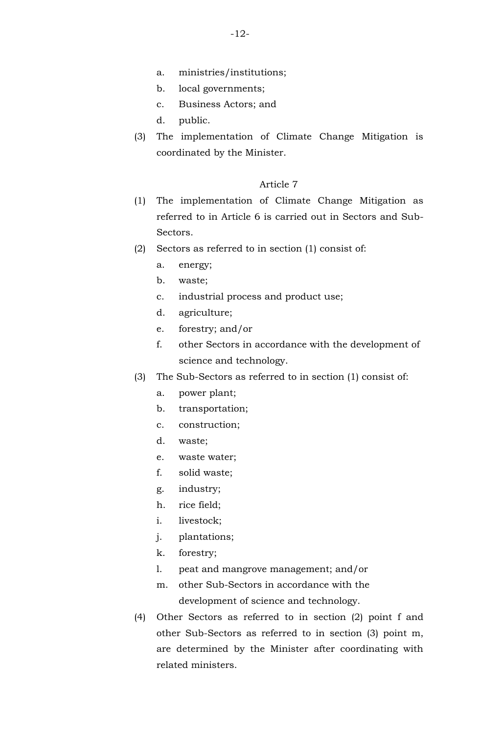a. ministries/institutions;
b. local governments;
c. Business Actors; and
d. public.

(3) The implementation of Climate Change Mitigation is coordinated by the Minister.

### Article 7

(1) The implementation of Climate Change Mitigation as referred to in Article 6 is carried out in Sectors and Sub-Sectors.

(2) Sectors as referred to in section (1) consist of:
  a. energy;
  b. waste;
  c. industrial process and product use;
  d. agriculture;
  e. forestry; and/or
  f. other Sectors in accordance with the development of science and technology.

(3) The Sub-Sectors as referred to in section (1) consist of:
  a. power plant;
  b. transportation;
  c. construction;
  d. waste;
  e. waste water;
  f. solid waste;
  g. industry;
  h. rice field;
  i. livestock;
  j. plantations;
  k. forestry;
  l. peat and mangrove management; and/or
  m. other Sub-Sectors in accordance with the development of science and technology.

(4) Other Sectors as referred to in section (2) point f and other Sub-Sectors as referred to in section (3) point m, are determined by the Minister after coordinating with related ministers.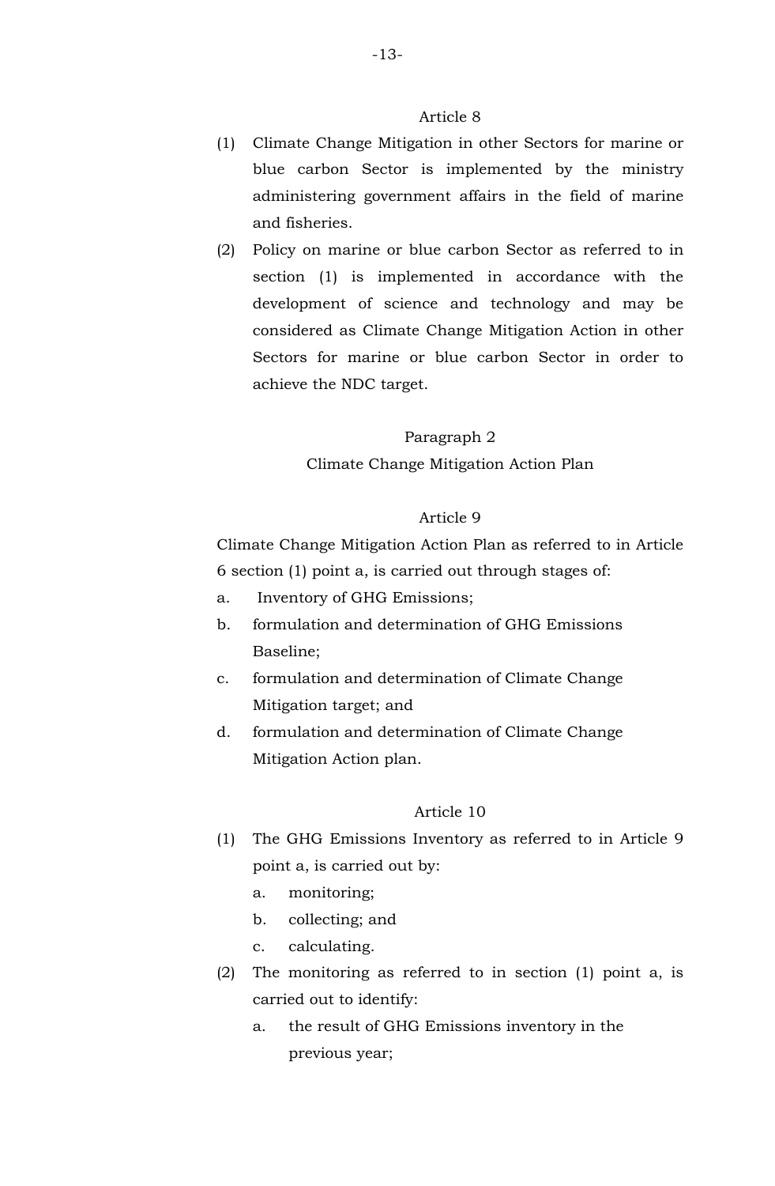Article 8

(1) Climate Change Mitigation in other Sectors for marine or blue carbon Sector is implemented by the ministry administering government affairs in the field of marine and fisheries.

(2) Policy on marine or blue carbon Sector as referred to in section (1) is implemented in accordance with the development of science and technology and may be considered as Climate Change Mitigation Action in other Sectors for marine or blue carbon Sector in order to achieve the NDC target.

Paragraph 2

Climate Change Mitigation Action Plan

Article 9

Climate Change Mitigation Action Plan as referred to in Article 6 section (1) point a, is carried out through stages of:

a. Inventory of GHG Emissions;
b. formulation and determination of GHG Emissions Baseline;
c. formulation and determination of Climate Change Mitigation target; and
d. formulation and determination of Climate Change Mitigation Action plan.

Article 10

(1) The GHG Emissions Inventory as referred to in Article 9 point a, is carried out by:
 a. monitoring;
 b. collecting; and
 c. calculating.

(2) The monitoring as referred to in section (1) point a, is carried out to identify:
 a. the result of GHG Emissions inventory in the previous year;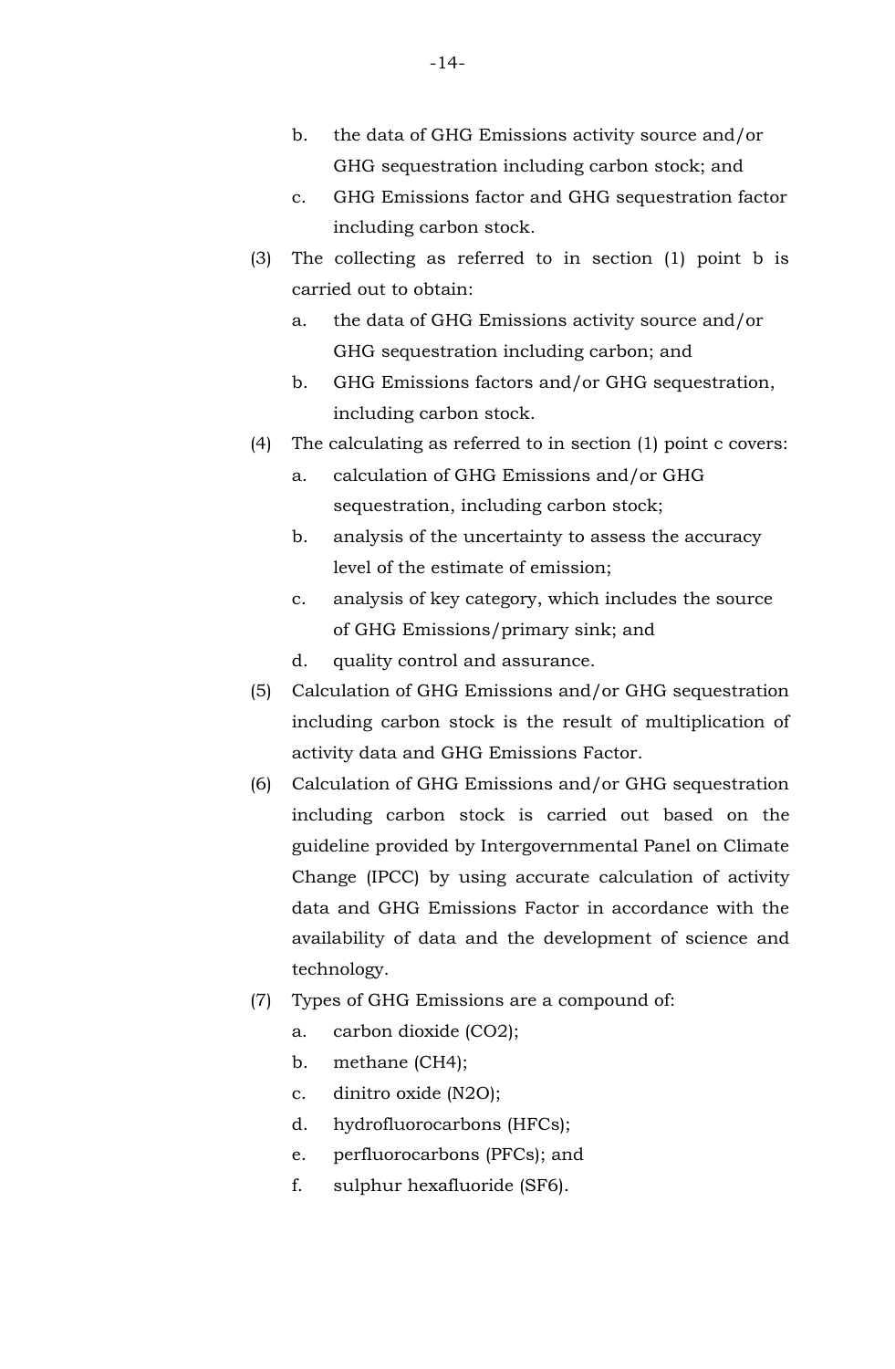b. the data of GHG Emissions activity source and/or GHG sequestration including carbon stock; and

c. GHG Emissions factor and GHG sequestration factor including carbon stock.

(3) The collecting as referred to in section (1) point b is carried out to obtain:

   a. the data of GHG Emissions activity source and/or GHG sequestration including carbon; and
   b. GHG Emissions factors and/or GHG sequestration, including carbon stock.

(4) The calculating as referred to in section (1) point c covers:

   a. calculation of GHG Emissions and/or GHG sequestration, including carbon stock;
   b. analysis of the uncertainty to assess the accuracy level of the estimate of emission;
   c. analysis of key category, which includes the source of GHG Emissions/primary sink; and
   d. quality control and assurance.

(5) Calculation of GHG Emissions and/or GHG sequestration including carbon stock is the result of multiplication of activity data and GHG Emissions Factor.

(6) Calculation of GHG Emissions and/or GHG sequestration including carbon stock is carried out based on the guideline provided by Intergovernmental Panel on Climate Change (IPCC) by using accurate calculation of activity data and GHG Emissions Factor in accordance with the availability of data and the development of science and technology.

(7) Types of GHG Emissions are a compound of:

   a. carbon dioxide ($CO_2$);
   b. methane ($CH_4$);
   c. dinitro oxide ($N_2O$);
   d. hydrofluorocarbons (HFCs);
   e. perfluorocarbons (PFCs); and
   f. sulphur hexafluoride ($SF_6$).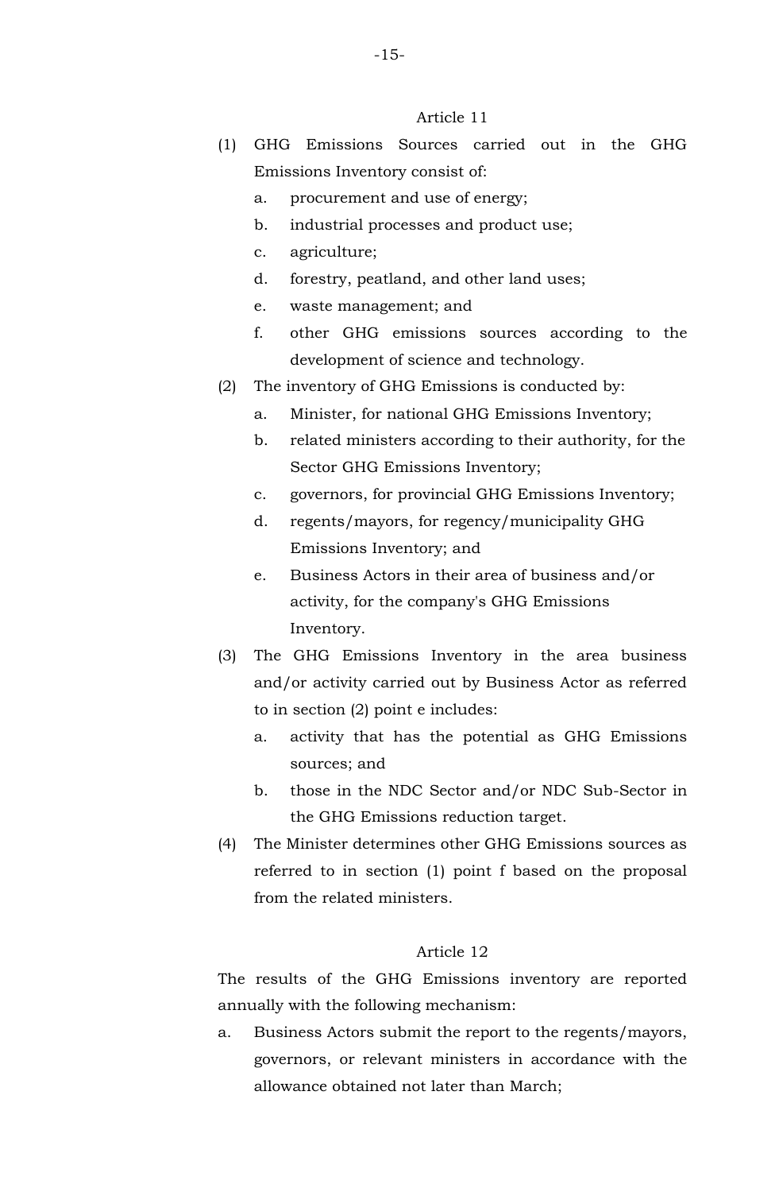### Article 11

(1) GHG Emissions Sources carried out in the GHG Emissions Inventory consist of:

a. procurement and use of energy;

b. industrial processes and product use;

c. agriculture;

d. forestry, peatland, and other land uses;

e. waste management; and

f. other GHG emissions sources according to the development of science and technology.

(2) The inventory of GHG Emissions is conducted by:

a. Minister, for national GHG Emissions Inventory;

b. related ministers according to their authority, for the Sector GHG Emissions Inventory;

c. governors, for provincial GHG Emissions Inventory;

d. regents/mayors, for regency/municipality GHG Emissions Inventory; and

e. Business Actors in their area of business and/or activity, for the company's GHG Emissions Inventory.

(3) The GHG Emissions Inventory in the area business and/or activity carried out by Business Actor as referred to in section (2) point e includes:

a. activity that has the potential as GHG Emissions sources; and

b. those in the NDC Sector and/or NDC Sub-Sector in the GHG Emissions reduction target.

(4) The Minister determines other GHG Emissions sources as referred to in section (1) point f based on the proposal from the related ministers.

### Article 12

The results of the GHG Emissions inventory are reported annually with the following mechanism:

a. Business Actors submit the report to the regents/mayors, governors, or relevant ministers in accordance with the allowance obtained not later than March;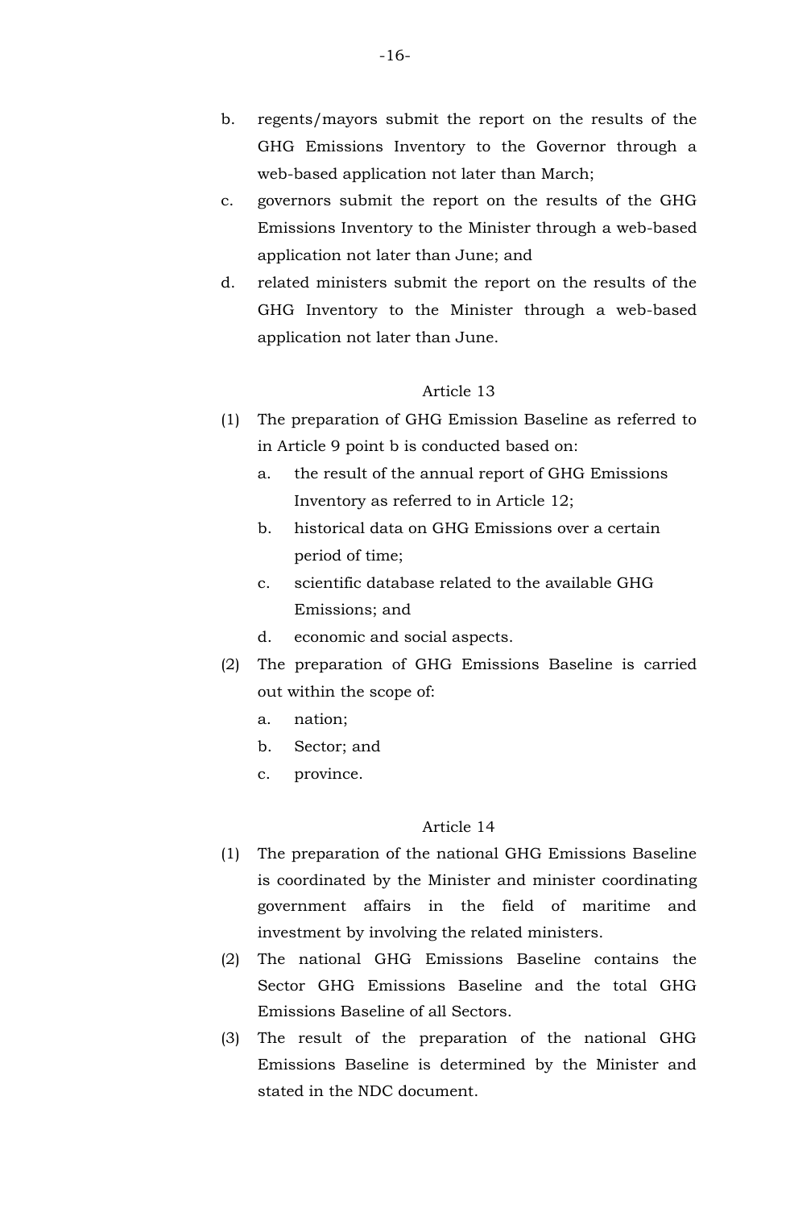b. regents/mayors submit the report on the results of the GHG Emissions Inventory to the Governor through a web-based application not later than March;

c. governors submit the report on the results of the GHG Emissions Inventory to the Minister through a web-based application not later than June; and

d. related ministers submit the report on the results of the GHG Inventory to the Minister through a web-based application not later than June.

### Article 13

(1) The preparation of GHG Emission Baseline as referred to in Article 9 point b is conducted based on:

   a. the result of the annual report of GHG Emissions Inventory as referred to in Article 12;

   b. historical data on GHG Emissions over a certain period of time;

   c. scientific database related to the available GHG Emissions; and

   d. economic and social aspects.

(2) The preparation of GHG Emissions Baseline is carried out within the scope of:

   a. nation;

   b. Sector; and

   c. province.

### Article 14

(1) The preparation of the national GHG Emissions Baseline is coordinated by the Minister and minister coordinating government affairs in the field of maritime and investment by involving the related ministers.

(2) The national GHG Emissions Baseline contains the Sector GHG Emissions Baseline and the total GHG Emissions Baseline of all Sectors.

(3) The result of the preparation of the national GHG Emissions Baseline is determined by the Minister and stated in the NDC document.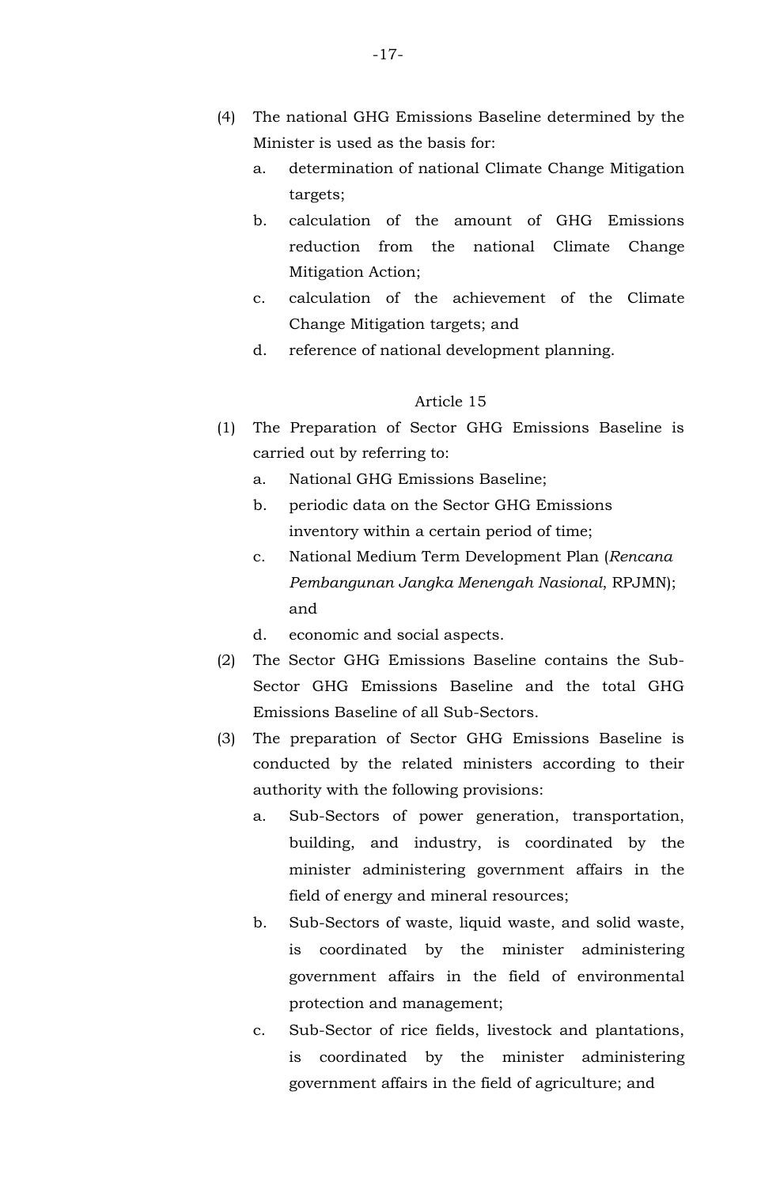(4) The national GHG Emissions Baseline determined by the Minister is used as the basis for:

   a. determination of national Climate Change Mitigation targets;
   b. calculation of the amount of GHG Emissions reduction from the national Climate Change Mitigation Action;
   c. calculation of the achievement of the Climate Change Mitigation targets; and
   d. reference of national development planning.

Article 15

(1) The Preparation of Sector GHG Emissions Baseline is carried out by referring to:

   a. National GHG Emissions Baseline;
   b. periodic data on the Sector GHG Emissions inventory within a certain period of time;
   c. National Medium Term Development Plan (*Rencana Pembangunan Jangka Menengah Nasional*, RPJMN); and
   d. economic and social aspects.

(2) The Sector GHG Emissions Baseline contains the Sub-Sector GHG Emissions Baseline and the total GHG Emissions Baseline of all Sub-Sectors.

(3) The preparation of Sector GHG Emissions Baseline is conducted by the related ministers according to their authority with the following provisions:

   a. Sub-Sectors of power generation, transportation, building, and industry, is coordinated by the minister administering government affairs in the field of energy and mineral resources;
   b. Sub-Sectors of waste, liquid waste, and solid waste, is coordinated by the minister administering government affairs in the field of environmental protection and management;
   c. Sub-Sector of rice fields, livestock and plantations, is coordinated by the minister administering government affairs in the field of agriculture; and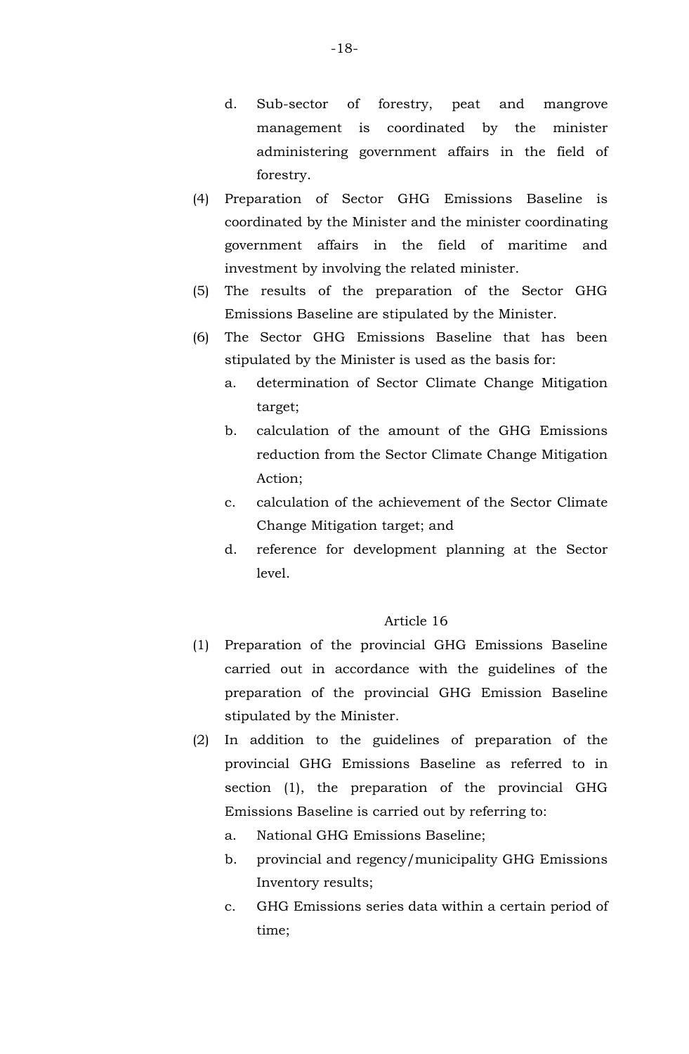d. Sub-sector of forestry, peat and mangrove management is coordinated by the minister administering government affairs in the field of forestry.

(4) Preparation of Sector GHG Emissions Baseline is coordinated by the Minister and the minister coordinating government affairs in the field of maritime and investment by involving the related minister.

(5) The results of the preparation of the Sector GHG Emissions Baseline are stipulated by the Minister.

(6) The Sector GHG Emissions Baseline that has been stipulated by the Minister is used as the basis for:

   a. determination of Sector Climate Change Mitigation target;
   b. calculation of the amount of the GHG Emissions reduction from the Sector Climate Change Mitigation Action;
   c. calculation of the achievement of the Sector Climate Change Mitigation target; and
   d. reference for development planning at the Sector level.

Article 16

(1) Preparation of the provincial GHG Emissions Baseline carried out in accordance with the guidelines of the preparation of the provincial GHG Emission Baseline stipulated by the Minister.

(2) In addition to the guidelines of preparation of the provincial GHG Emissions Baseline as referred to in section (1), the preparation of the provincial GHG Emissions Baseline is carried out by referring to:

   a. National GHG Emissions Baseline;
   b. provincial and regency/municipality GHG Emissions Inventory results;
   c. GHG Emissions series data within a certain period of time;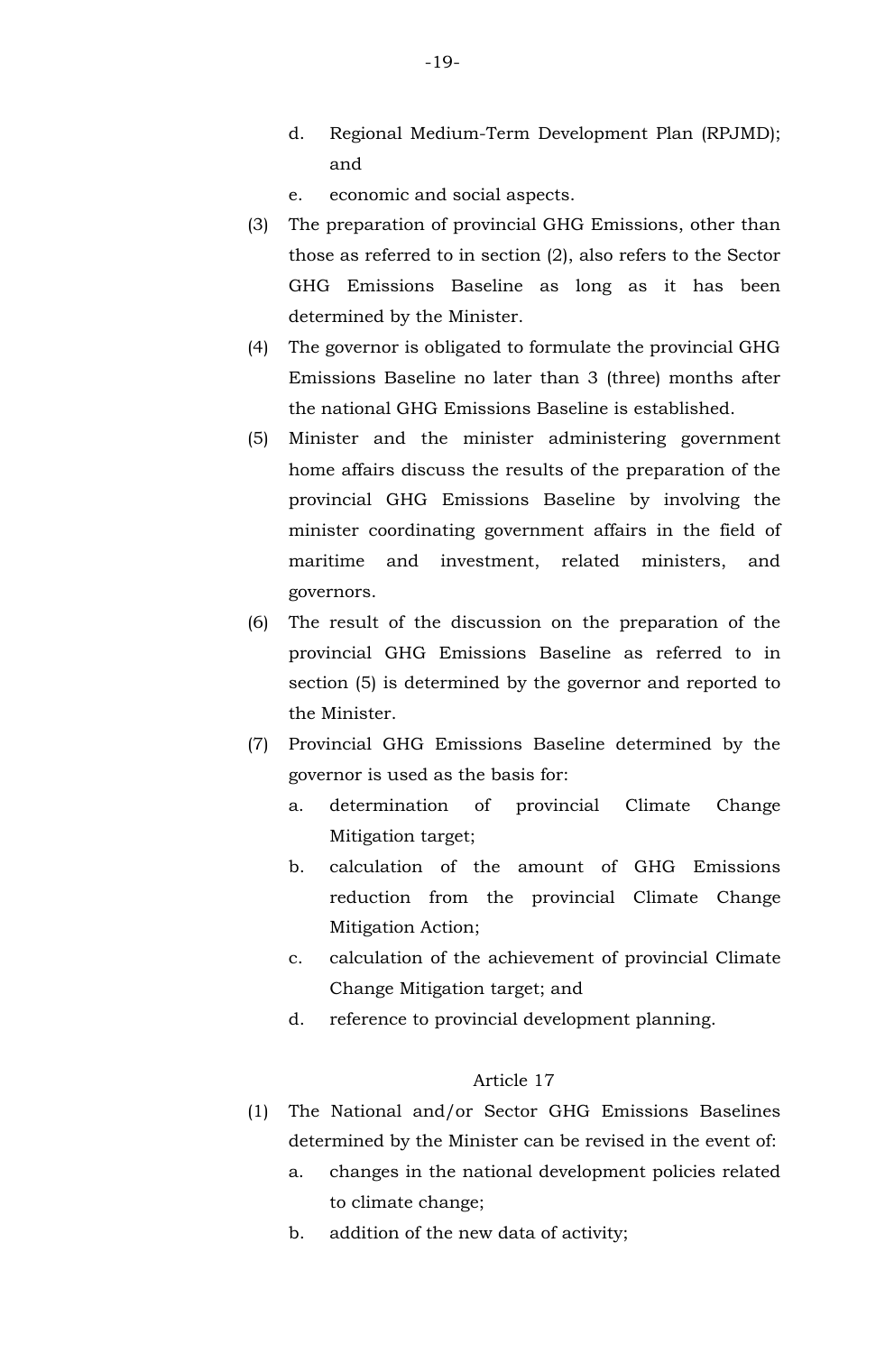d. Regional Medium-Term Development Plan (RPJMD); and

e. economic and social aspects.

(3) The preparation of provincial GHG Emissions, other than those as referred to in section (2), also refers to the Sector GHG Emissions Baseline as long as it has been determined by the Minister.

(4) The governor is obligated to formulate the provincial GHG Emissions Baseline no later than 3 (three) months after the national GHG Emissions Baseline is established.

(5) Minister and the minister administering government home affairs discuss the results of the preparation of the provincial GHG Emissions Baseline by involving the minister coordinating government affairs in the field of maritime and investment, related ministers, and governors.

(6) The result of the discussion on the preparation of the provincial GHG Emissions Baseline as referred to in section (5) is determined by the governor and reported to the Minister.

(7) Provincial GHG Emissions Baseline determined by the governor is used as the basis for:

   a. determination of provincial Climate Change Mitigation target;

   b. calculation of the amount of GHG Emissions reduction from the provincial Climate Change Mitigation Action;

   c. calculation of the achievement of provincial Climate Change Mitigation target; and

   d. reference to provincial development planning.

Article 17

(1) The National and/or Sector GHG Emissions Baselines determined by the Minister can be revised in the event of:

   a. changes in the national development policies related to climate change;

   b. addition of the new data of activity;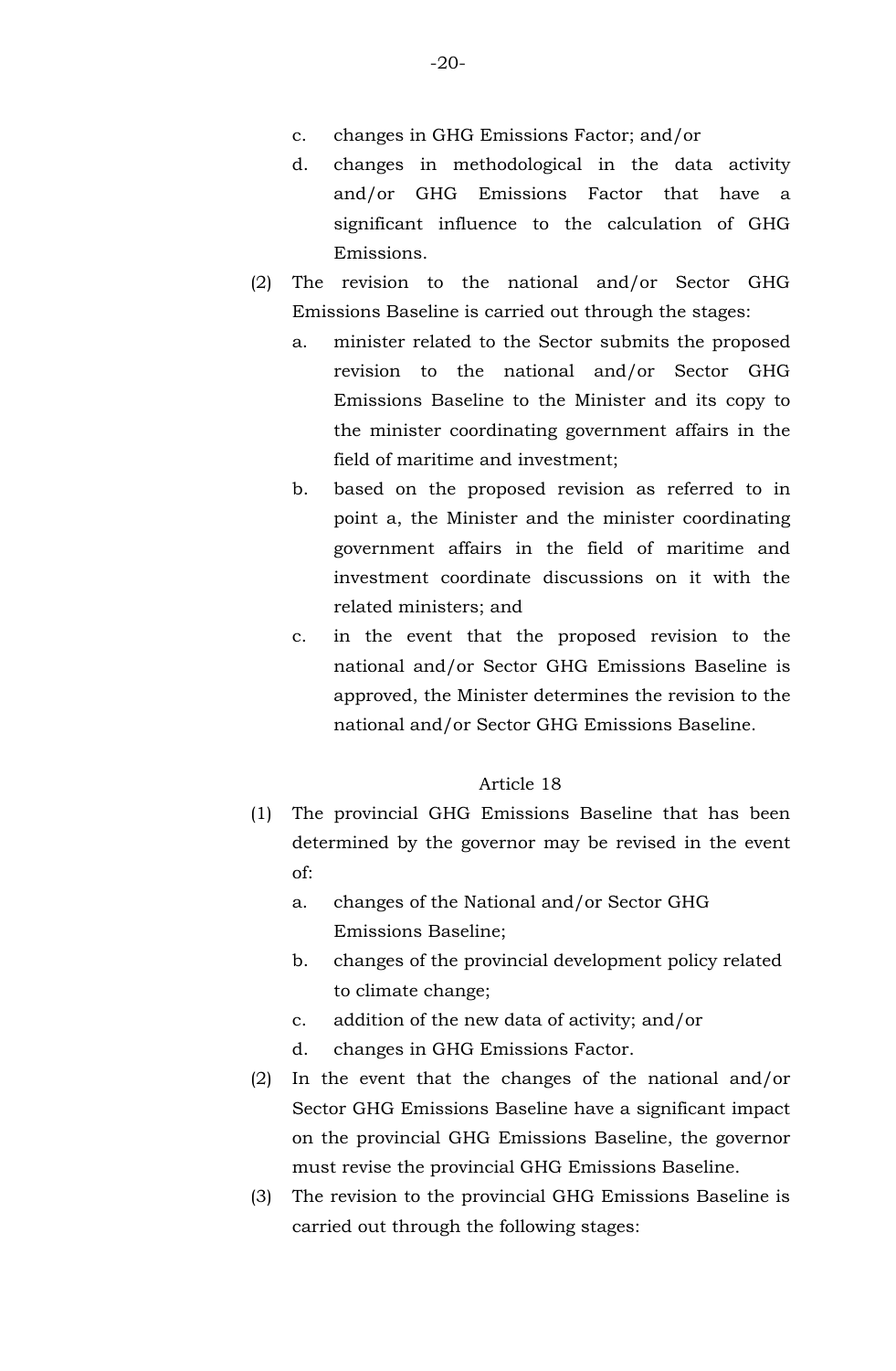c. changes in GHG Emissions Factor; and/or

d. changes in methodological in the data activity and/or GHG Emissions Factor that have a significant influence to the calculation of GHG Emissions.

(2) The revision to the national and/or Sector GHG Emissions Baseline is carried out through the stages:

a. minister related to the Sector submits the proposed revision to the national and/or Sector GHG Emissions Baseline to the Minister and its copy to the minister coordinating government affairs in the field of maritime and investment;

b. based on the proposed revision as referred to in point a, the Minister and the minister coordinating government affairs in the field of maritime and investment coordinate discussions on it with the related ministers; and

c. in the event that the proposed revision to the national and/or Sector GHG Emissions Baseline is approved, the Minister determines the revision to the national and/or Sector GHG Emissions Baseline.

Article 18

(1) The provincial GHG Emissions Baseline that has been determined by the governor may be revised in the event of:

a. changes of the National and/or Sector GHG Emissions Baseline;

b. changes of the provincial development policy related to climate change;

c. addition of the new data of activity; and/or

d. changes in GHG Emissions Factor.

(2) In the event that the changes of the national and/or Sector GHG Emissions Baseline have a significant impact on the provincial GHG Emissions Baseline, the governor must revise the provincial GHG Emissions Baseline.

(3) The revision to the provincial GHG Emissions Baseline is carried out through the following stages: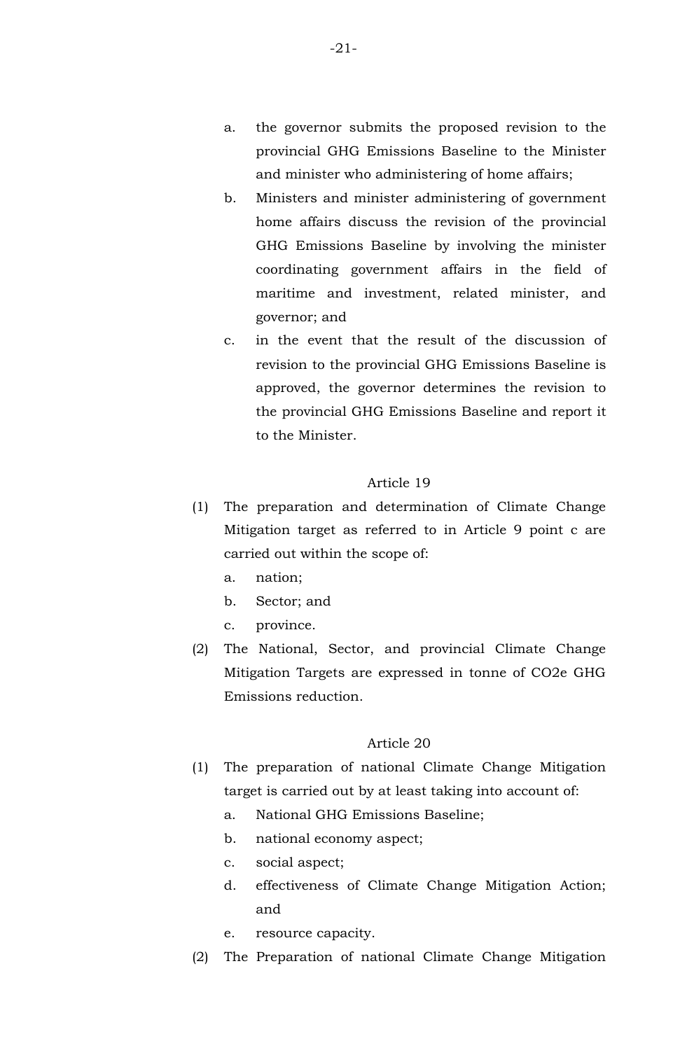a. the governor submits the proposed revision to the provincial GHG Emissions Baseline to the Minister and minister who administering of home affairs;
b. Ministers and minister administering of government home affairs discuss the revision of the provincial GHG Emissions Baseline by involving the minister coordinating government affairs in the field of maritime and investment, related minister, and governor; and
c. in the event that the result of the discussion of revision to the provincial GHG Emissions Baseline is approved, the governor determines the revision to the provincial GHG Emissions Baseline and report it to the Minister.

Article 19

(1) The preparation and determination of Climate Change Mitigation target as referred to in Article 9 point c are carried out within the scope of:
   a. nation;
   b. Sector; and
   c. province.
(2) The National, Sector, and provincial Climate Change Mitigation Targets are expressed in tonne of $CO_2e$ GHG Emissions reduction.

Article 20

(1) The preparation of national Climate Change Mitigation target is carried out by at least taking into account of:
   a. National GHG Emissions Baseline;
   b. national economy aspect;
   c. social aspect;
   d. effectiveness of Climate Change Mitigation Action; and
   e. resource capacity.
(2) The Preparation of national Climate Change Mitigation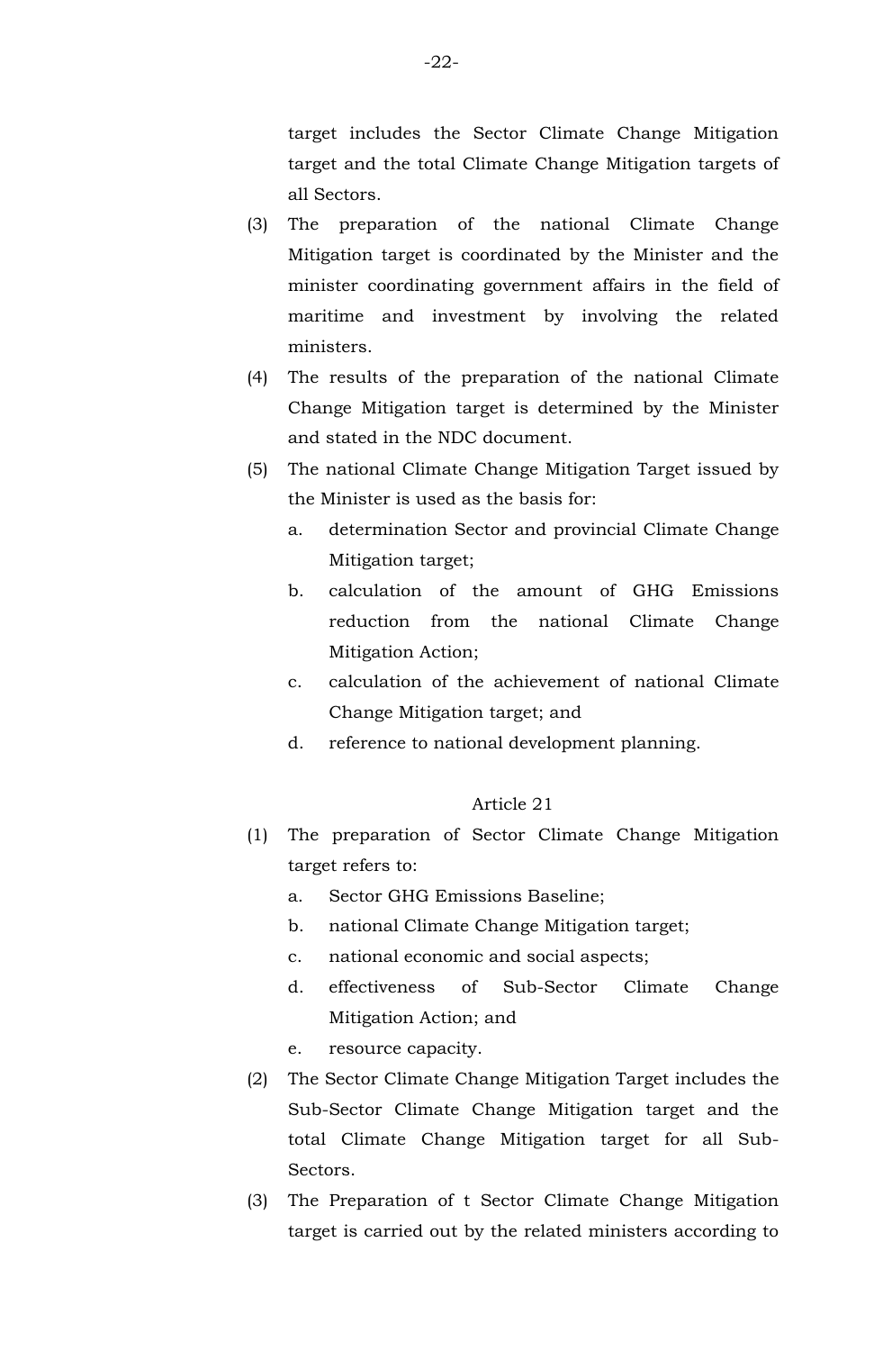target includes the Sector Climate Change Mitigation target and the total Climate Change Mitigation targets of all Sectors.

(3) The preparation of the national Climate Change Mitigation target is coordinated by the Minister and the minister coordinating government affairs in the field of maritime and investment by involving the related ministers.

(4) The results of the preparation of the national Climate Change Mitigation target is determined by the Minister and stated in the NDC document.

(5) The national Climate Change Mitigation Target issued by the Minister is used as the basis for:

   a. determination Sector and provincial Climate Change Mitigation target;
   b. calculation of the amount of GHG Emissions reduction from the national Climate Change Mitigation Action;
   c. calculation of the achievement of national Climate Change Mitigation target; and
   d. reference to national development planning.

Article 21

(1) The preparation of Sector Climate Change Mitigation target refers to:

   a. Sector GHG Emissions Baseline;
   b. national Climate Change Mitigation target;
   c. national economic and social aspects;
   d. effectiveness of Sub-Sector Climate Change Mitigation Action; and
   e. resource capacity.

(2) The Sector Climate Change Mitigation Target includes the Sub-Sector Climate Change Mitigation target and the total Climate Change Mitigation target for all Sub-Sectors.

(3) The Preparation of t Sector Climate Change Mitigation target is carried out by the related ministers according to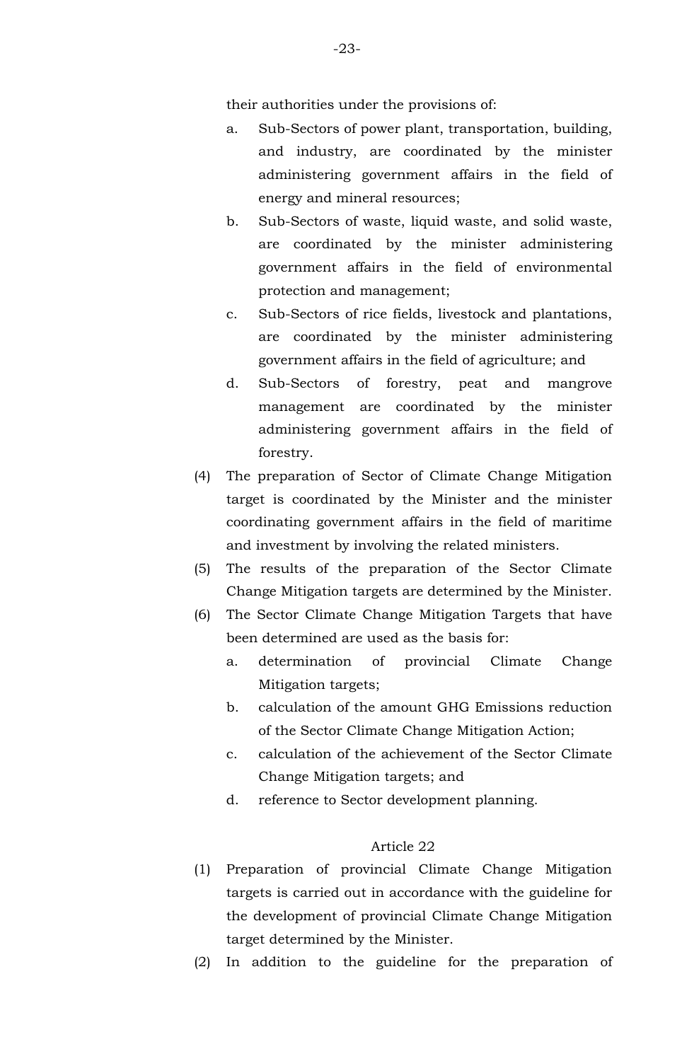their authorities under the provisions of:

a. Sub-Sectors of power plant, transportation, building, and industry, are coordinated by the minister administering government affairs in the field of energy and mineral resources;

b. Sub-Sectors of waste, liquid waste, and solid waste, are coordinated by the minister administering government affairs in the field of environmental protection and management;

c. Sub-Sectors of rice fields, livestock and plantations, are coordinated by the minister administering government affairs in the field of agriculture; and

d. Sub-Sectors of forestry, peat and mangrove management are coordinated by the minister administering government affairs in the field of forestry.

(4) The preparation of Sector of Climate Change Mitigation target is coordinated by the Minister and the minister coordinating government affairs in the field of maritime and investment by involving the related ministers.

(5) The results of the preparation of the Sector Climate Change Mitigation targets are determined by the Minister.

(6) The Sector Climate Change Mitigation Targets that have been determined are used as the basis for:

a. determination of provincial Climate Change Mitigation targets;

b. calculation of the amount GHG Emissions reduction of the Sector Climate Change Mitigation Action;

c. calculation of the achievement of the Sector Climate Change Mitigation targets; and

d. reference to Sector development planning.

Article 22

(1) Preparation of provincial Climate Change Mitigation targets is carried out in accordance with the guideline for the development of provincial Climate Change Mitigation target determined by the Minister.

(2) In addition to the guideline for the preparation of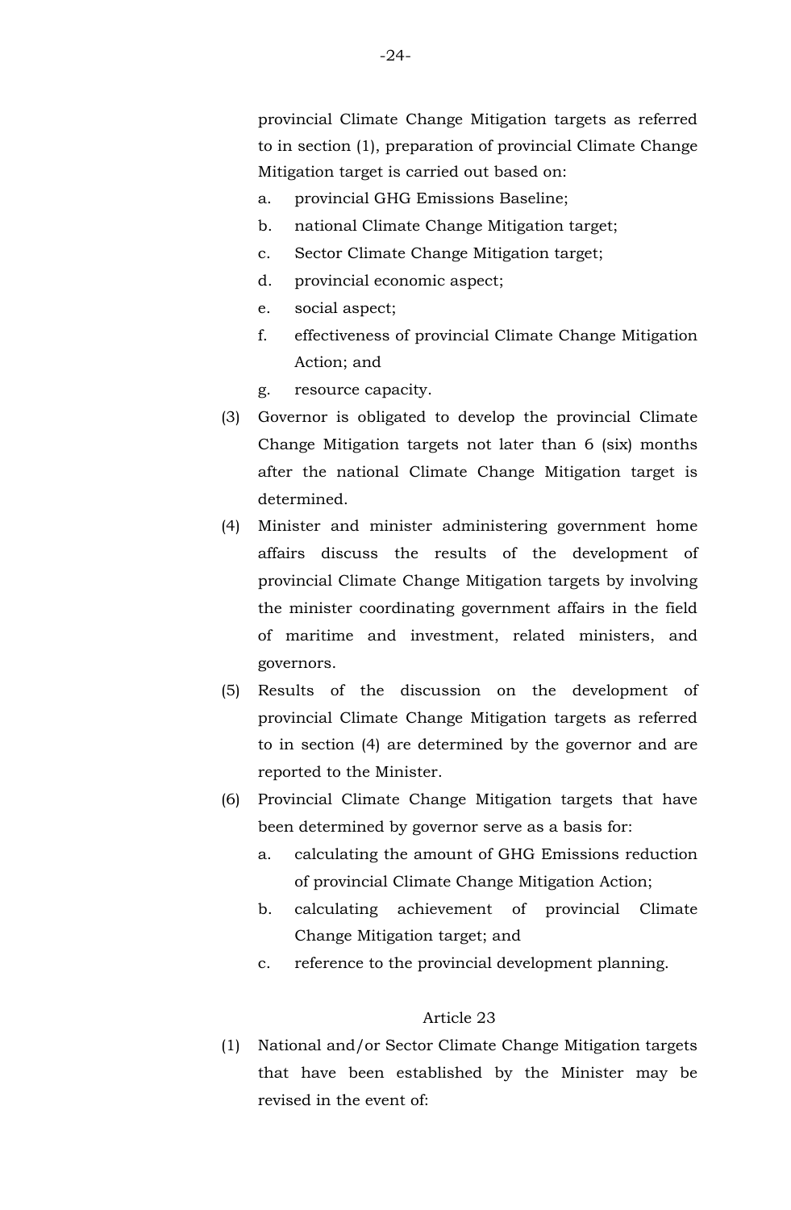provincial Climate Change Mitigation targets as referred to in section (1), preparation of provincial Climate Change Mitigation target is carried out based on:

a. provincial GHG Emissions Baseline;
b. national Climate Change Mitigation target;
c. Sector Climate Change Mitigation target;
d. provincial economic aspect;
e. social aspect;
f. effectiveness of provincial Climate Change Mitigation Action; and
g. resource capacity.

(3) Governor is obligated to develop the provincial Climate Change Mitigation targets not later than 6 (six) months after the national Climate Change Mitigation target is determined.

(4) Minister and minister administering government home affairs discuss the results of the development of provincial Climate Change Mitigation targets by involving the minister coordinating government affairs in the field of maritime and investment, related ministers, and governors.

(5) Results of the discussion on the development of provincial Climate Change Mitigation targets as referred to in section (4) are determined by the governor and are reported to the Minister.

(6) Provincial Climate Change Mitigation targets that have been determined by governor serve as a basis for:

a. calculating the amount of GHG Emissions reduction of provincial Climate Change Mitigation Action;
b. calculating achievement of provincial Climate Change Mitigation target; and
c. reference to the provincial development planning.

### Article 23

(1) National and/or Sector Climate Change Mitigation targets that have been established by the Minister may be revised in the event of: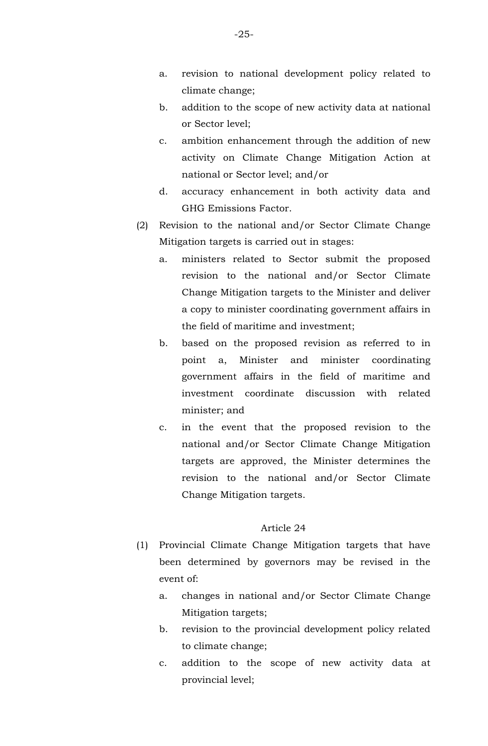a. revision to national development policy related to climate change;
b. addition to the scope of new activity data at national or Sector level;
c. ambition enhancement through the addition of new activity on Climate Change Mitigation Action at national or Sector level; and/or
d. accuracy enhancement in both activity data and GHG Emissions Factor.

(2) Revision to the national and/or Sector Climate Change Mitigation targets is carried out in stages:

a. ministers related to Sector submit the proposed revision to the national and/or Sector Climate Change Mitigation targets to the Minister and deliver a copy to minister coordinating government affairs in the field of maritime and investment;
b. based on the proposed revision as referred to in point a, Minister and minister coordinating government affairs in the field of maritime and investment coordinate discussion with related minister; and
c. in the event that the proposed revision to the national and/or Sector Climate Change Mitigation targets are approved, the Minister determines the revision to the national and/or Sector Climate Change Mitigation targets.

Article 24

(1) Provincial Climate Change Mitigation targets that have been determined by governors may be revised in the event of:

a. changes in national and/or Sector Climate Change Mitigation targets;
b. revision to the provincial development policy related to climate change;
c. addition to the scope of new activity data at provincial level;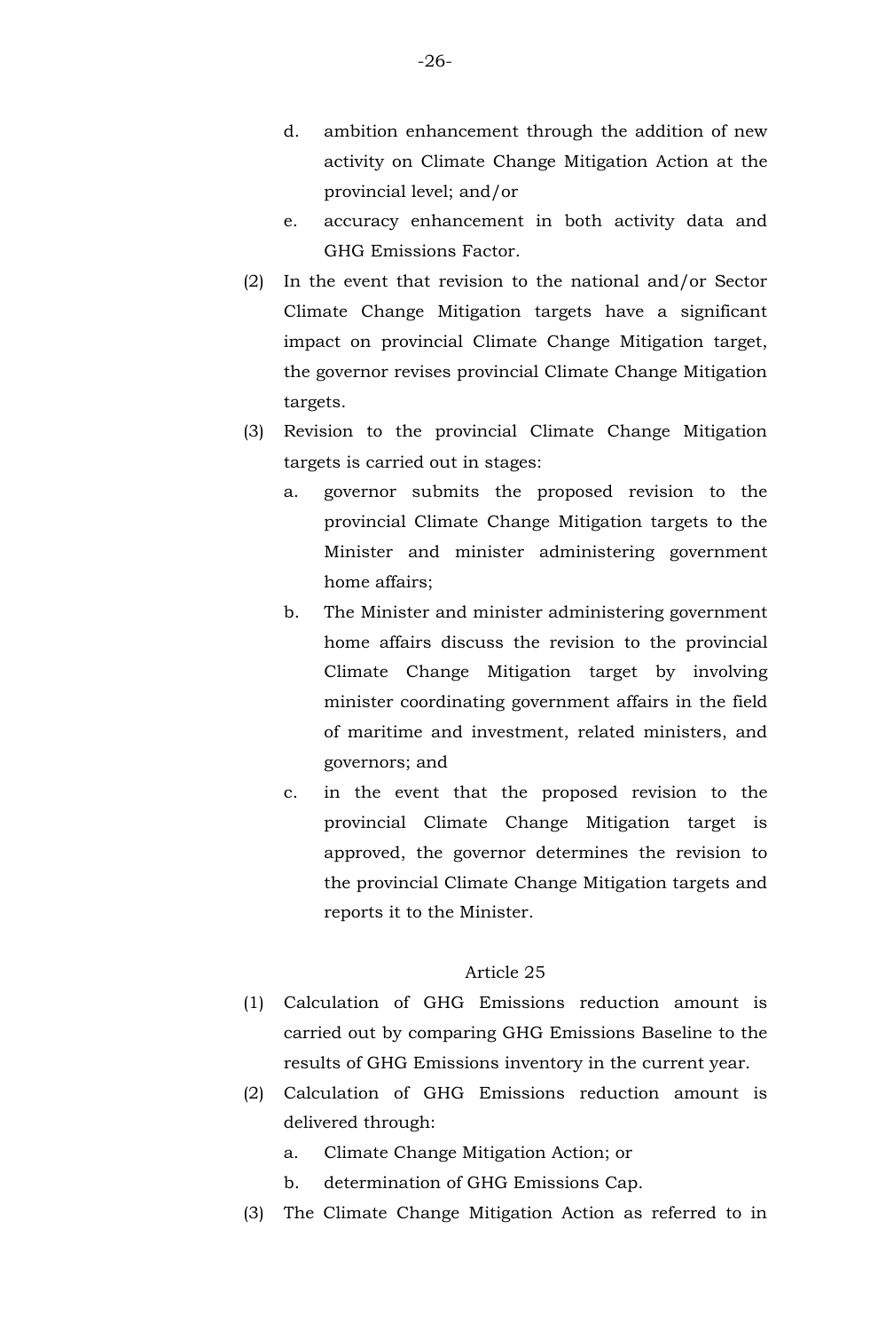d. ambition enhancement through the addition of new activity on Climate Change Mitigation Action at the provincial level; and/or
e. accuracy enhancement in both activity data and GHG Emissions Factor.

(2) In the event that revision to the national and/or Sector Climate Change Mitigation targets have a significant impact on provincial Climate Change Mitigation target, the governor revises provincial Climate Change Mitigation targets.

(3) Revision to the provincial Climate Change Mitigation targets is carried out in stages:
a. governor submits the proposed revision to the provincial Climate Change Mitigation targets to the Minister and minister administering government home affairs;
b. The Minister and minister administering government home affairs discuss the revision to the provincial Climate Change Mitigation target by involving minister coordinating government affairs in the field of maritime and investment, related ministers, and governors; and
c. in the event that the proposed revision to the provincial Climate Change Mitigation target is approved, the governor determines the revision to the provincial Climate Change Mitigation targets and reports it to the Minister.

Article 25

(1) Calculation of GHG Emissions reduction amount is carried out by comparing GHG Emissions Baseline to the results of GHG Emissions inventory in the current year.

(2) Calculation of GHG Emissions reduction amount is delivered through:
a. Climate Change Mitigation Action; or
b. determination of GHG Emissions Cap.

(3) The Climate Change Mitigation Action as referred to in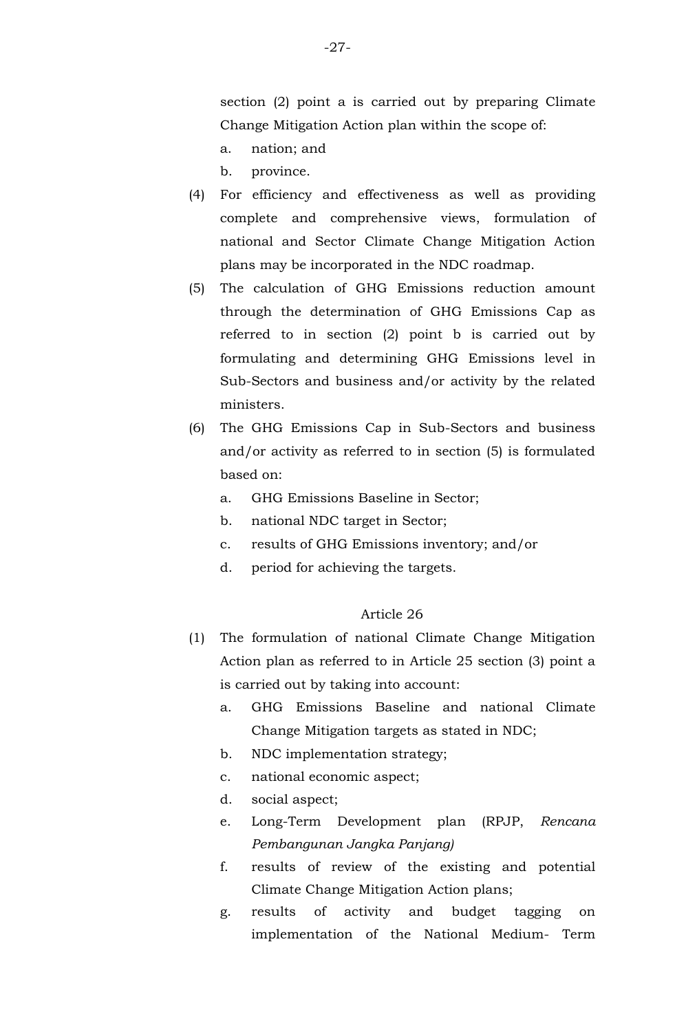section (2) point a is carried out by preparing Climate Change Mitigation Action plan within the scope of:

a. nation; and
b. province.

(4) For efficiency and effectiveness as well as providing complete and comprehensive views, formulation of national and Sector Climate Change Mitigation Action plans may be incorporated in the NDC roadmap.

(5) The calculation of GHG Emissions reduction amount through the determination of GHG Emissions Cap as referred to in section (2) point b is carried out by formulating and determining GHG Emissions level in Sub-Sectors and business and/or activity by the related ministers.

(6) The GHG Emissions Cap in Sub-Sectors and business and/or activity as referred to in section (5) is formulated based on:

a. GHG Emissions Baseline in Sector;
b. national NDC target in Sector;
c. results of GHG Emissions inventory; and/or
d. period for achieving the targets.

Article 26

(1) The formulation of national Climate Change Mitigation Action plan as referred to in Article 25 section (3) point a is carried out by taking into account:

a. GHG Emissions Baseline and national Climate Change Mitigation targets as stated in NDC;
b. NDC implementation strategy;
c. national economic aspect;
d. social aspect;
e. Long-Term Development plan (RPJP, *Rencana Pembangunan Jangka Panjang)*
f. results of review of the existing and potential Climate Change Mitigation Action plans;
g. results of activity and budget tagging on implementation of the National Medium- Term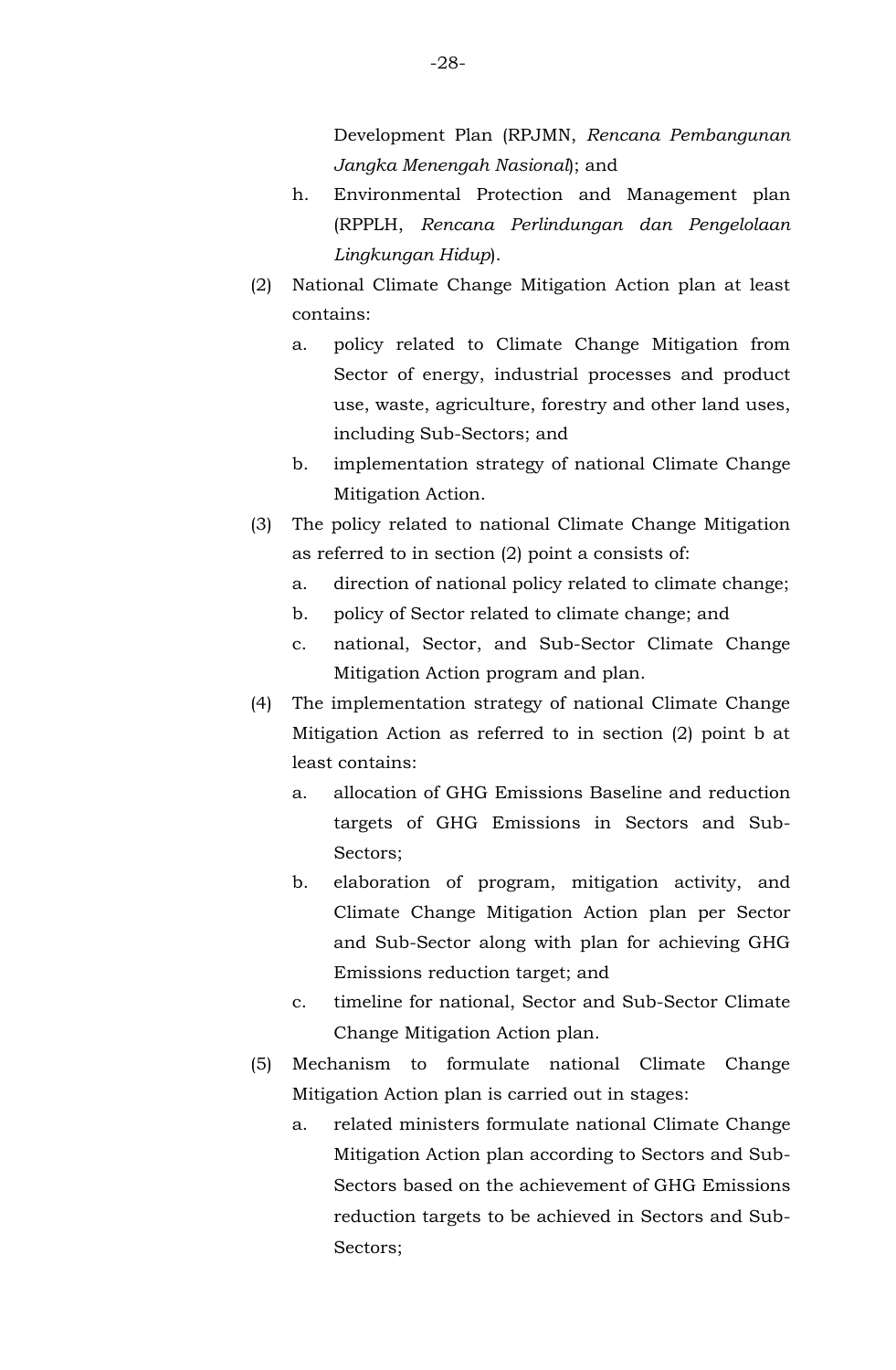Development Plan (RPJMN, *Rencana Pembangunan Jangka Menengah Nasional*); and

   h. Environmental Protection and Management plan (RPPLH, *Rencana Perlindungan dan Pengelolaan Lingkungan Hidup*).

(2) National Climate Change Mitigation Action plan at least contains:

   a. policy related to Climate Change Mitigation from Sector of energy, industrial processes and product use, waste, agriculture, forestry and other land uses, including Sub-Sectors; and

   b. implementation strategy of national Climate Change Mitigation Action.

(3) The policy related to national Climate Change Mitigation as referred to in section (2) point a consists of:

   a. direction of national policy related to climate change;

   b. policy of Sector related to climate change; and

   c. national, Sector, and Sub-Sector Climate Change Mitigation Action program and plan.

(4) The implementation strategy of national Climate Change Mitigation Action as referred to in section (2) point b at least contains:

   a. allocation of GHG Emissions Baseline and reduction targets of GHG Emissions in Sectors and Sub-Sectors;

   b. elaboration of program, mitigation activity, and Climate Change Mitigation Action plan per Sector and Sub-Sector along with plan for achieving GHG Emissions reduction target; and

   c. timeline for national, Sector and Sub-Sector Climate Change Mitigation Action plan.

(5) Mechanism to formulate national Climate Change Mitigation Action plan is carried out in stages:

   a. related ministers formulate national Climate Change Mitigation Action plan according to Sectors and Sub-Sectors based on the achievement of GHG Emissions reduction targets to be achieved in Sectors and Sub-Sectors;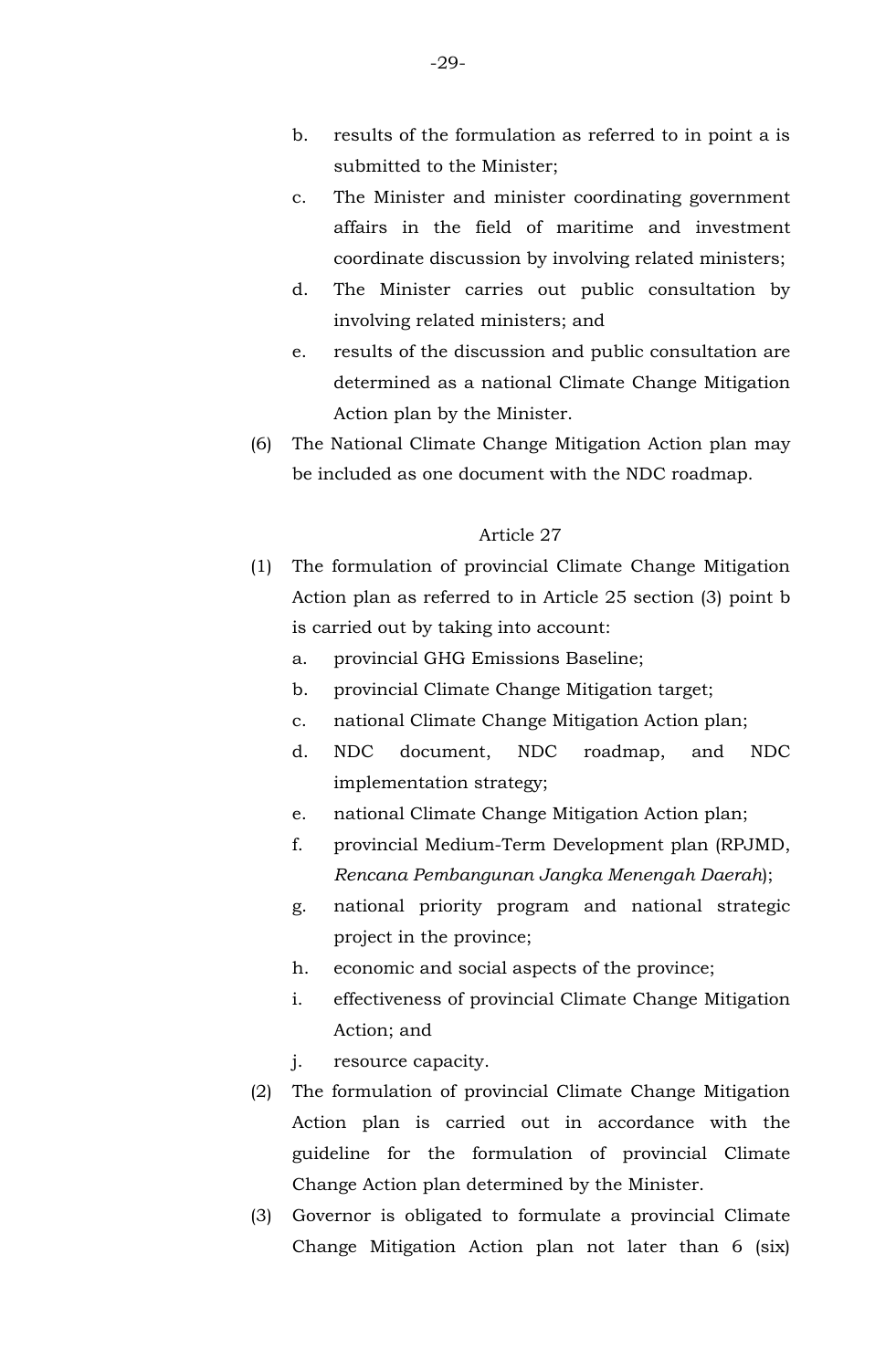b. results of the formulation as referred to in point a is submitted to the Minister;
c. The Minister and minister coordinating government affairs in the field of maritime and investment coordinate discussion by involving related ministers;
d. The Minister carries out public consultation by involving related ministers; and
e. results of the discussion and public consultation are determined as a national Climate Change Mitigation Action plan by the Minister.

(6) The National Climate Change Mitigation Action plan may be included as one document with the NDC roadmap.

Article 27

(1) The formulation of provincial Climate Change Mitigation Action plan as referred to in Article 25 section (3) point b is carried out by taking into account:
a. provincial GHG Emissions Baseline;
b. provincial Climate Change Mitigation target;
c. national Climate Change Mitigation Action plan;
d. NDC document, NDC roadmap, and NDC implementation strategy;
e. national Climate Change Mitigation Action plan;
f. provincial Medium-Term Development plan (RPJMD, *Rencana Pembangunan Jangka Menengah Daerah*);
g. national priority program and national strategic project in the province;
h. economic and social aspects of the province;
i. effectiveness of provincial Climate Change Mitigation Action; and
j. resource capacity.

(2) The formulation of provincial Climate Change Mitigation Action plan is carried out in accordance with the guideline for the formulation of provincial Climate Change Action plan determined by the Minister.

(3) Governor is obligated to formulate a provincial Climate Change Mitigation Action plan not later than 6 (six)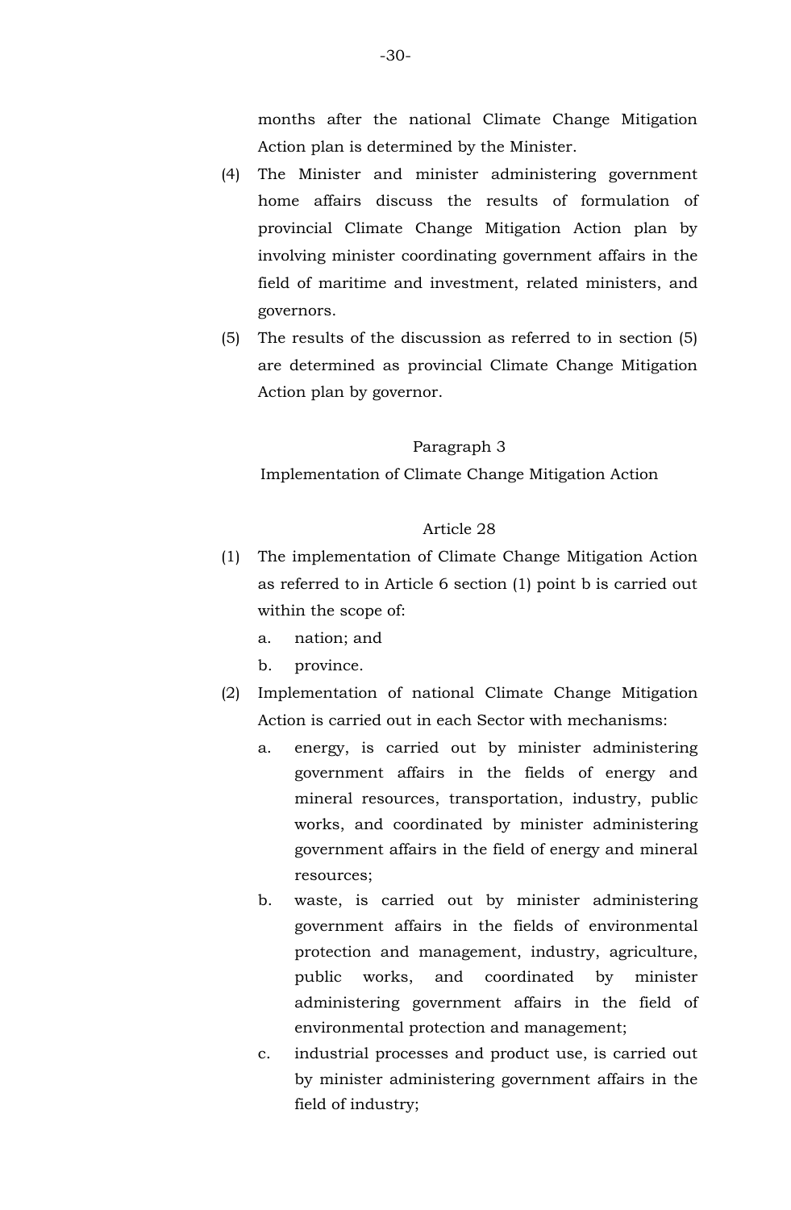months after the national Climate Change Mitigation Action plan is determined by the Minister.

(4) The Minister and minister administering government home affairs discuss the results of formulation of provincial Climate Change Mitigation Action plan by involving minister coordinating government affairs in the field of maritime and investment, related ministers, and governors.

(5) The results of the discussion as referred to in section (5) are determined as provincial Climate Change Mitigation Action plan by governor.

Paragraph 3

Implementation of Climate Change Mitigation Action

Article 28

(1) The implementation of Climate Change Mitigation Action as referred to in Article 6 section (1) point b is carried out within the scope of:
   a. nation; and
   b. province.

(2) Implementation of national Climate Change Mitigation Action is carried out in each Sector with mechanisms:
   a. energy, is carried out by minister administering government affairs in the fields of energy and mineral resources, transportation, industry, public works, and coordinated by minister administering government affairs in the field of energy and mineral resources;
   b. waste, is carried out by minister administering government affairs in the fields of environmental protection and management, industry, agriculture, public works, and coordinated by minister administering government affairs in the field of environmental protection and management;
   c. industrial processes and product use, is carried out by minister administering government affairs in the field of industry;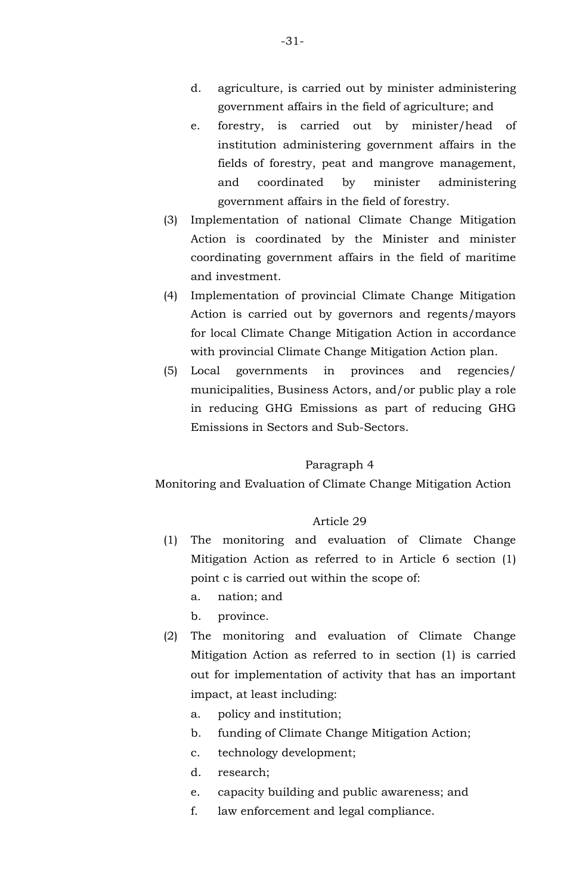d. agriculture, is carried out by minister administering government affairs in the field of agriculture; and

e. forestry, is carried out by minister/head of institution administering government affairs in the fields of forestry, peat and mangrove management, and coordinated by minister administering government affairs in the field of forestry.

(3) Implementation of national Climate Change Mitigation Action is coordinated by the Minister and minister coordinating government affairs in the field of maritime and investment.

(4) Implementation of provincial Climate Change Mitigation Action is carried out by governors and regents/mayors for local Climate Change Mitigation Action in accordance with provincial Climate Change Mitigation Action plan.

(5) Local governments in provinces and regencies/ municipalities, Business Actors, and/or public play a role in reducing GHG Emissions as part of reducing GHG Emissions in Sectors and Sub-Sectors.

Paragraph 4

Monitoring and Evaluation of Climate Change Mitigation Action

Article 29

(1) The monitoring and evaluation of Climate Change Mitigation Action as referred to in Article 6 section (1) point c is carried out within the scope of:

a. nation; and

b. province.

(2) The monitoring and evaluation of Climate Change Mitigation Action as referred to in section (1) is carried out for implementation of activity that has an important impact, at least including:

a. policy and institution;

b. funding of Climate Change Mitigation Action;

c. technology development;

d. research;

e. capacity building and public awareness; and

f. law enforcement and legal compliance.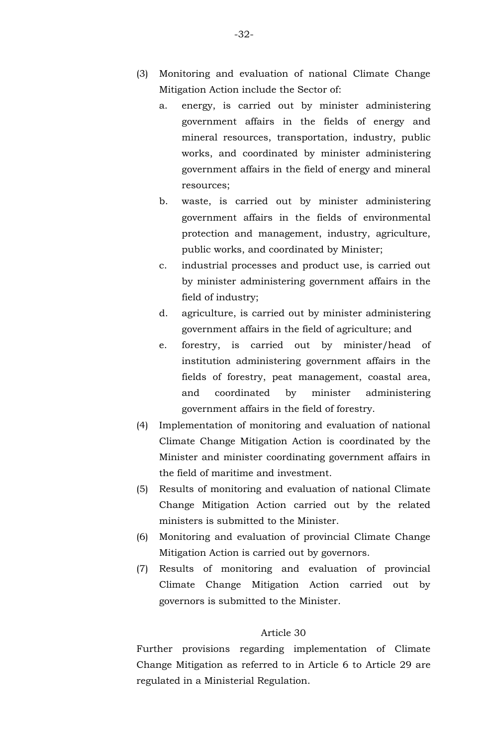(3) Monitoring and evaluation of national Climate Change Mitigation Action include the Sector of:

a. energy, is carried out by minister administering government affairs in the fields of energy and mineral resources, transportation, industry, public works, and coordinated by minister administering government affairs in the field of energy and mineral resources;

b. waste, is carried out by minister administering government affairs in the fields of environmental protection and management, industry, agriculture, public works, and coordinated by Minister;

c. industrial processes and product use, is carried out by minister administering government affairs in the field of industry;

d. agriculture, is carried out by minister administering government affairs in the field of agriculture; and

e. forestry, is carried out by minister/head of institution administering government affairs in the fields of forestry, peat management, coastal area, and coordinated by minister administering government affairs in the field of forestry.

(4) Implementation of monitoring and evaluation of national Climate Change Mitigation Action is coordinated by the Minister and minister coordinating government affairs in the field of maritime and investment.

(5) Results of monitoring and evaluation of national Climate Change Mitigation Action carried out by the related ministers is submitted to the Minister.

(6) Monitoring and evaluation of provincial Climate Change Mitigation Action is carried out by governors.

(7) Results of monitoring and evaluation of provincial Climate Change Mitigation Action carried out by governors is submitted to the Minister.

Article 30

Further provisions regarding implementation of Climate Change Mitigation as referred to in Article 6 to Article 29 are regulated in a Ministerial Regulation.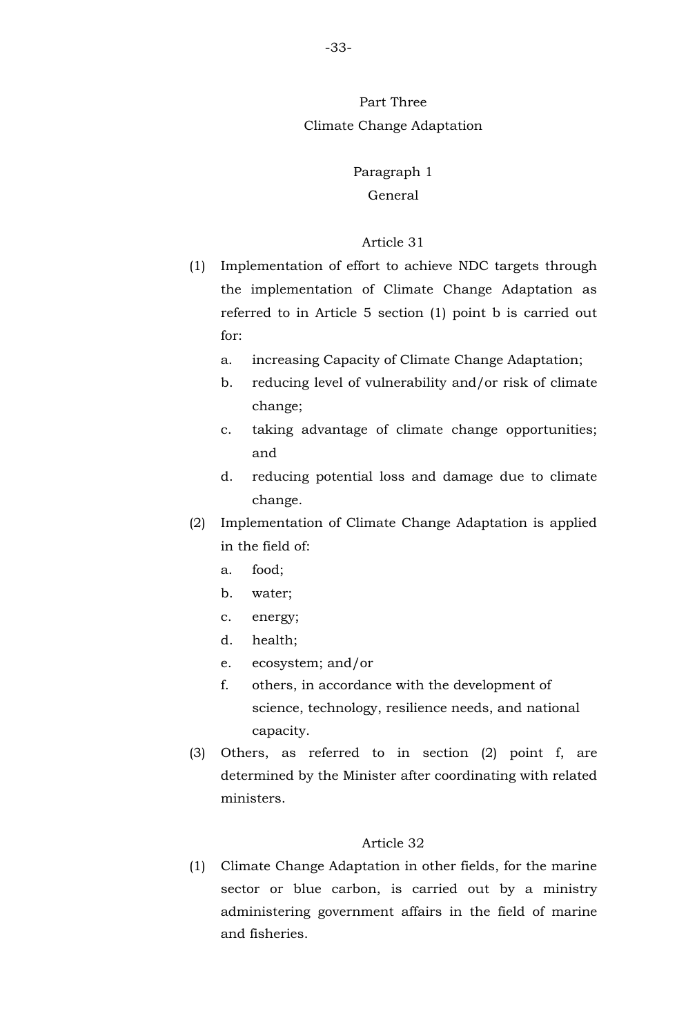## Part Three
## Climate Change Adaptation

### Paragraph 1
### General

#### Article 31

(1) Implementation of effort to achieve NDC targets through the implementation of Climate Change Adaptation as referred to in Article 5 section (1) point b is carried out for:

   a. increasing Capacity of Climate Change Adaptation;
   b. reducing level of vulnerability and/or risk of climate change;
   c. taking advantage of climate change opportunities; and
   d. reducing potential loss and damage due to climate change.

(2) Implementation of Climate Change Adaptation is applied in the field of:

   a. food;
   b. water;
   c. energy;
   d. health;
   e. ecosystem; and/or
   f. others, in accordance with the development of science, technology, resilience needs, and national capacity.

(3) Others, as referred to in section (2) point f, are determined by the Minister after coordinating with related ministers.

#### Article 32

(1) Climate Change Adaptation in other fields, for the marine sector or blue carbon, is carried out by a ministry administering government affairs in the field of marine and fisheries.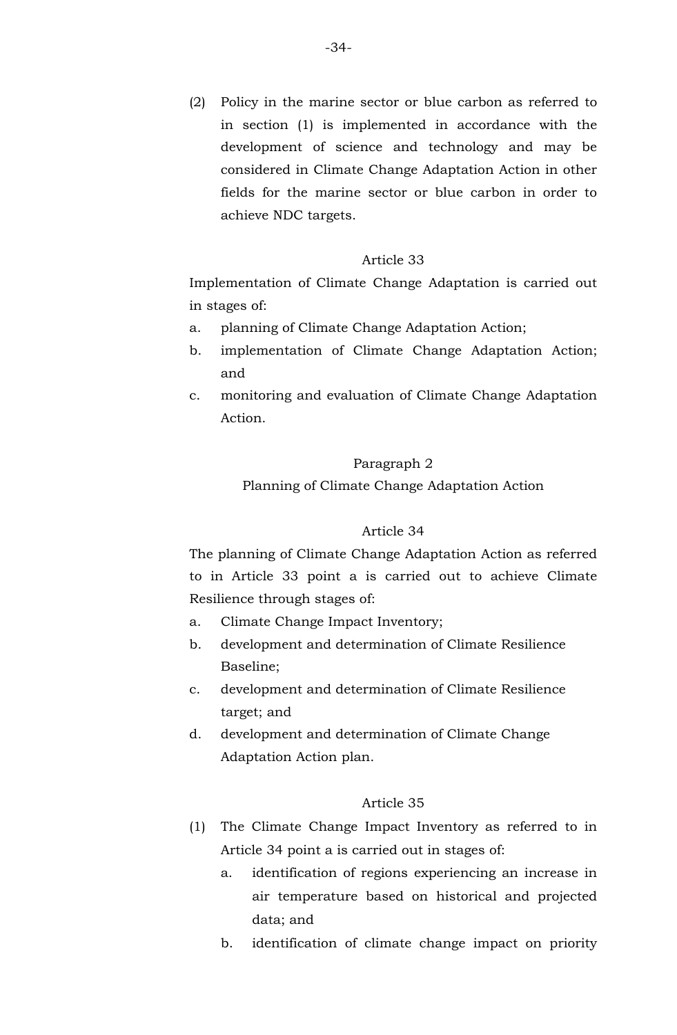(2) Policy in the marine sector or blue carbon as referred to in section (1) is implemented in accordance with the development of science and technology and may be considered in Climate Change Adaptation Action in other fields for the marine sector or blue carbon in order to achieve NDC targets.

### Article 33

Implementation of Climate Change Adaptation is carried out in stages of:

a. planning of Climate Change Adaptation Action;
b. implementation of Climate Change Adaptation Action; and
c. monitoring and evaluation of Climate Change Adaptation Action.

## Paragraph 2
## Planning of Climate Change Adaptation Action

### Article 34

The planning of Climate Change Adaptation Action as referred to in Article 33 point a is carried out to achieve Climate Resilience through stages of:

a. Climate Change Impact Inventory;
b. development and determination of Climate Resilience Baseline;
c. development and determination of Climate Resilience target; and
d. development and determination of Climate Change Adaptation Action plan.

### Article 35

(1) The Climate Change Impact Inventory as referred to in Article 34 point a is carried out in stages of:
    a. identification of regions experiencing an increase in air temperature based on historical and projected data; and
    b. identification of climate change impact on priority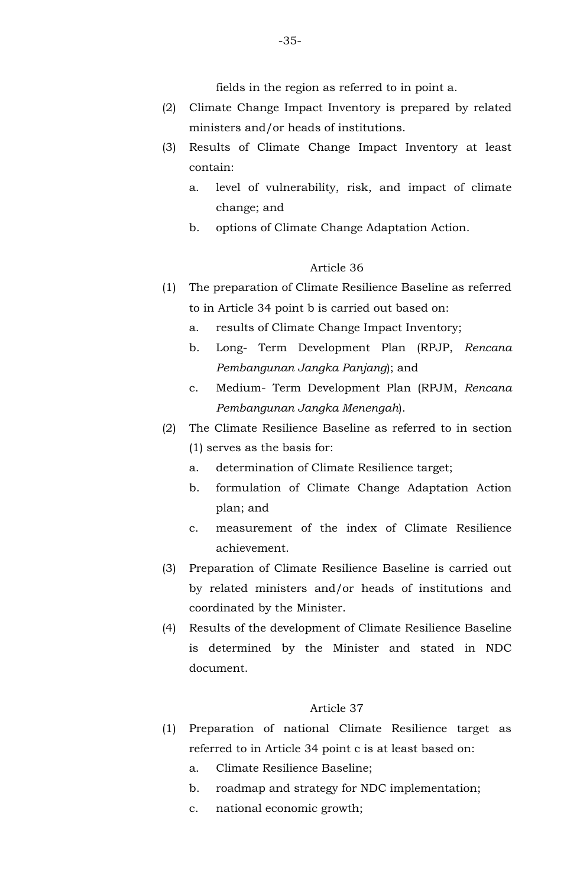fields in the region as referred to in point a.

(2) Climate Change Impact Inventory is prepared by related ministers and/or heads of institutions.

(3) Results of Climate Change Impact Inventory at least contain:

a. level of vulnerability, risk, and impact of climate change; and

b. options of Climate Change Adaptation Action.

Article 36

(1) The preparation of Climate Resilience Baseline as referred to in Article 34 point b is carried out based on:

a. results of Climate Change Impact Inventory;

b. Long- Term Development Plan (RPJP, *Rencana Pembangunan Jangka Panjang*); and

c. Medium- Term Development Plan (RPJM, *Rencana Pembangunan Jangka Menengah*).

(2) The Climate Resilience Baseline as referred to in section (1) serves as the basis for:

a. determination of Climate Resilience target;

b. formulation of Climate Change Adaptation Action plan; and

c. measurement of the index of Climate Resilience achievement.

(3) Preparation of Climate Resilience Baseline is carried out by related ministers and/or heads of institutions and coordinated by the Minister.

(4) Results of the development of Climate Resilience Baseline is determined by the Minister and stated in NDC document.

Article 37

(1) Preparation of national Climate Resilience target as referred to in Article 34 point c is at least based on:

a. Climate Resilience Baseline;

b. roadmap and strategy for NDC implementation;

c. national economic growth;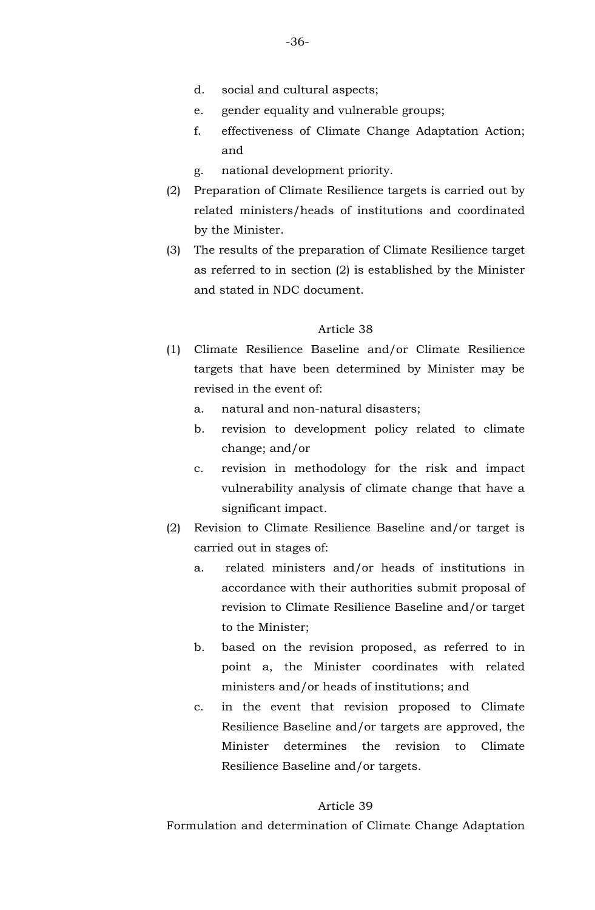d. social and cultural aspects;

e. gender equality and vulnerable groups;

f. effectiveness of Climate Change Adaptation Action; and

g. national development priority.

(2) Preparation of Climate Resilience targets is carried out by related ministers/heads of institutions and coordinated by the Minister.

(3) The results of the preparation of Climate Resilience target as referred to in section (2) is established by the Minister and stated in NDC document.

Article 38

(1) Climate Resilience Baseline and/or Climate Resilience targets that have been determined by Minister may be revised in the event of:

a. natural and non-natural disasters;

b. revision to development policy related to climate change; and/or

c. revision in methodology for the risk and impact vulnerability analysis of climate change that have a significant impact.

(2) Revision to Climate Resilience Baseline and/or target is carried out in stages of:

a. related ministers and/or heads of institutions in accordance with their authorities submit proposal of revision to Climate Resilience Baseline and/or target to the Minister;

b. based on the revision proposed, as referred to in point a, the Minister coordinates with related ministers and/or heads of institutions; and

c. in the event that revision proposed to Climate Resilience Baseline and/or targets are approved, the Minister determines the revision to Climate Resilience Baseline and/or targets.

Article 39

Formulation and determination of Climate Change Adaptation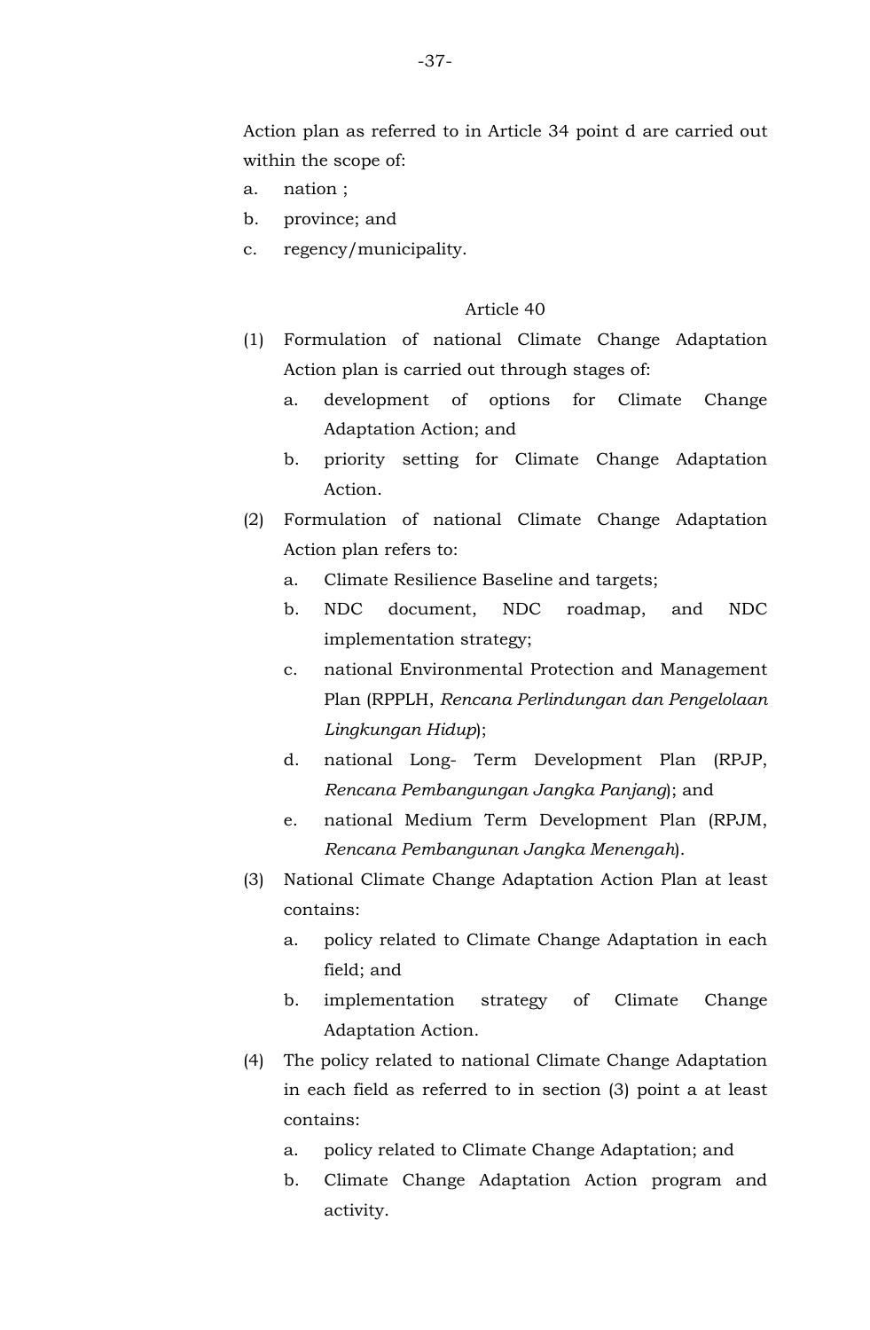Action plan as referred to in Article 34 point d are carried out within the scope of:

a. nation ;
b. province; and
c. regency/municipality.

Article 40

(1) Formulation of national Climate Change Adaptation Action plan is carried out through stages of:
   a. development of options for Climate Change Adaptation Action; and
   b. priority setting for Climate Change Adaptation Action.
(2) Formulation of national Climate Change Adaptation Action plan refers to:
   a. Climate Resilience Baseline and targets;
   b. NDC document, NDC roadmap, and NDC implementation strategy;
   c. national Environmental Protection and Management Plan (RPPLH, *Rencana Perlindungan dan Pengelolaan Lingkungan Hidup*);
   d. national Long- Term Development Plan (RPJP, *Rencana Pembangungan Jangka Panjang*); and
   e. national Medium Term Development Plan (RPJM, *Rencana Pembangunan Jangka Menengah*).
(3) National Climate Change Adaptation Action Plan at least contains:
   a. policy related to Climate Change Adaptation in each field; and
   b. implementation strategy of Climate Change Adaptation Action.
(4) The policy related to national Climate Change Adaptation in each field as referred to in section (3) point a at least contains:
   a. policy related to Climate Change Adaptation; and
   b. Climate Change Adaptation Action program and activity.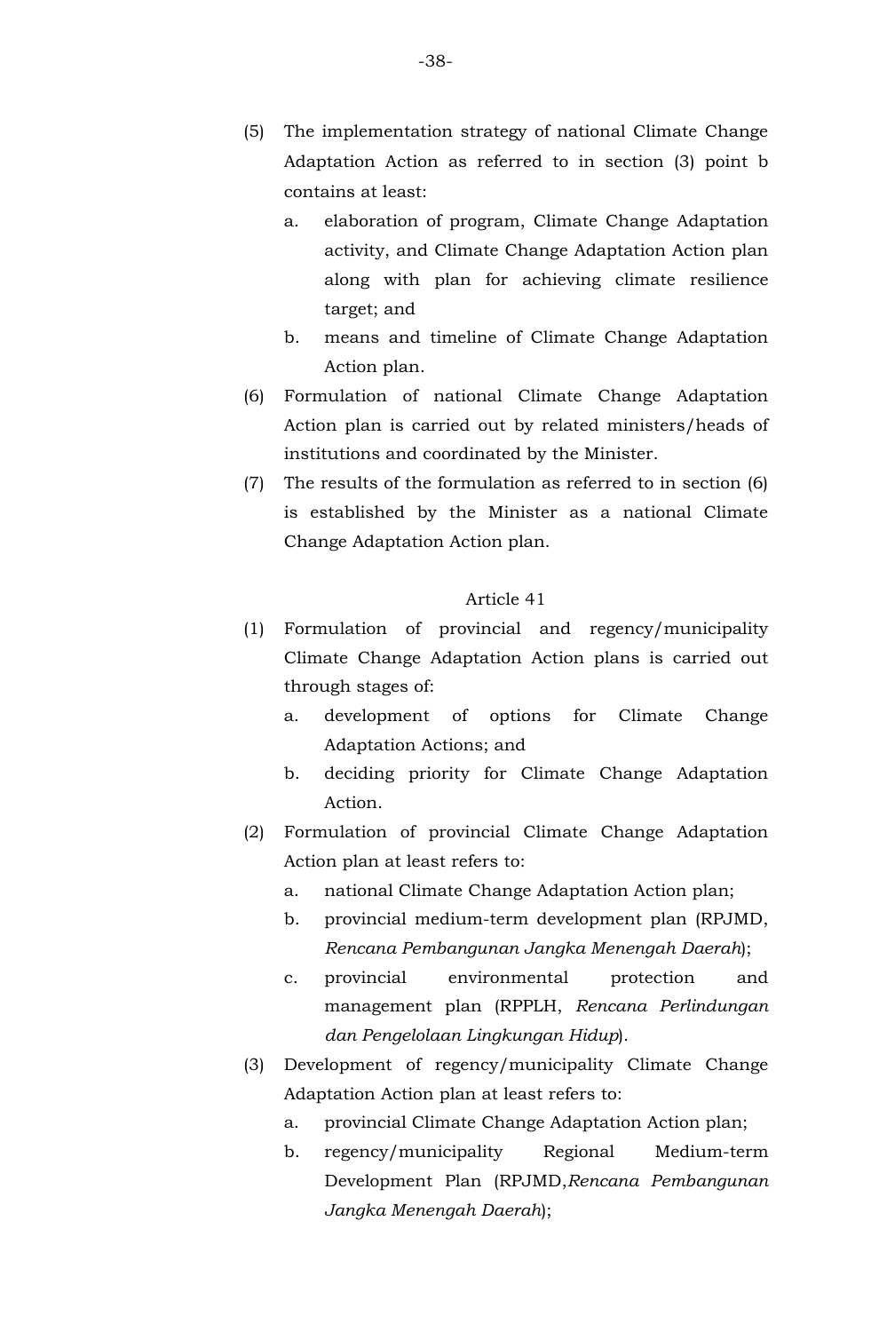(5) The implementation strategy of national Climate Change Adaptation Action as referred to in section (3) point b contains at least:

   a. elaboration of program, Climate Change Adaptation activity, and Climate Change Adaptation Action plan along with plan for achieving climate resilience target; and

   b. means and timeline of Climate Change Adaptation Action plan.

(6) Formulation of national Climate Change Adaptation Action plan is carried out by related ministers/heads of institutions and coordinated by the Minister.

(7) The results of the formulation as referred to in section (6) is established by the Minister as a national Climate Change Adaptation Action plan.

Article 41

(1) Formulation of provincial and regency/municipality Climate Change Adaptation Action plans is carried out through stages of:

   a. development of options for Climate Change Adaptation Actions; and

   b. deciding priority for Climate Change Adaptation Action.

(2) Formulation of provincial Climate Change Adaptation Action plan at least refers to:

   a. national Climate Change Adaptation Action plan;

   b. provincial medium-term development plan (RPJMD, *Rencana Pembangunan Jangka Menengah Daerah*);

   c. provincial environmental protection and management plan (RPPLH, *Rencana Perlindungan dan Pengelolaan Lingkungan Hidup*).

(3) Development of regency/municipality Climate Change Adaptation Action plan at least refers to:

   a. provincial Climate Change Adaptation Action plan;

   b. regency/municipality Regional Medium-term Development Plan (RPJMD,*Rencana Pembangunan Jangka Menengah Daerah*);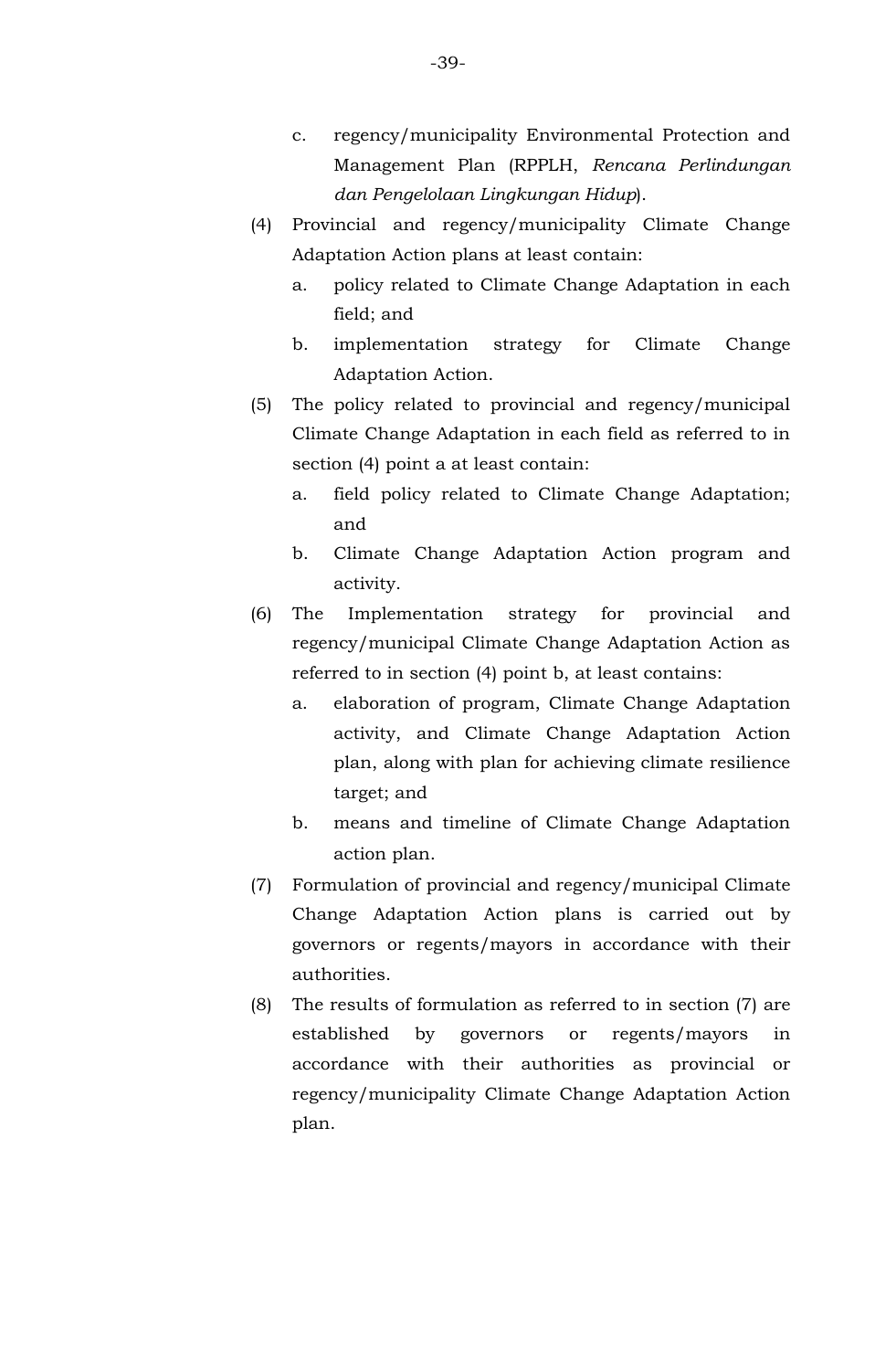c. regency/municipality Environmental Protection and Management Plan (RPPLH, *Rencana Perlindungan dan Pengelolaan Lingkungan Hidup*).

(4) Provincial and regency/municipality Climate Change Adaptation Action plans at least contain:
   a. policy related to Climate Change Adaptation in each field; and
   b. implementation strategy for Climate Change Adaptation Action.

(5) The policy related to provincial and regency/municipal Climate Change Adaptation in each field as referred to in section (4) point a at least contain:
   a. field policy related to Climate Change Adaptation; and
   b. Climate Change Adaptation Action program and activity.

(6) The Implementation strategy for provincial and regency/municipal Climate Change Adaptation Action as referred to in section (4) point b, at least contains:
   a. elaboration of program, Climate Change Adaptation activity, and Climate Change Adaptation Action plan, along with plan for achieving climate resilience target; and
   b. means and timeline of Climate Change Adaptation action plan.

(7) Formulation of provincial and regency/municipal Climate Change Adaptation Action plans is carried out by governors or regents/mayors in accordance with their authorities.

(8) The results of formulation as referred to in section (7) are established by governors or regents/mayors in accordance with their authorities as provincial or regency/municipality Climate Change Adaptation Action plan.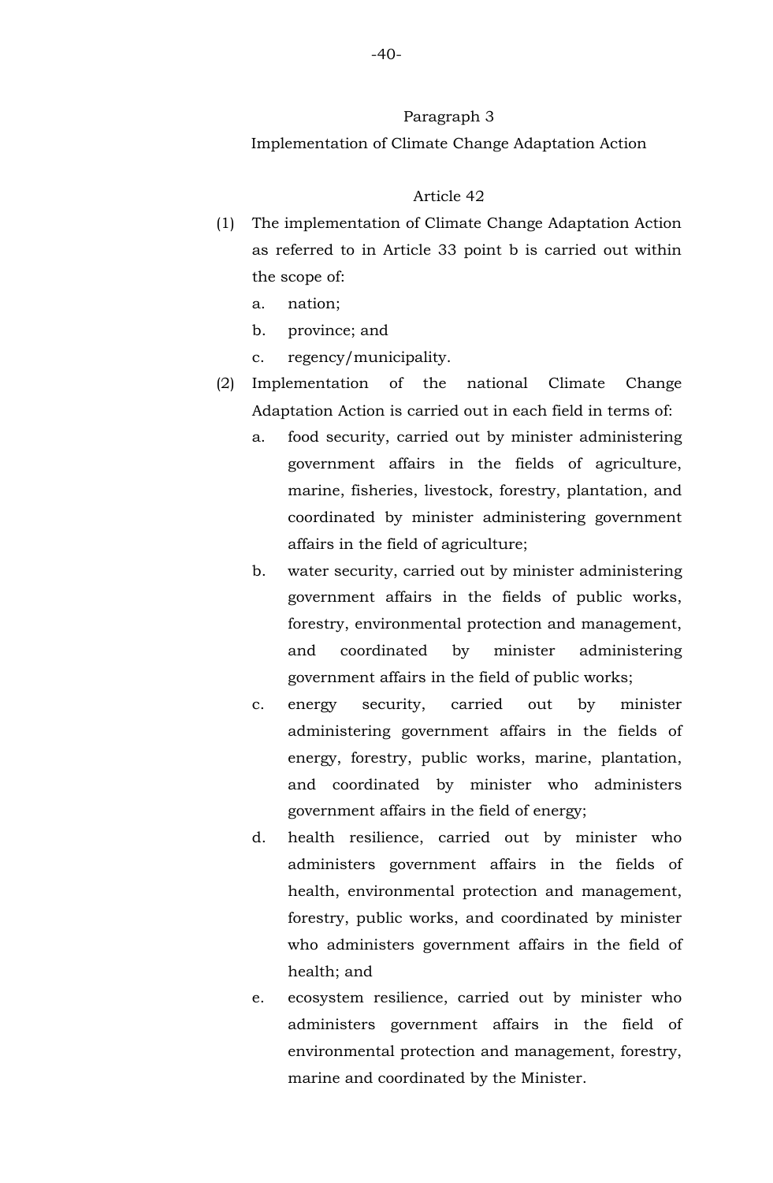Paragraph 3

Implementation of Climate Change Adaptation Action

Article 42

(1) The implementation of Climate Change Adaptation Action as referred to in Article 33 point b is carried out within the scope of:
   a. nation;
   b. province; and
   c. regency/municipality.

(2) Implementation of the national Climate Change Adaptation Action is carried out in each field in terms of:
   a. food security, carried out by minister administering government affairs in the fields of agriculture, marine, fisheries, livestock, forestry, plantation, and coordinated by minister administering government affairs in the field of agriculture;
   b. water security, carried out by minister administering government affairs in the fields of public works, forestry, environmental protection and management, and coordinated by minister administering government affairs in the field of public works;
   c. energy security, carried out by minister administering government affairs in the fields of energy, forestry, public works, marine, plantation, and coordinated by minister who administers government affairs in the field of energy;
   d. health resilience, carried out by minister who administers government affairs in the fields of health, environmental protection and management, forestry, public works, and coordinated by minister who administers government affairs in the field of health; and
   e. ecosystem resilience, carried out by minister who administers government affairs in the field of environmental protection and management, forestry, marine and coordinated by the Minister.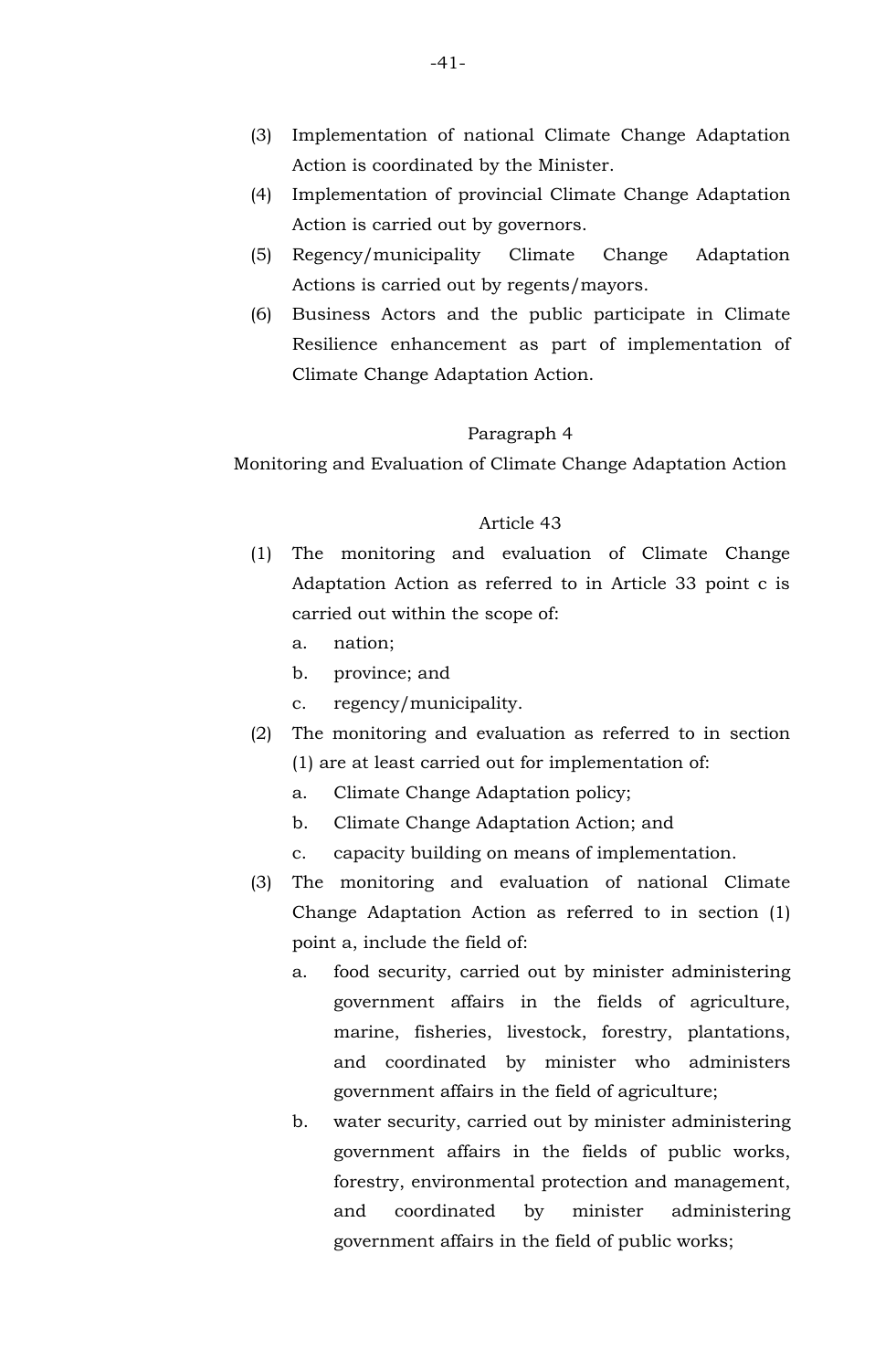(3) Implementation of national Climate Change Adaptation Action is coordinated by the Minister.

(4) Implementation of provincial Climate Change Adaptation Action is carried out by governors.

(5) Regency/municipality Climate Change Adaptation Actions is carried out by regents/mayors.

(6) Business Actors and the public participate in Climate Resilience enhancement as part of implementation of Climate Change Adaptation Action.

Paragraph 4

Monitoring and Evaluation of Climate Change Adaptation Action

Article 43

(1) The monitoring and evaluation of Climate Change Adaptation Action as referred to in Article 33 point c is carried out within the scope of:

   a. nation;

   b. province; and

   c. regency/municipality.

(2) The monitoring and evaluation as referred to in section (1) are at least carried out for implementation of:

   a. Climate Change Adaptation policy;

   b. Climate Change Adaptation Action; and

   c. capacity building on means of implementation.

(3) The monitoring and evaluation of national Climate Change Adaptation Action as referred to in section (1) point a, include the field of:

   a. food security, carried out by minister administering government affairs in the fields of agriculture, marine, fisheries, livestock, forestry, plantations, and coordinated by minister who administers government affairs in the field of agriculture;

   b. water security, carried out by minister administering government affairs in the fields of public works, forestry, environmental protection and management, and coordinated by minister administering government affairs in the field of public works;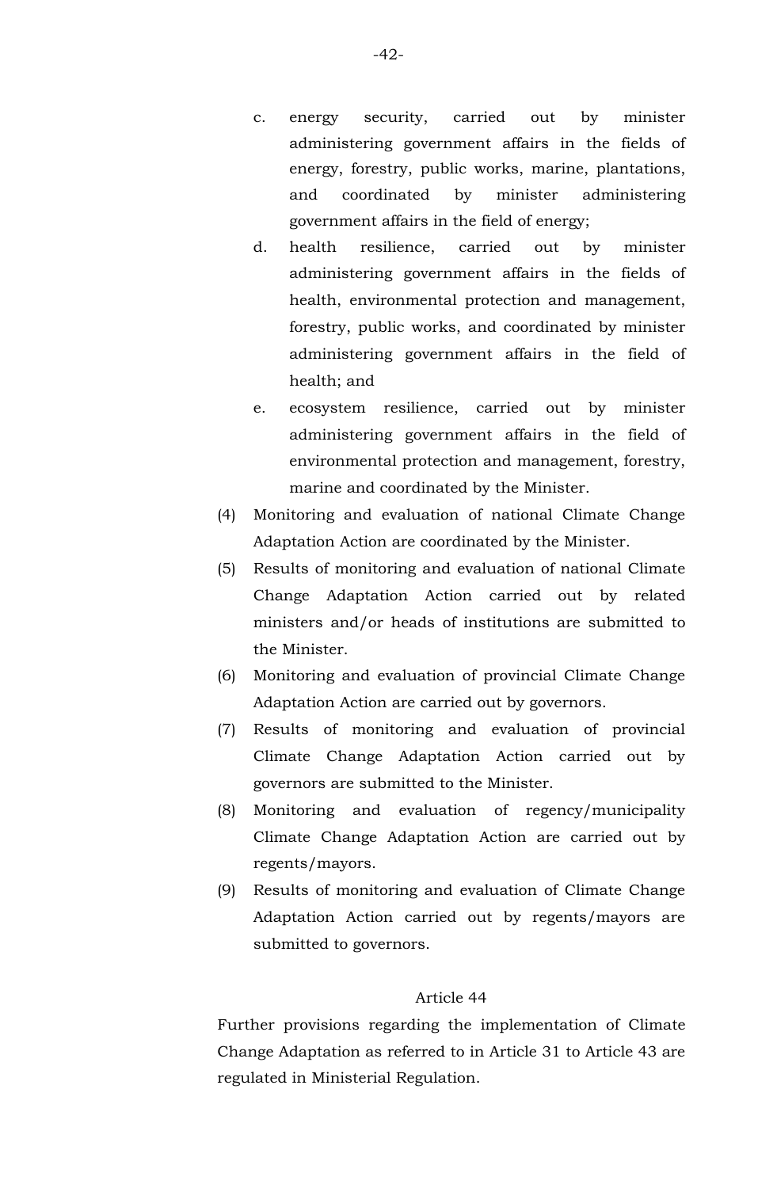c. energy security, carried out by minister administering government affairs in the fields of energy, forestry, public works, marine, plantations, and coordinated by minister administering government affairs in the field of energy;

d. health resilience, carried out by minister administering government affairs in the fields of health, environmental protection and management, forestry, public works, and coordinated by minister administering government affairs in the field of health; and

e. ecosystem resilience, carried out by minister administering government affairs in the field of environmental protection and management, forestry, marine and coordinated by the Minister.

(4) Monitoring and evaluation of national Climate Change Adaptation Action are coordinated by the Minister.

(5) Results of monitoring and evaluation of national Climate Change Adaptation Action carried out by related ministers and/or heads of institutions are submitted to the Minister.

(6) Monitoring and evaluation of provincial Climate Change Adaptation Action are carried out by governors.

(7) Results of monitoring and evaluation of provincial Climate Change Adaptation Action carried out by governors are submitted to the Minister.

(8) Monitoring and evaluation of regency/municipality Climate Change Adaptation Action are carried out by regents/mayors.

(9) Results of monitoring and evaluation of Climate Change Adaptation Action carried out by regents/mayors are submitted to governors.

Article 44

Further provisions regarding the implementation of Climate Change Adaptation as referred to in Article 31 to Article 43 are regulated in Ministerial Regulation.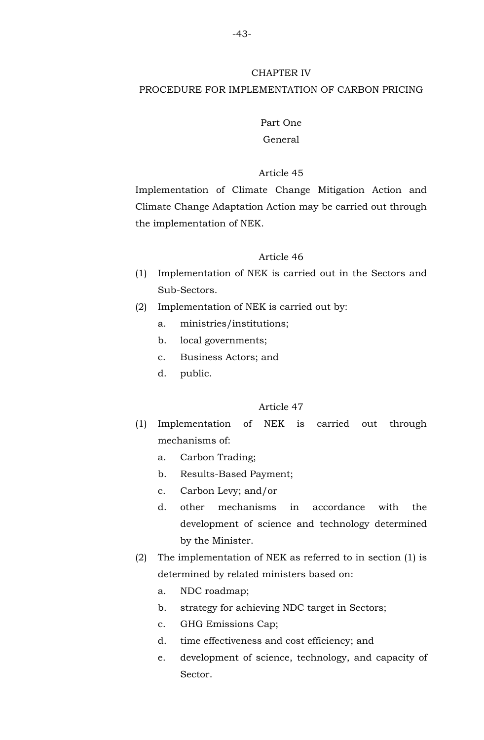## CHAPTER IV
## PROCEDURE FOR IMPLEMENTATION OF CARBON PRICING

### Part One
### General

#### Article 45

Implementation of Climate Change Mitigation Action and Climate Change Adaptation Action may be carried out through the implementation of NEK.

#### Article 46

(1) Implementation of NEK is carried out in the Sectors and Sub-Sectors.

(2) Implementation of NEK is carried out by:
   a. ministries/institutions;
   b. local governments;
   c. Business Actors; and
   d. public.

#### Article 47

(1) Implementation of NEK is carried out through mechanisms of:
   a. Carbon Trading;
   b. Results-Based Payment;
   c. Carbon Levy; and/or
   d. other mechanisms in accordance with the development of science and technology determined by the Minister.

(2) The implementation of NEK as referred to in section (1) is determined by related ministers based on:
   a. NDC roadmap;
   b. strategy for achieving NDC target in Sectors;
   c. GHG Emissions Cap;
   d. time effectiveness and cost efficiency; and
   e. development of science, technology, and capacity of Sector.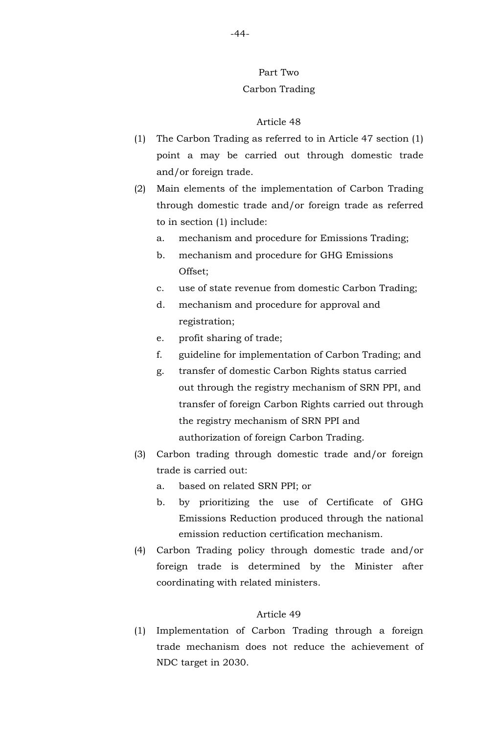## Part Two
## Carbon Trading

### Article 48

(1) The Carbon Trading as referred to in Article 47 section (1) point a may be carried out through domestic trade and/or foreign trade.

(2) Main elements of the implementation of Carbon Trading through domestic trade and/or foreign trade as referred to in section (1) include:
   a. mechanism and procedure for Emissions Trading;
   b. mechanism and procedure for GHG Emissions Offset;
   c. use of state revenue from domestic Carbon Trading;
   d. mechanism and procedure for approval and registration;
   e. profit sharing of trade;
   f. guideline for implementation of Carbon Trading; and
   g. transfer of domestic Carbon Rights status carried out through the registry mechanism of SRN PPI, and transfer of foreign Carbon Rights carried out through the registry mechanism of SRN PPI and authorization of foreign Carbon Trading.

(3) Carbon trading through domestic trade and/or foreign trade is carried out:
   a. based on related SRN PPI; or
   b. by prioritizing the use of Certificate of GHG Emissions Reduction produced through the national emission reduction certification mechanism.

(4) Carbon Trading policy through domestic trade and/or foreign trade is determined by the Minister after coordinating with related ministers.

### Article 49

(1) Implementation of Carbon Trading through a foreign trade mechanism does not reduce the achievement of NDC target in 2030.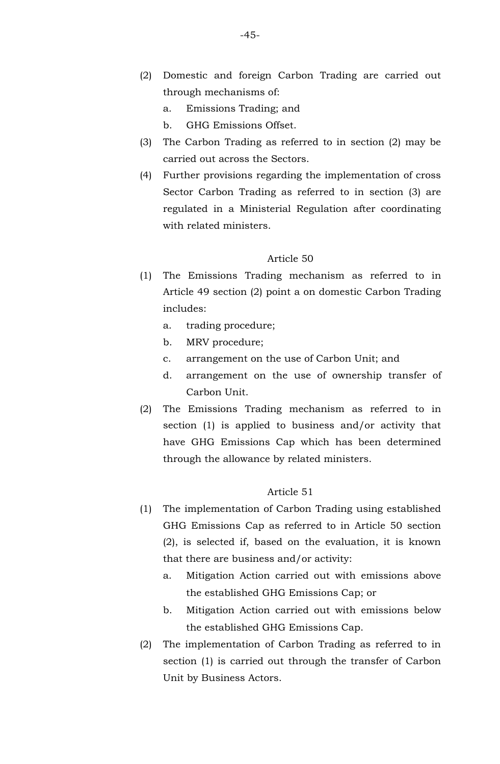(2) Domestic and foreign Carbon Trading are carried out through mechanisms of:

   a. Emissions Trading; and

   b. GHG Emissions Offset.

(3) The Carbon Trading as referred to in section (2) may be carried out across the Sectors.

(4) Further provisions regarding the implementation of cross Sector Carbon Trading as referred to in section (3) are regulated in a Ministerial Regulation after coordinating with related ministers.

Article 50

(1) The Emissions Trading mechanism as referred to in Article 49 section (2) point a on domestic Carbon Trading includes:

   a. trading procedure;

   b. MRV procedure;

   c. arrangement on the use of Carbon Unit; and

   d. arrangement on the use of ownership transfer of Carbon Unit.

(2) The Emissions Trading mechanism as referred to in section (1) is applied to business and/or activity that have GHG Emissions Cap which has been determined through the allowance by related ministers.

Article 51

(1) The implementation of Carbon Trading using established GHG Emissions Cap as referred to in Article 50 section (2), is selected if, based on the evaluation, it is known that there are business and/or activity:

   a. Mitigation Action carried out with emissions above the established GHG Emissions Cap; or

   b. Mitigation Action carried out with emissions below the established GHG Emissions Cap.

(2) The implementation of Carbon Trading as referred to in section (1) is carried out through the transfer of Carbon Unit by Business Actors.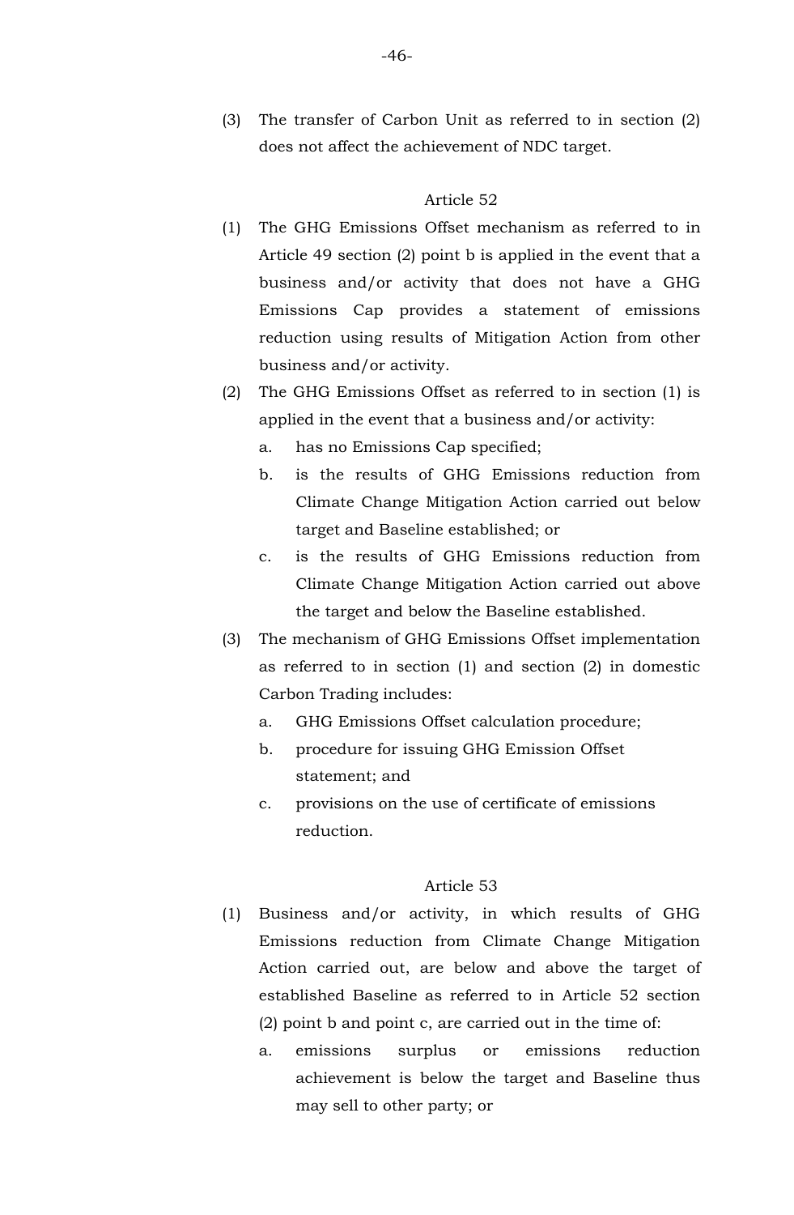(3) The transfer of Carbon Unit as referred to in section (2) does not affect the achievement of NDC target.

Article 52

(1) The GHG Emissions Offset mechanism as referred to in Article 49 section (2) point b is applied in the event that a business and/or activity that does not have a GHG Emissions Cap provides a statement of emissions reduction using results of Mitigation Action from other business and/or activity.

(2) The GHG Emissions Offset as referred to in section (1) is applied in the event that a business and/or activity:
   a. has no Emissions Cap specified;
   b. is the results of GHG Emissions reduction from Climate Change Mitigation Action carried out below target and Baseline established; or
   c. is the results of GHG Emissions reduction from Climate Change Mitigation Action carried out above the target and below the Baseline established.

(3) The mechanism of GHG Emissions Offset implementation as referred to in section (1) and section (2) in domestic Carbon Trading includes:
   a. GHG Emissions Offset calculation procedure;
   b. procedure for issuing GHG Emission Offset statement; and
   c. provisions on the use of certificate of emissions reduction.

Article 53

(1) Business and/or activity, in which results of GHG Emissions reduction from Climate Change Mitigation Action carried out, are below and above the target of established Baseline as referred to in Article 52 section (2) point b and point c, are carried out in the time of:
   a. emissions surplus or emissions reduction achievement is below the target and Baseline thus may sell to other party; or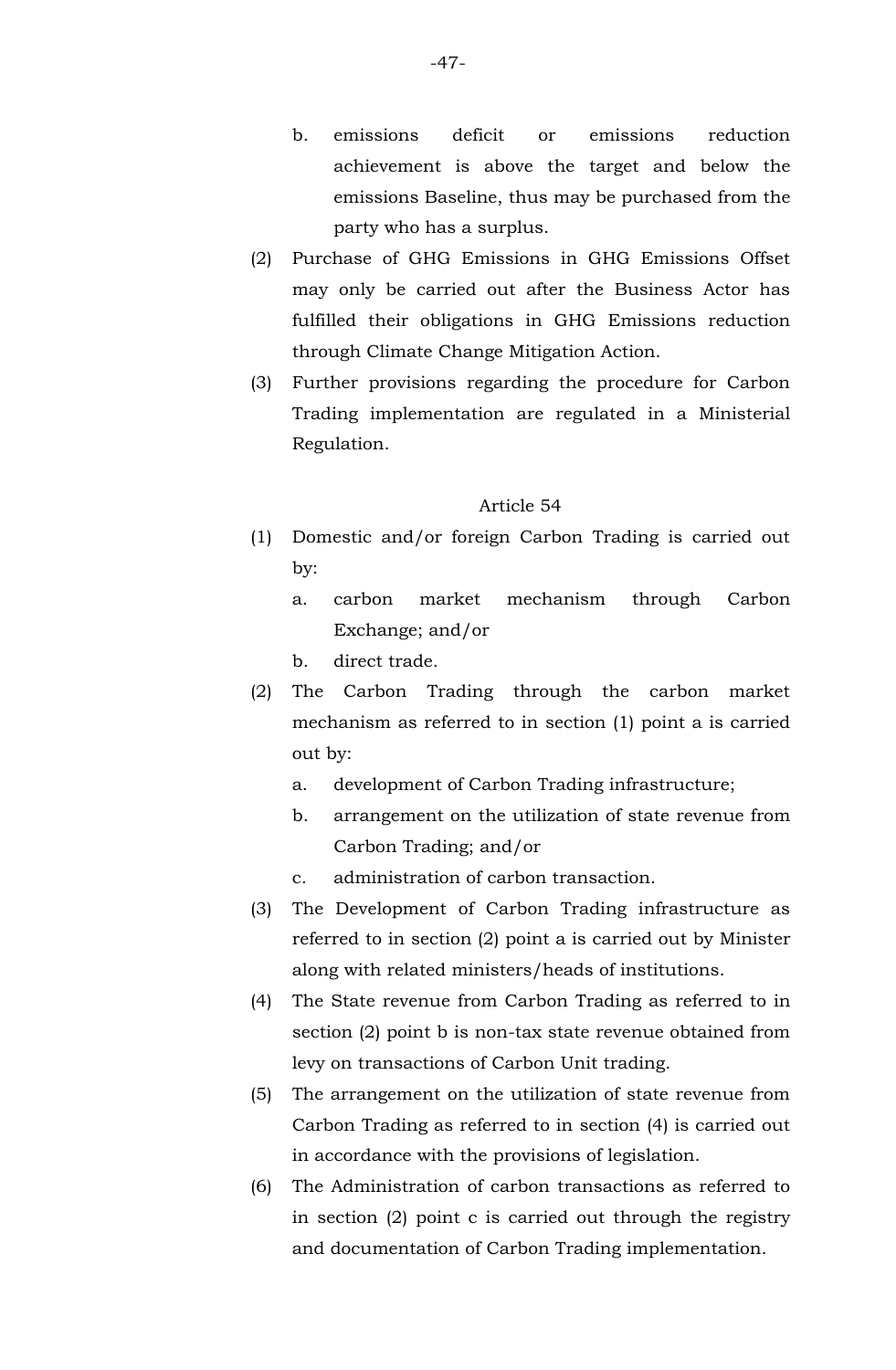b. emissions deficit or emissions reduction achievement is above the target and below the emissions Baseline, thus may be purchased from the party who has a surplus.

(2) Purchase of GHG Emissions in GHG Emissions Offset may only be carried out after the Business Actor has fulfilled their obligations in GHG Emissions reduction through Climate Change Mitigation Action.

(3) Further provisions regarding the procedure for Carbon Trading implementation are regulated in a Ministerial Regulation.

Article 54

(1) Domestic and/or foreign Carbon Trading is carried out by:

a. carbon market mechanism through Carbon Exchange; and/or

b. direct trade.

(2) The Carbon Trading through the carbon market mechanism as referred to in section (1) point a is carried out by:

a. development of Carbon Trading infrastructure;

b. arrangement on the utilization of state revenue from Carbon Trading; and/or

c. administration of carbon transaction.

(3) The Development of Carbon Trading infrastructure as referred to in section (2) point a is carried out by Minister along with related ministers/heads of institutions.

(4) The State revenue from Carbon Trading as referred to in section (2) point b is non-tax state revenue obtained from levy on transactions of Carbon Unit trading.

(5) The arrangement on the utilization of state revenue from Carbon Trading as referred to in section (4) is carried out in accordance with the provisions of legislation.

(6) The Administration of carbon transactions as referred to in section (2) point c is carried out through the registry and documentation of Carbon Trading implementation.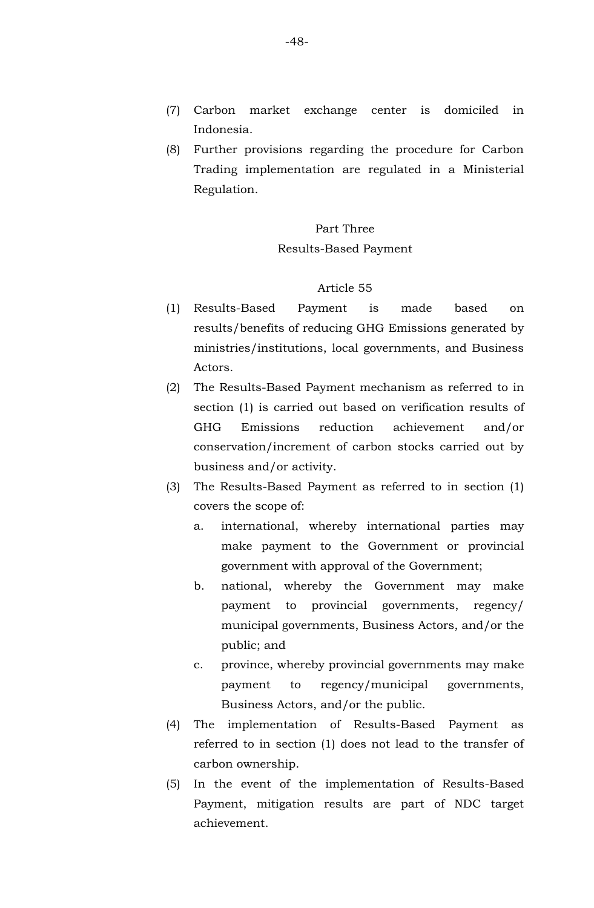(7) Carbon market exchange center is domiciled in Indonesia.

(8) Further provisions regarding the procedure for Carbon Trading implementation are regulated in a Ministerial Regulation.

## Part Three
## Results-Based Payment

### Article 55

(1) Results-Based Payment is made based on results/benefits of reducing GHG Emissions generated by ministries/institutions, local governments, and Business Actors.

(2) The Results-Based Payment mechanism as referred to in section (1) is carried out based on verification results of GHG Emissions reduction achievement and/or conservation/increment of carbon stocks carried out by business and/or activity.

(3) The Results-Based Payment as referred to in section (1) covers the scope of:
  a. international, whereby international parties may make payment to the Government or provincial government with approval of the Government;
  b. national, whereby the Government may make payment to provincial governments, regency/ municipal governments, Business Actors, and/or the public; and
  c. province, whereby provincial governments may make payment to regency/municipal governments, Business Actors, and/or the public.

(4) The implementation of Results-Based Payment as referred to in section (1) does not lead to the transfer of carbon ownership.

(5) In the event of the implementation of Results-Based Payment, mitigation results are part of NDC target achievement.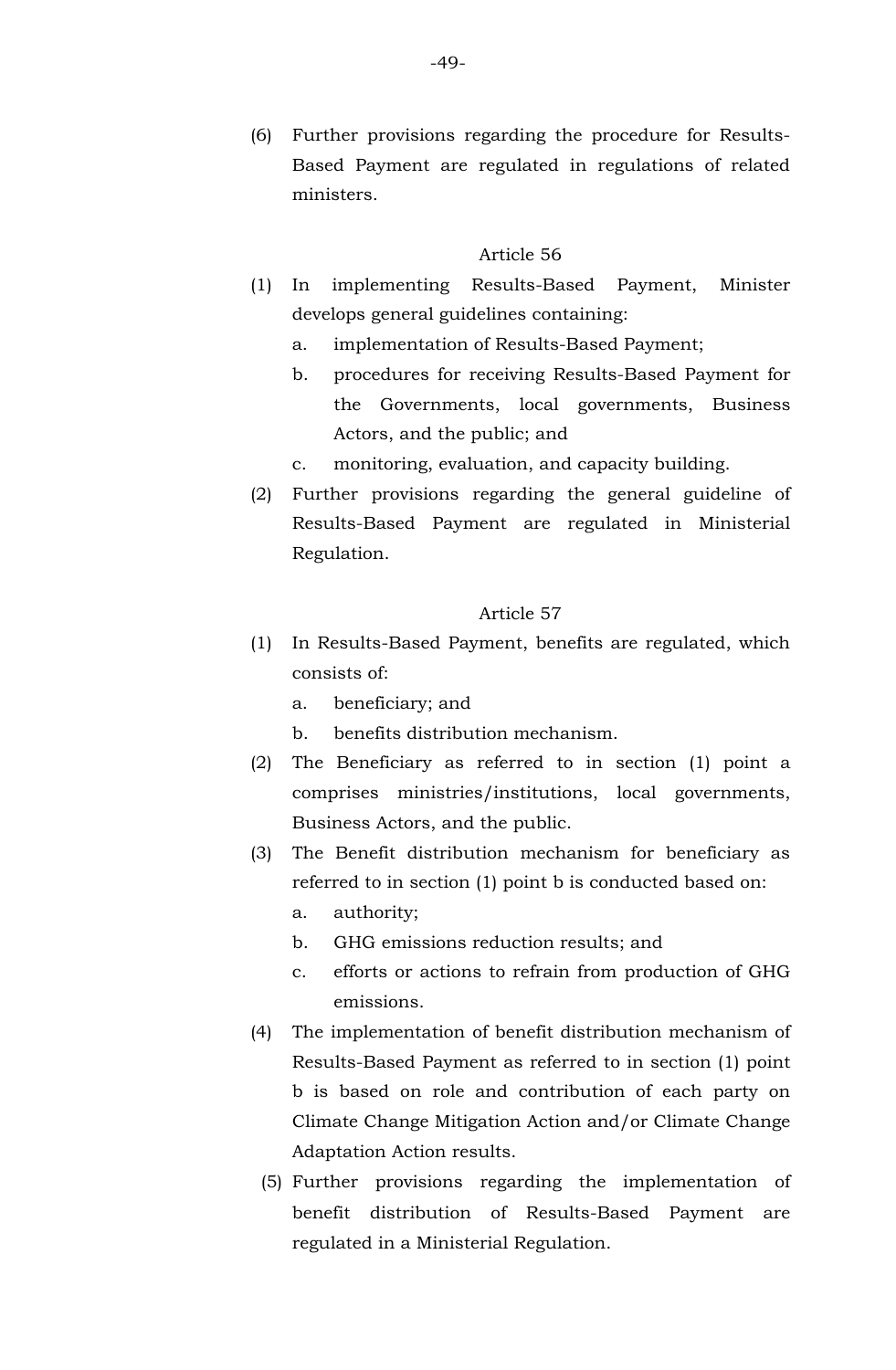(6) Further provisions regarding the procedure for Results-Based Payment are regulated in regulations of related ministers.

### Article 56

(1) In implementing Results-Based Payment, Minister develops general guidelines containing:
   a. implementation of Results-Based Payment;
   b. procedures for receiving Results-Based Payment for the Governments, local governments, Business Actors, and the public; and
   c. monitoring, evaluation, and capacity building.

(2) Further provisions regarding the general guideline of Results-Based Payment are regulated in Ministerial Regulation.

### Article 57

(1) In Results-Based Payment, benefits are regulated, which consists of:
   a. beneficiary; and
   b. benefits distribution mechanism.

(2) The Beneficiary as referred to in section (1) point a comprises ministries/institutions, local governments, Business Actors, and the public.

(3) The Benefit distribution mechanism for beneficiary as referred to in section (1) point b is conducted based on:
   a. authority;
   b. GHG emissions reduction results; and
   c. efforts or actions to refrain from production of GHG emissions.

(4) The implementation of benefit distribution mechanism of Results-Based Payment as referred to in section (1) point b is based on role and contribution of each party on Climate Change Mitigation Action and/or Climate Change Adaptation Action results.

(5) Further provisions regarding the implementation of benefit distribution of Results-Based Payment are regulated in a Ministerial Regulation.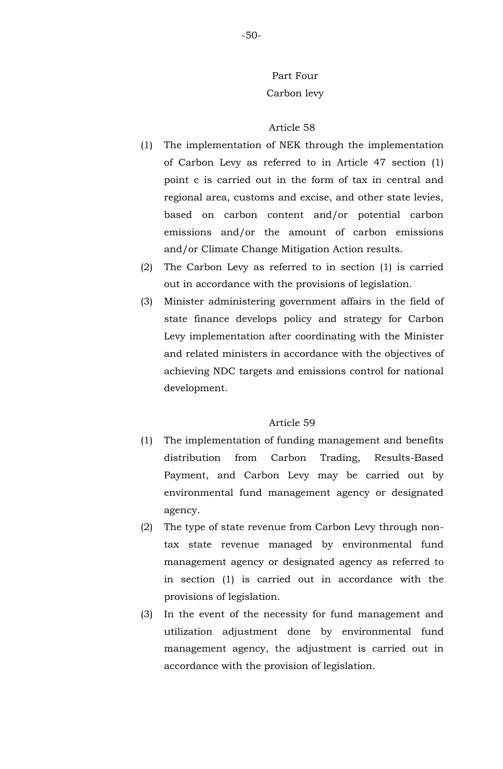## Part Four
## Carbon levy

### Article 58

(1) The implementation of NEK through the implementation of Carbon Levy as referred to in Article 47 section (1) point c is carried out in the form of tax in central and regional area, customs and excise, and other state levies, based on carbon content and/or potential carbon emissions and/or the amount of carbon emissions and/or Climate Change Mitigation Action results.

(2) The Carbon Levy as referred to in section (1) is carried out in accordance with the provisions of legislation.

(3) Minister administering government affairs in the field of state finance develops policy and strategy for Carbon Levy implementation after coordinating with the Minister and related ministers in accordance with the objectives of achieving NDC targets and emissions control for national development.

### Article 59

(1) The implementation of funding management and benefits distribution from Carbon Trading, Results-Based Payment, and Carbon Levy may be carried out by environmental fund management agency or designated agency.

(2) The type of state revenue from Carbon Levy through non-tax state revenue managed by environmental fund management agency or designated agency as referred to in section (1) is carried out in accordance with the provisions of legislation.

(3) In the event of the necessity for fund management and utilization adjustment done by environmental fund management agency, the adjustment is carried out in accordance with the provision of legislation.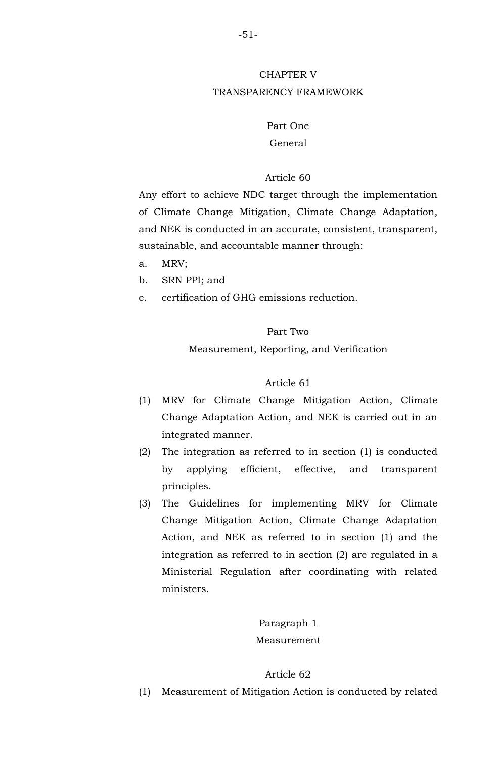# CHAPTER V
# TRANSPARENCY FRAMEWORK

## Part One
## General

### Article 60

Any effort to achieve NDC target through the implementation of Climate Change Mitigation, Climate Change Adaptation, and NEK is conducted in an accurate, consistent, transparent, sustainable, and accountable manner through:

a. MRV;
b. SRN PPI; and
c. certification of GHG emissions reduction.

## Part Two
## Measurement, Reporting, and Verification

### Article 61

(1) MRV for Climate Change Mitigation Action, Climate Change Adaptation Action, and NEK is carried out in an integrated manner.

(2) The integration as referred to in section (1) is conducted by applying efficient, effective, and transparent principles.

(3) The Guidelines for implementing MRV for Climate Change Mitigation Action, Climate Change Adaptation Action, and NEK as referred to in section (1) and the integration as referred to in section (2) are regulated in a Ministerial Regulation after coordinating with related ministers.

### Paragraph 1
### Measurement

### Article 62

(1) Measurement of Mitigation Action is conducted by related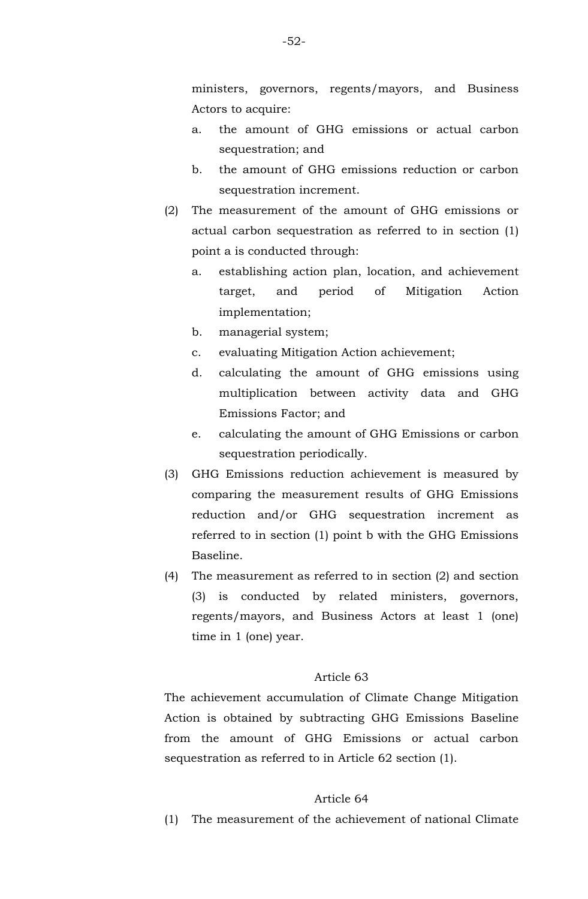ministers, governors, regents/mayors, and Business Actors to acquire:

a. the amount of GHG emissions or actual carbon sequestration; and
b. the amount of GHG emissions reduction or carbon sequestration increment.

(2) The measurement of the amount of GHG emissions or actual carbon sequestration as referred to in section (1) point a is conducted through:

a. establishing action plan, location, and achievement target, and period of Mitigation Action implementation;
b. managerial system;
c. evaluating Mitigation Action achievement;
d. calculating the amount of GHG emissions using multiplication between activity data and GHG Emissions Factor; and
e. calculating the amount of GHG Emissions or carbon sequestration periodically.

(3) GHG Emissions reduction achievement is measured by comparing the measurement results of GHG Emissions reduction and/or GHG sequestration increment as referred to in section (1) point b with the GHG Emissions Baseline.

(4) The measurement as referred to in section (2) and section (3) is conducted by related ministers, governors, regents/mayors, and Business Actors at least 1 (one) time in 1 (one) year.

Article 63

The achievement accumulation of Climate Change Mitigation Action is obtained by subtracting GHG Emissions Baseline from the amount of GHG Emissions or actual carbon sequestration as referred to in Article 62 section (1).

Article 64

(1) The measurement of the achievement of national Climate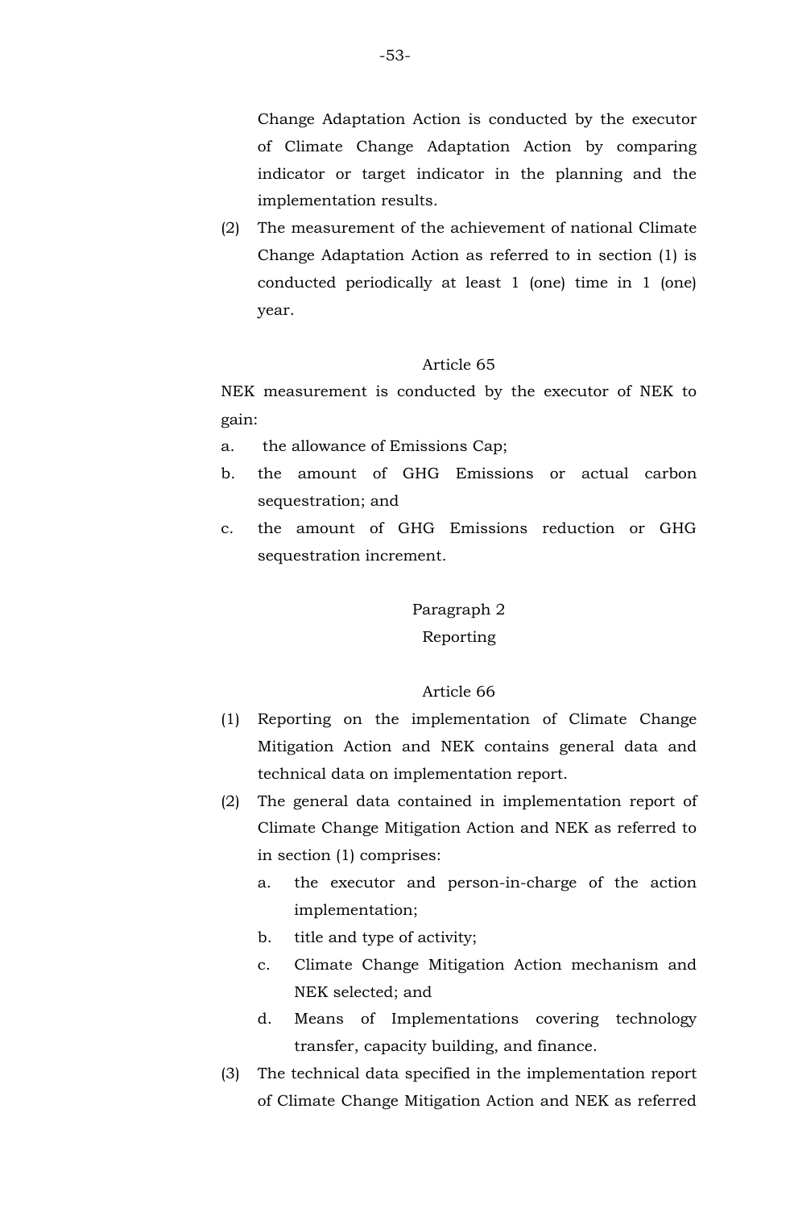Change Adaptation Action is conducted by the executor of Climate Change Adaptation Action by comparing indicator or target indicator in the planning and the implementation results.

(2) The measurement of the achievement of national Climate Change Adaptation Action as referred to in section (1) is conducted periodically at least 1 (one) time in 1 (one) year.

Article 65

NEK measurement is conducted by the executor of NEK to gain:

a. the allowance of Emissions Cap;
b. the amount of GHG Emissions or actual carbon sequestration; and
c. the amount of GHG Emissions reduction or GHG sequestration increment.

Paragraph 2
Reporting

Article 66

(1) Reporting on the implementation of Climate Change Mitigation Action and NEK contains general data and technical data on implementation report.

(2) The general data contained in implementation report of Climate Change Mitigation Action and NEK as referred to in section (1) comprises:
   a. the executor and person-in-charge of the action implementation;
   b. title and type of activity;
   c. Climate Change Mitigation Action mechanism and NEK selected; and
   d. Means of Implementations covering technology transfer, capacity building, and finance.

(3) The technical data specified in the implementation report of Climate Change Mitigation Action and NEK as referred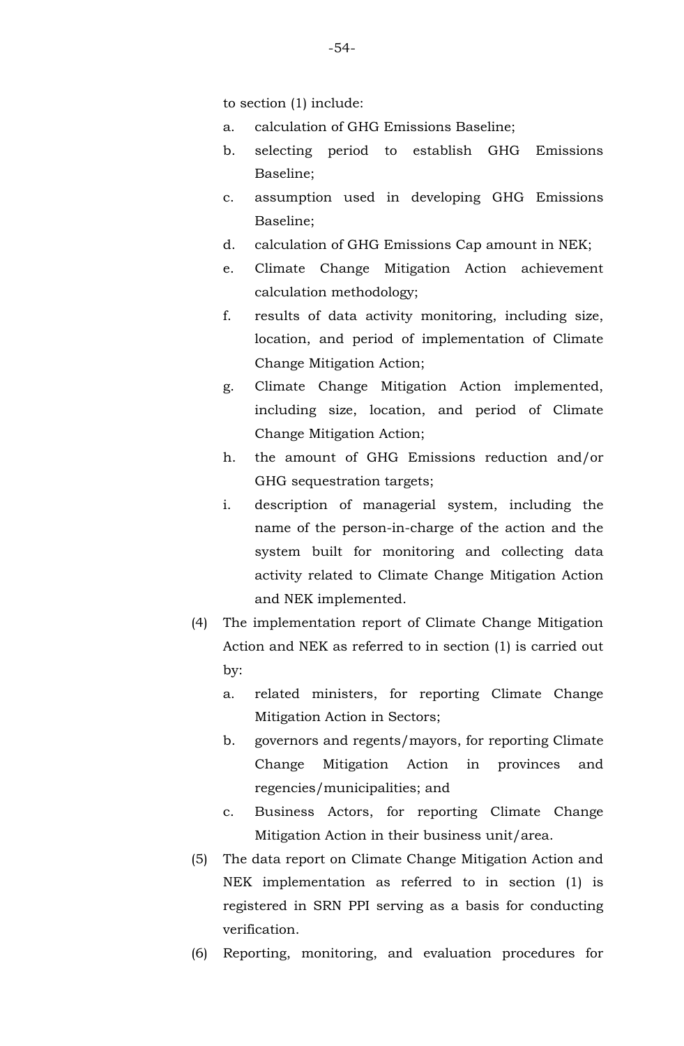to section (1) include:

a. calculation of GHG Emissions Baseline;
b. selecting period to establish GHG Emissions Baseline;
c. assumption used in developing GHG Emissions Baseline;
d. calculation of GHG Emissions Cap amount in NEK;
e. Climate Change Mitigation Action achievement calculation methodology;
f. results of data activity monitoring, including size, location, and period of implementation of Climate Change Mitigation Action;
g. Climate Change Mitigation Action implemented, including size, location, and period of Climate Change Mitigation Action;
h. the amount of GHG Emissions reduction and/or GHG sequestration targets;
i. description of managerial system, including the name of the person-in-charge of the action and the system built for monitoring and collecting data activity related to Climate Change Mitigation Action and NEK implemented.

(4) The implementation report of Climate Change Mitigation Action and NEK as referred to in section (1) is carried out by:

a. related ministers, for reporting Climate Change Mitigation Action in Sectors;
b. governors and regents/mayors, for reporting Climate Change Mitigation Action in provinces and regencies/municipalities; and
c. Business Actors, for reporting Climate Change Mitigation Action in their business unit/area.

(5) The data report on Climate Change Mitigation Action and NEK implementation as referred to in section (1) is registered in SRN PPI serving as a basis for conducting verification.

(6) Reporting, monitoring, and evaluation procedures for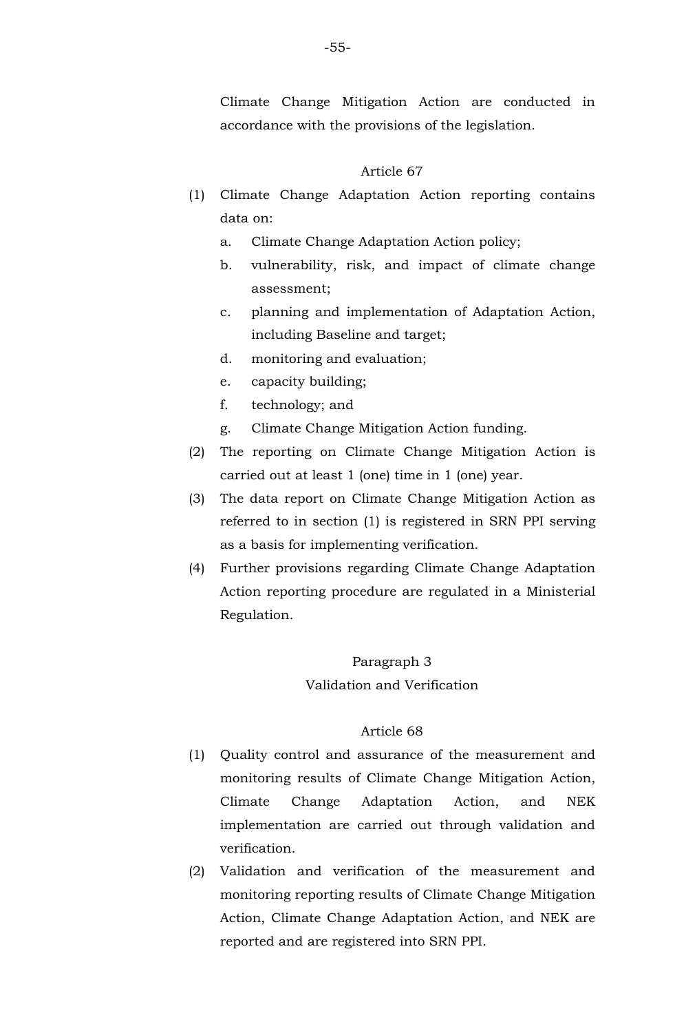Climate Change Mitigation Action are conducted in accordance with the provisions of the legislation.

Article 67

(1) Climate Change Adaptation Action reporting contains data on:
   a. Climate Change Adaptation Action policy;
   b. vulnerability, risk, and impact of climate change assessment;
   c. planning and implementation of Adaptation Action, including Baseline and target;
   d. monitoring and evaluation;
   e. capacity building;
   f. technology; and
   g. Climate Change Mitigation Action funding.

(2) The reporting on Climate Change Mitigation Action is carried out at least 1 (one) time in 1 (one) year.

(3) The data report on Climate Change Mitigation Action as referred to in section (1) is registered in SRN PPI serving as a basis for implementing verification.

(4) Further provisions regarding Climate Change Adaptation Action reporting procedure are regulated in a Ministerial Regulation.

Paragraph 3
Validation and Verification

Article 68

(1) Quality control and assurance of the measurement and monitoring results of Climate Change Mitigation Action, Climate Change Adaptation Action, and NEK implementation are carried out through validation and verification.

(2) Validation and verification of the measurement and monitoring reporting results of Climate Change Mitigation Action, Climate Change Adaptation Action, and NEK are reported and are registered into SRN PPI.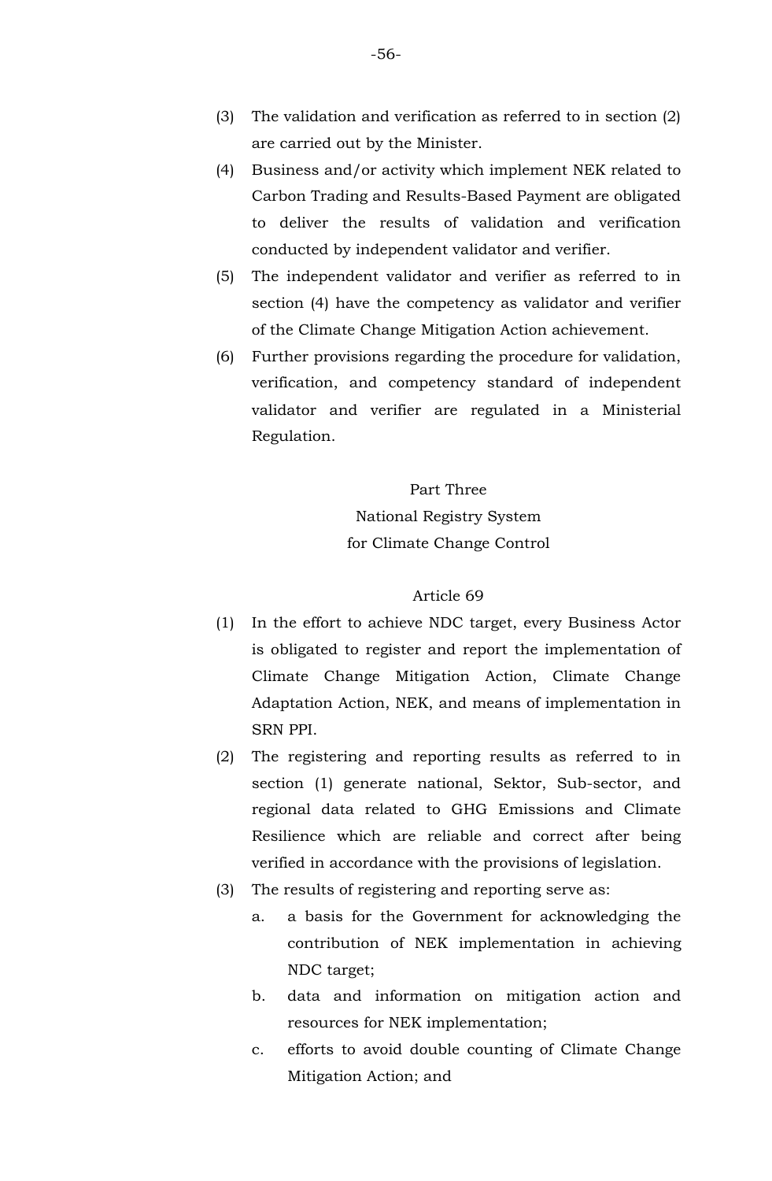(3) The validation and verification as referred to in section (2) are carried out by the Minister.

(4) Business and/or activity which implement NEK related to Carbon Trading and Results-Based Payment are obligated to deliver the results of validation and verification conducted by independent validator and verifier.

(5) The independent validator and verifier as referred to in section (4) have the competency as validator and verifier of the Climate Change Mitigation Action achievement.

(6) Further provisions regarding the procedure for validation, verification, and competency standard of independent validator and verifier are regulated in a Ministerial Regulation.

## Part Three
## National Registry System for Climate Change Control

### Article 69

(1) In the effort to achieve NDC target, every Business Actor is obligated to register and report the implementation of Climate Change Mitigation Action, Climate Change Adaptation Action, NEK, and means of implementation in SRN PPI.

(2) The registering and reporting results as referred to in section (1) generate national, Sektor, Sub-sector, and regional data related to GHG Emissions and Climate Resilience which are reliable and correct after being verified in accordance with the provisions of legislation.

(3) The results of registering and reporting serve as:
   a. a basis for the Government for acknowledging the contribution of NEK implementation in achieving NDC target;
   b. data and information on mitigation action and resources for NEK implementation;
   c. efforts to avoid double counting of Climate Change Mitigation Action; and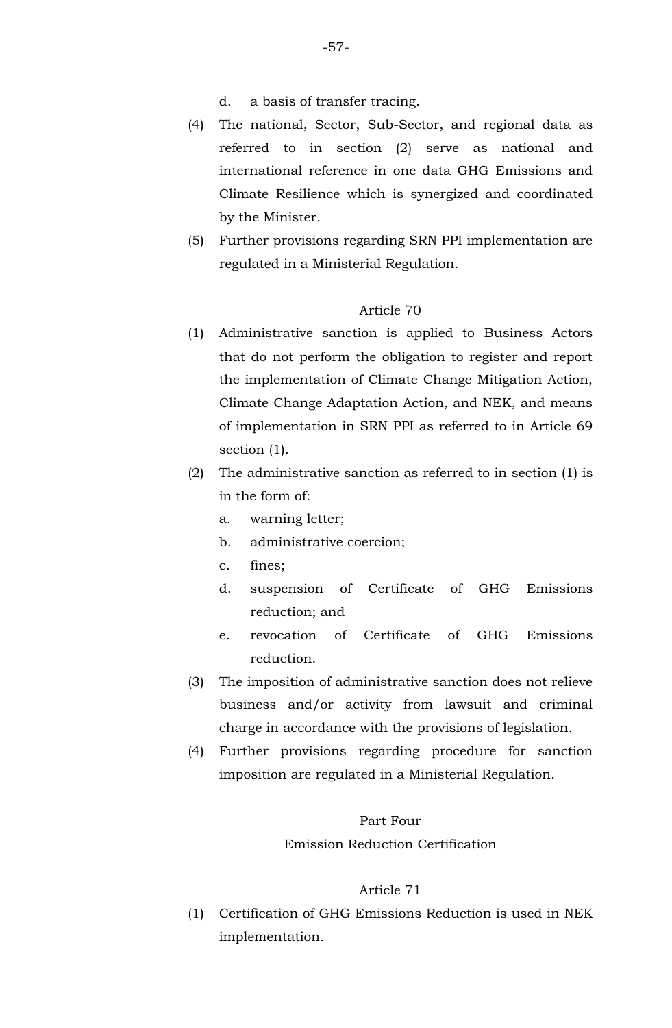d. a basis of transfer tracing.

(4) The national, Sector, Sub-Sector, and regional data as referred to in section (2) serve as national and international reference in one data GHG Emissions and Climate Resilience which is synergized and coordinated by the Minister.

(5) Further provisions regarding SRN PPI implementation are regulated in a Ministerial Regulation.

Article 70

(1) Administrative sanction is applied to Business Actors that do not perform the obligation to register and report the implementation of Climate Change Mitigation Action, Climate Change Adaptation Action, and NEK, and means of implementation in SRN PPI as referred to in Article 69 section (1).

(2) The administrative sanction as referred to in section (1) is in the form of:

   a. warning letter;

   b. administrative coercion;

   c. fines;

   d. suspension of Certificate of GHG Emissions reduction; and

   e. revocation of Certificate of GHG Emissions reduction.

(3) The imposition of administrative sanction does not relieve business and/or activity from lawsuit and criminal charge in accordance with the provisions of legislation.

(4) Further provisions regarding procedure for sanction imposition are regulated in a Ministerial Regulation.

Part Four

Emission Reduction Certification

Article 71

(1) Certification of GHG Emissions Reduction is used in NEK implementation.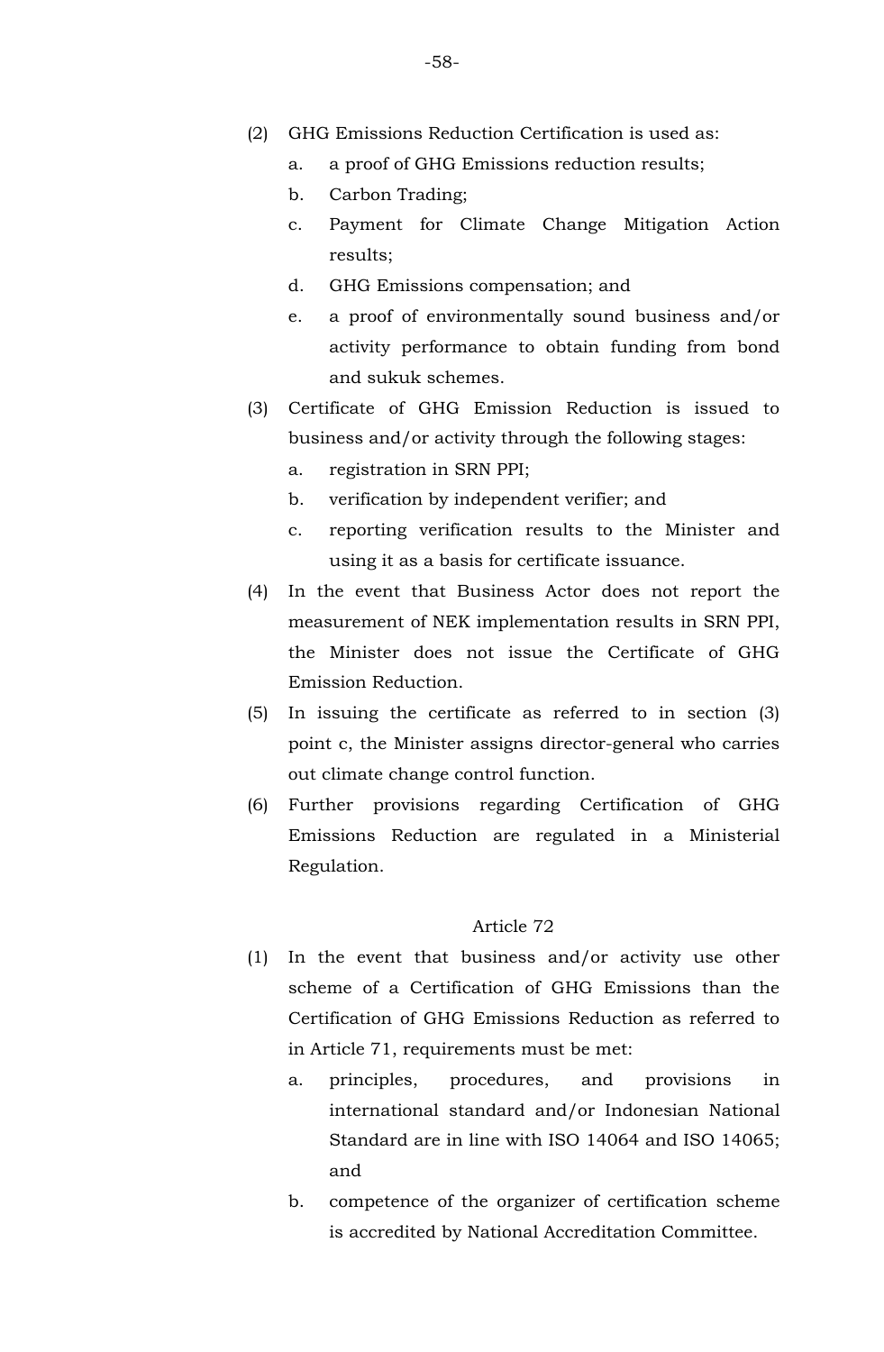(2) GHG Emissions Reduction Certification is used as:

   a. a proof of GHG Emissions reduction results;

   b. Carbon Trading;

   c. Payment for Climate Change Mitigation Action results;

   d. GHG Emissions compensation; and

   e. a proof of environmentally sound business and/or activity performance to obtain funding from bond and sukuk schemes.

(3) Certificate of GHG Emission Reduction is issued to business and/or activity through the following stages:

   a. registration in SRN PPI;

   b. verification by independent verifier; and

   c. reporting verification results to the Minister and using it as a basis for certificate issuance.

(4) In the event that Business Actor does not report the measurement of NEK implementation results in SRN PPI, the Minister does not issue the Certificate of GHG Emission Reduction.

(5) In issuing the certificate as referred to in section (3) point c, the Minister assigns director-general who carries out climate change control function.

(6) Further provisions regarding Certification of GHG Emissions Reduction are regulated in a Ministerial Regulation.

Article 72

(1) In the event that business and/or activity use other scheme of a Certification of GHG Emissions than the Certification of GHG Emissions Reduction as referred to in Article 71, requirements must be met:

   a. principles, procedures, and provisions in international standard and/or Indonesian National Standard are in line with ISO 14064 and ISO 14065; and

   b. competence of the organizer of certification scheme is accredited by National Accreditation Committee.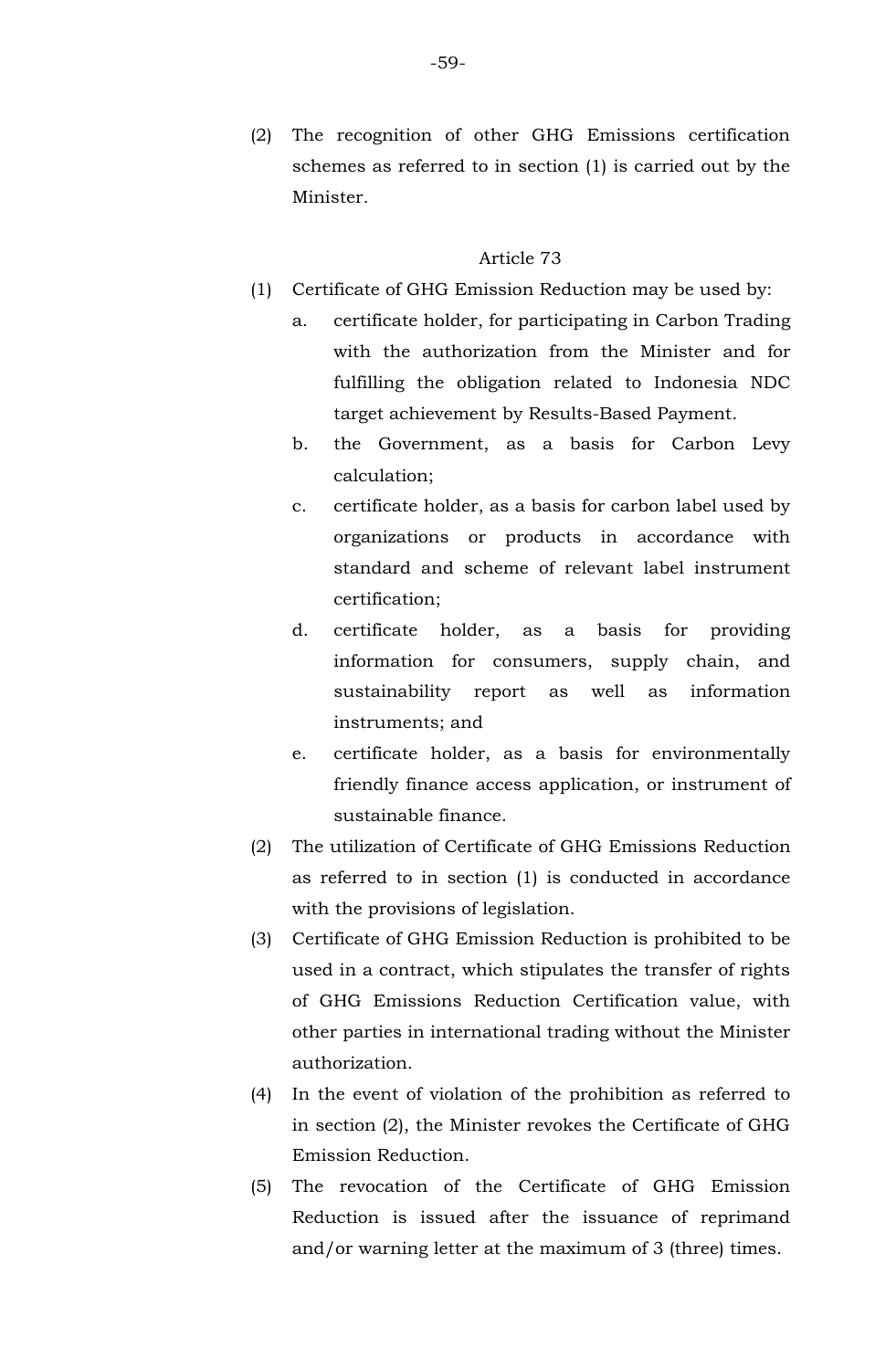(2) The recognition of other GHG Emissions certification schemes as referred to in section (1) is carried out by the Minister.

Article 73

(1) Certificate of GHG Emission Reduction may be used by:
    a. certificate holder, for participating in Carbon Trading with the authorization from the Minister and for fulfilling the obligation related to Indonesia NDC target achievement by Results-Based Payment.
    b. the Government, as a basis for Carbon Levy calculation;
    c. certificate holder, as a basis for carbon label used by organizations or products in accordance with standard and scheme of relevant label instrument certification;
    d. certificate holder, as a basis for providing information for consumers, supply chain, and sustainability report as well as information instruments; and
    e. certificate holder, as a basis for environmentally friendly finance access application, or instrument of sustainable finance.
(2) The utilization of Certificate of GHG Emissions Reduction as referred to in section (1) is conducted in accordance with the provisions of legislation.
(3) Certificate of GHG Emission Reduction is prohibited to be used in a contract, which stipulates the transfer of rights of GHG Emissions Reduction Certification value, with other parties in international trading without the Minister authorization.
(4) In the event of violation of the prohibition as referred to in section (2), the Minister revokes the Certificate of GHG Emission Reduction.
(5) The revocation of the Certificate of GHG Emission Reduction is issued after the issuance of reprimand and/or warning letter at the maximum of 3 (three) times.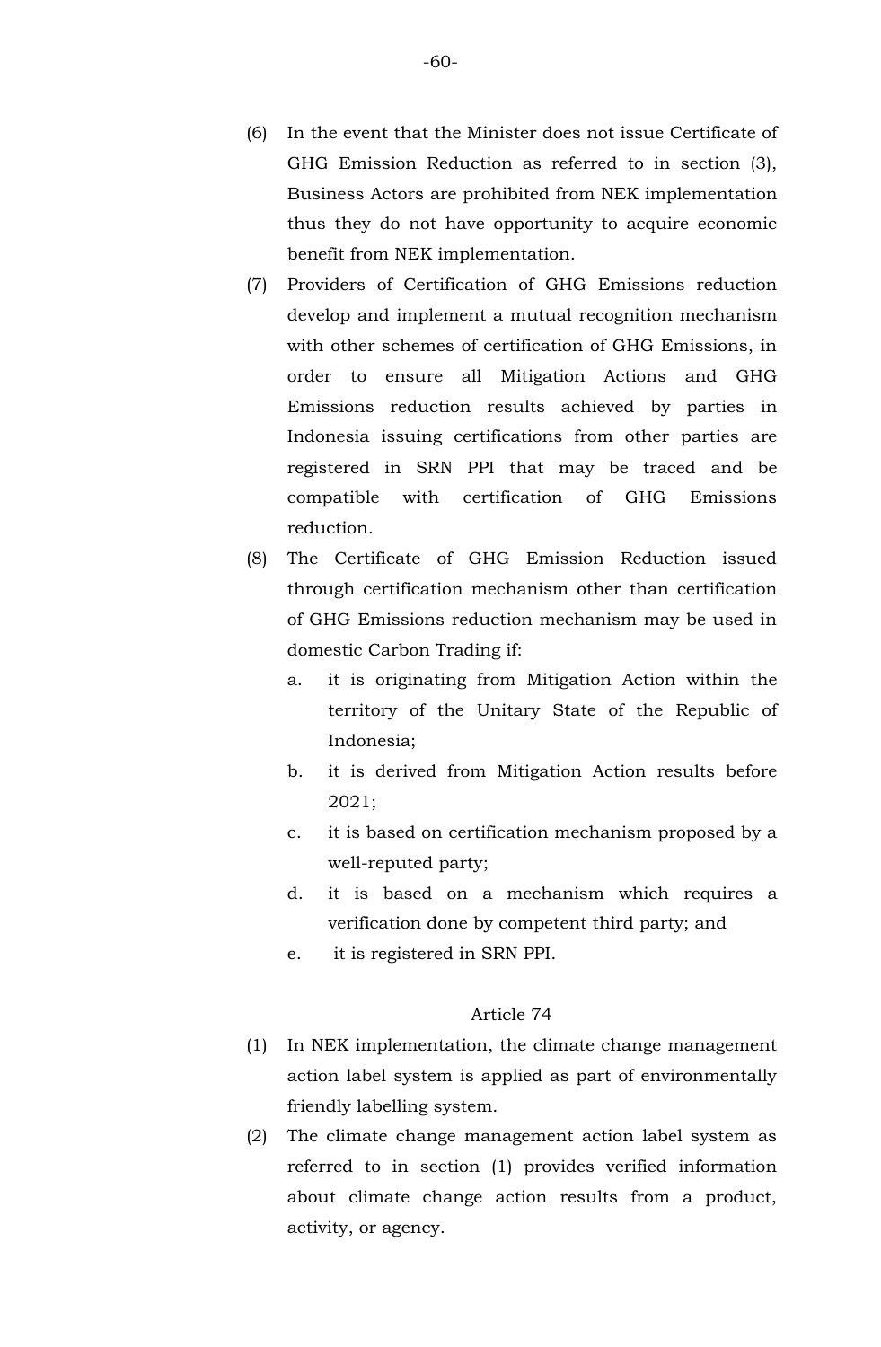(6) In the event that the Minister does not issue Certificate of GHG Emission Reduction as referred to in section (3), Business Actors are prohibited from NEK implementation thus they do not have opportunity to acquire economic benefit from NEK implementation.

(7) Providers of Certification of GHG Emissions reduction develop and implement a mutual recognition mechanism with other schemes of certification of GHG Emissions, in order to ensure all Mitigation Actions and GHG Emissions reduction results achieved by parties in Indonesia issuing certifications from other parties are registered in SRN PPI that may be traced and be compatible with certification of GHG Emissions reduction.

(8) The Certificate of GHG Emission Reduction issued through certification mechanism other than certification of GHG Emissions reduction mechanism may be used in domestic Carbon Trading if:
   a. it is originating from Mitigation Action within the territory of the Unitary State of the Republic of Indonesia;
   b. it is derived from Mitigation Action results before 2021;
   c. it is based on certification mechanism proposed by a well-reputed party;
   d. it is based on a mechanism which requires a verification done by competent third party; and
   e. it is registered in SRN PPI.

Article 74

(1) In NEK implementation, the climate change management action label system is applied as part of environmentally friendly labelling system.

(2) The climate change management action label system as referred to in section (1) provides verified information about climate change action results from a product, activity, or agency.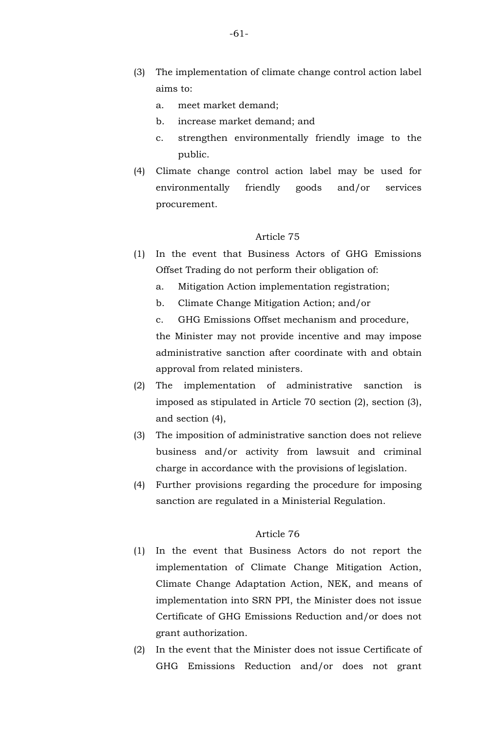(3) The implementation of climate change control action label aims to:

   a. meet market demand;

   b. increase market demand; and

   c. strengthen environmentally friendly image to the public.

(4) Climate change control action label may be used for environmentally friendly goods and/or services procurement.

Article 75

(1) In the event that Business Actors of GHG Emissions Offset Trading do not perform their obligation of:

   a. Mitigation Action implementation registration;

   b. Climate Change Mitigation Action; and/or

   c. GHG Emissions Offset mechanism and procedure,

   the Minister may not provide incentive and may impose administrative sanction after coordinate with and obtain approval from related ministers.

(2) The implementation of administrative sanction is imposed as stipulated in Article 70 section (2), section (3), and section (4),

(3) The imposition of administrative sanction does not relieve business and/or activity from lawsuit and criminal charge in accordance with the provisions of legislation.

(4) Further provisions regarding the procedure for imposing sanction are regulated in a Ministerial Regulation.

Article 76

(1) In the event that Business Actors do not report the implementation of Climate Change Mitigation Action, Climate Change Adaptation Action, NEK, and means of implementation into SRN PPI, the Minister does not issue Certificate of GHG Emissions Reduction and/or does not grant authorization.

(2) In the event that the Minister does not issue Certificate of GHG Emissions Reduction and/or does not grant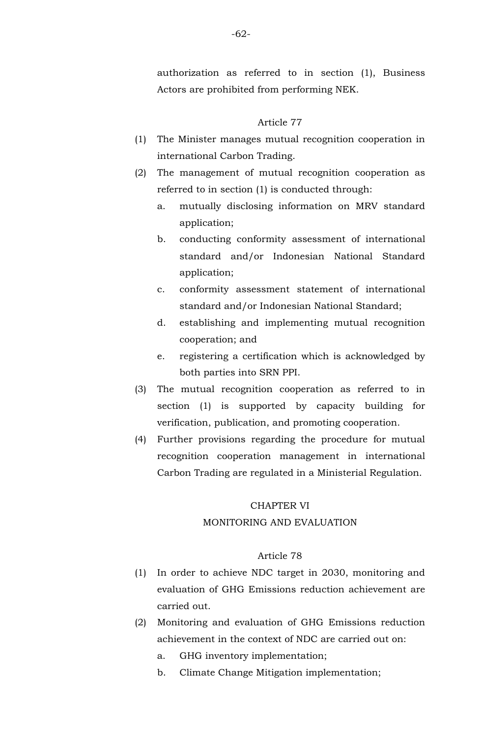authorization as referred to in section (1), Business Actors are prohibited from performing NEK.

### Article 77

(1) The Minister manages mutual recognition cooperation in international Carbon Trading.

(2) The management of mutual recognition cooperation as referred to in section (1) is conducted through:

   a. mutually disclosing information on MRV standard application;

   b. conducting conformity assessment of international standard and/or Indonesian National Standard application;

   c. conformity assessment statement of international standard and/or Indonesian National Standard;

   d. establishing and implementing mutual recognition cooperation; and

   e. registering a certification which is acknowledged by both parties into SRN PPI.

(3) The mutual recognition cooperation as referred to in section (1) is supported by capacity building for verification, publication, and promoting cooperation.

(4) Further provisions regarding the procedure for mutual recognition cooperation management in international Carbon Trading are regulated in a Ministerial Regulation.

## CHAPTER VI
## MONITORING AND EVALUATION

### Article 78

(1) In order to achieve NDC target in 2030, monitoring and evaluation of GHG Emissions reduction achievement are carried out.

(2) Monitoring and evaluation of GHG Emissions reduction achievement in the context of NDC are carried out on:

   a. GHG inventory implementation;

   b. Climate Change Mitigation implementation;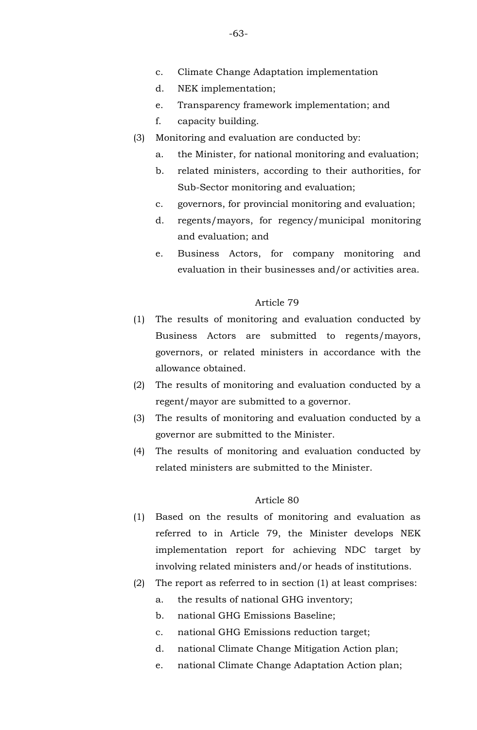c. Climate Change Adaptation implementation
d. NEK implementation;
e. Transparency framework implementation; and
f. capacity building.

(3) Monitoring and evaluation are conducted by:
a. the Minister, for national monitoring and evaluation;
b. related ministers, according to their authorities, for Sub-Sector monitoring and evaluation;
c. governors, for provincial monitoring and evaluation;
d. regents/mayors, for regency/municipal monitoring and evaluation; and
e. Business Actors, for company monitoring and evaluation in their businesses and/or activities area.

Article 79

(1) The results of monitoring and evaluation conducted by Business Actors are submitted to regents/mayors, governors, or related ministers in accordance with the allowance obtained.
(2) The results of monitoring and evaluation conducted by a regent/mayor are submitted to a governor.
(3) The results of monitoring and evaluation conducted by a governor are submitted to the Minister.
(4) The results of monitoring and evaluation conducted by related ministers are submitted to the Minister.

Article 80

(1) Based on the results of monitoring and evaluation as referred to in Article 79, the Minister develops NEK implementation report for achieving NDC target by involving related ministers and/or heads of institutions.
(2) The report as referred to in section (1) at least comprises:
a. the results of national GHG inventory;
b. national GHG Emissions Baseline;
c. national GHG Emissions reduction target;
d. national Climate Change Mitigation Action plan;
e. national Climate Change Adaptation Action plan;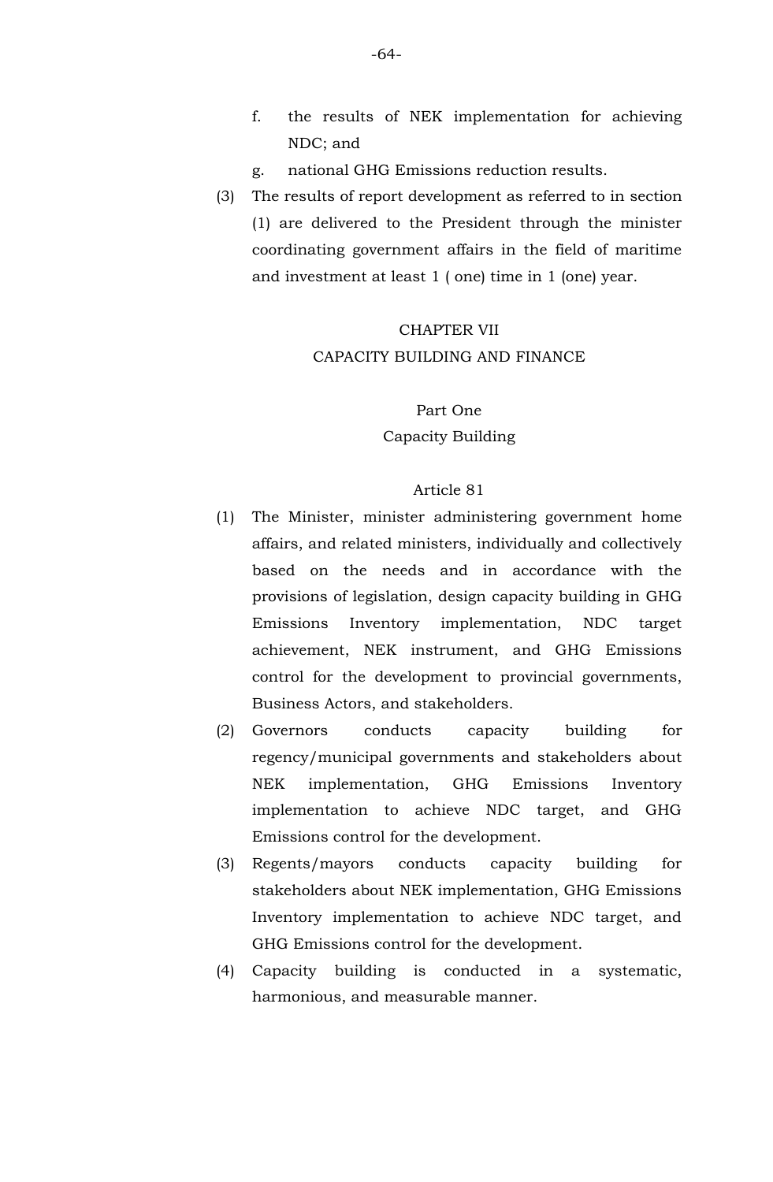f. the results of NEK implementation for achieving NDC; and

g. national GHG Emissions reduction results.

(3) The results of report development as referred to in section (1) are delivered to the President through the minister coordinating government affairs in the field of maritime and investment at least 1 ( one) time in 1 (one) year.

## CHAPTER VII
## CAPACITY BUILDING AND FINANCE

### Part One
### Capacity Building

#### Article 81

(1) The Minister, minister administering government home affairs, and related ministers, individually and collectively based on the needs and in accordance with the provisions of legislation, design capacity building in GHG Emissions Inventory implementation, NDC target achievement, NEK instrument, and GHG Emissions control for the development to provincial governments, Business Actors, and stakeholders.

(2) Governors conducts capacity building for regency/municipal governments and stakeholders about NEK implementation, GHG Emissions Inventory implementation to achieve NDC target, and GHG Emissions control for the development.

(3) Regents/mayors conducts capacity building for stakeholders about NEK implementation, GHG Emissions Inventory implementation to achieve NDC target, and GHG Emissions control for the development.

(4) Capacity building is conducted in a systematic, harmonious, and measurable manner.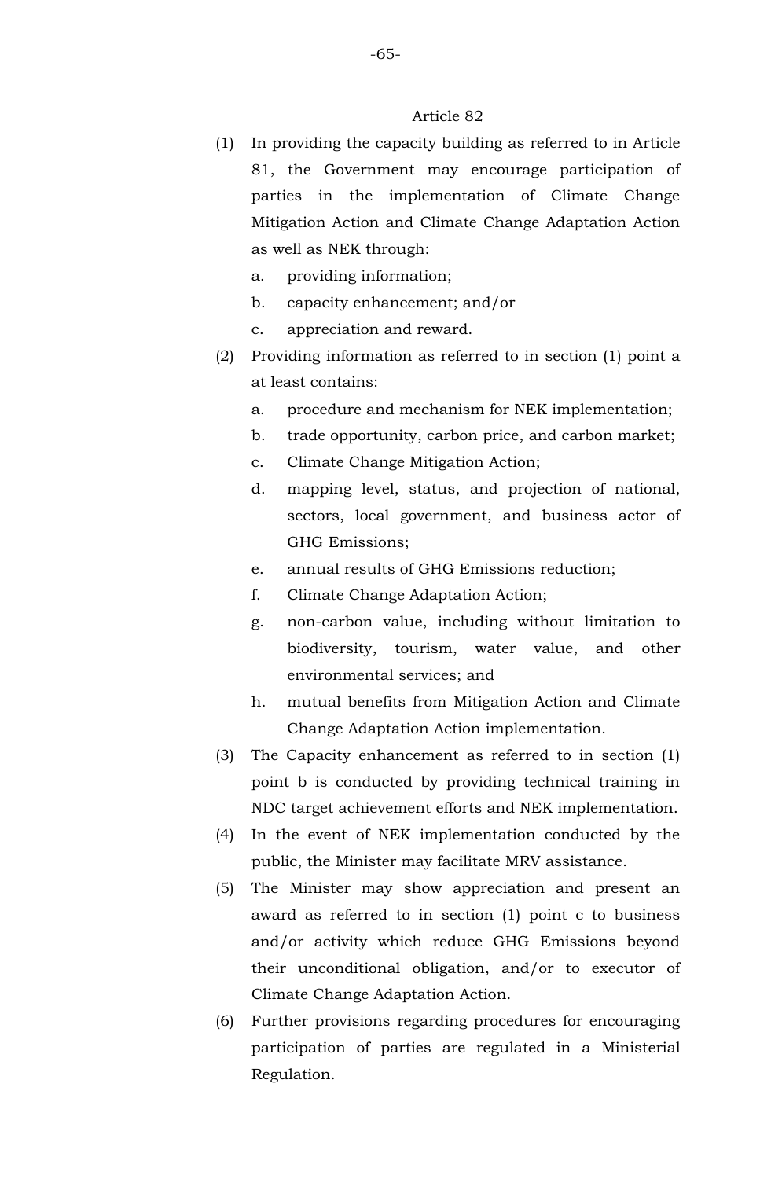Article 82

(1) In providing the capacity building as referred to in Article 81, the Government may encourage participation of parties in the implementation of Climate Change Mitigation Action and Climate Change Adaptation Action as well as NEK through:

   a. providing information;
   b. capacity enhancement; and/or
   c. appreciation and reward.

(2) Providing information as referred to in section (1) point a at least contains:

   a. procedure and mechanism for NEK implementation;
   b. trade opportunity, carbon price, and carbon market;
   c. Climate Change Mitigation Action;
   d. mapping level, status, and projection of national, sectors, local government, and business actor of GHG Emissions;
   e. annual results of GHG Emissions reduction;
   f. Climate Change Adaptation Action;
   g. non-carbon value, including without limitation to biodiversity, tourism, water value, and other environmental services; and
   h. mutual benefits from Mitigation Action and Climate Change Adaptation Action implementation.

(3) The Capacity enhancement as referred to in section (1) point b is conducted by providing technical training in NDC target achievement efforts and NEK implementation.

(4) In the event of NEK implementation conducted by the public, the Minister may facilitate MRV assistance.

(5) The Minister may show appreciation and present an award as referred to in section (1) point c to business and/or activity which reduce GHG Emissions beyond their unconditional obligation, and/or to executor of Climate Change Adaptation Action.

(6) Further provisions regarding procedures for encouraging participation of parties are regulated in a Ministerial Regulation.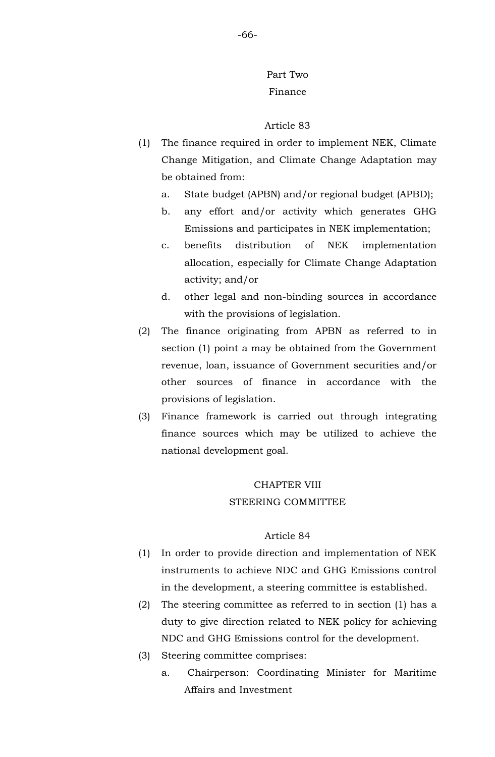## Part Two
## Finance

### Article 83

(1) The finance required in order to implement NEK, Climate Change Mitigation, and Climate Change Adaptation may be obtained from:

   a. State budget (APBN) and/or regional budget (APBD);
   b. any effort and/or activity which generates GHG Emissions and participates in NEK implementation;
   c. benefits distribution of NEK implementation allocation, especially for Climate Change Adaptation activity; and/or
   d. other legal and non-binding sources in accordance with the provisions of legislation.

(2) The finance originating from APBN as referred to in section (1) point a may be obtained from the Government revenue, loan, issuance of Government securities and/or other sources of finance in accordance with the provisions of legislation.

(3) Finance framework is carried out through integrating finance sources which may be utilized to achieve the national development goal.

# CHAPTER VIII
# STEERING COMMITTEE

### Article 84

(1) In order to provide direction and implementation of NEK instruments to achieve NDC and GHG Emissions control in the development, a steering committee is established.

(2) The steering committee as referred to in section (1) has a duty to give direction related to NEK policy for achieving NDC and GHG Emissions control for the development.

(3) Steering committee comprises:

   a. Chairperson: Coordinating Minister for Maritime Affairs and Investment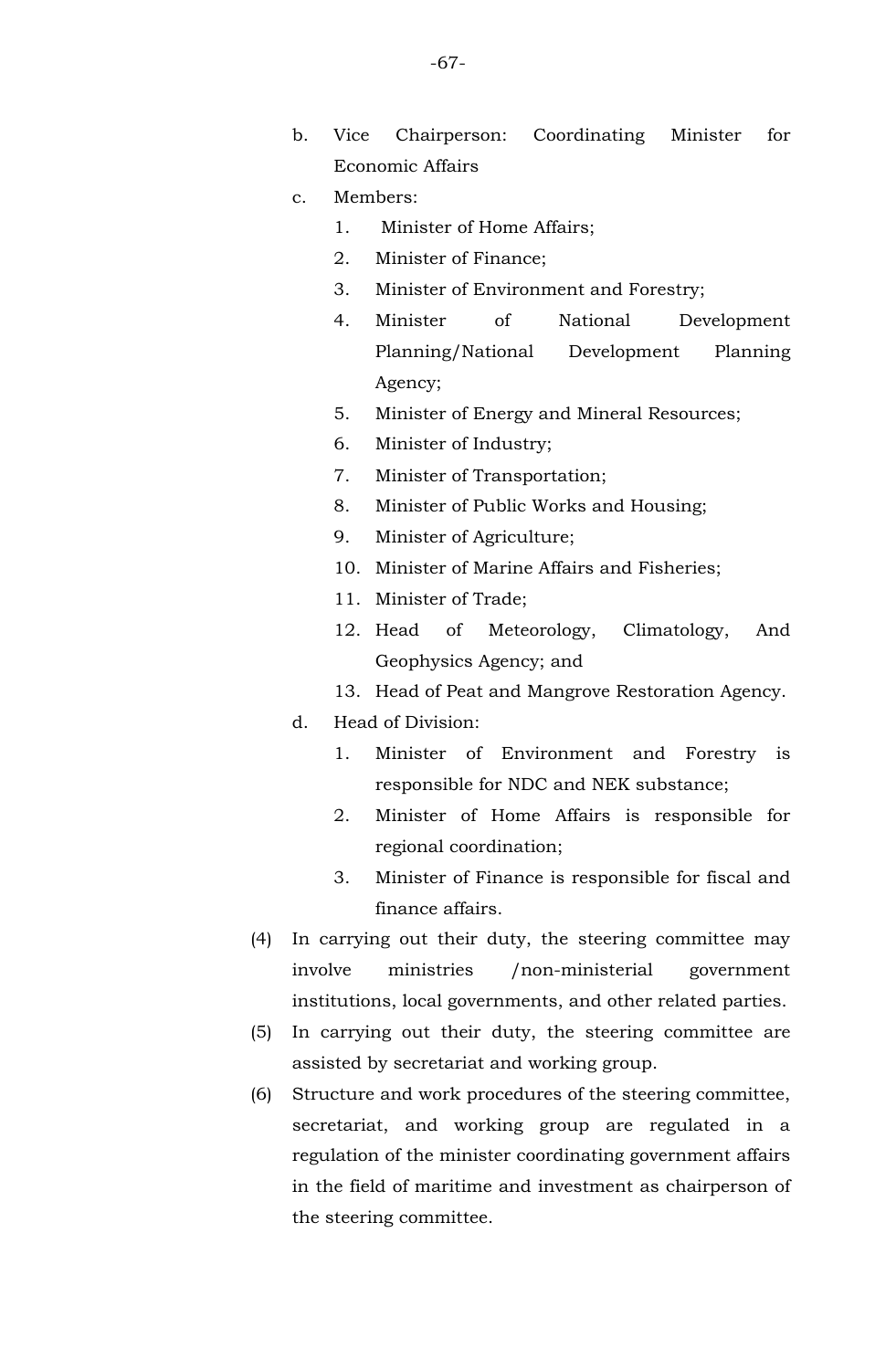b. Vice Chairperson: Coordinating Minister for Economic Affairs

c. Members:

   1. Minister of Home Affairs;
   2. Minister of Finance;
   3. Minister of Environment and Forestry;
   4. Minister of National Development Planning/National Development Planning Agency;
   5. Minister of Energy and Mineral Resources;
   6. Minister of Industry;
   7. Minister of Transportation;
   8. Minister of Public Works and Housing;
   9. Minister of Agriculture;
   10. Minister of Marine Affairs and Fisheries;
   11. Minister of Trade;
   12. Head of Meteorology, Climatology, And Geophysics Agency; and
   13. Head of Peat and Mangrove Restoration Agency.

d. Head of Division:

   1. Minister of Environment and Forestry is responsible for NDC and NEK substance;
   2. Minister of Home Affairs is responsible for regional coordination;
   3. Minister of Finance is responsible for fiscal and finance affairs.

(4) In carrying out their duty, the steering committee may involve ministries /non-ministerial government institutions, local governments, and other related parties.

(5) In carrying out their duty, the steering committee are assisted by secretariat and working group.

(6) Structure and work procedures of the steering committee, secretariat, and working group are regulated in a regulation of the minister coordinating government affairs in the field of maritime and investment as chairperson of the steering committee.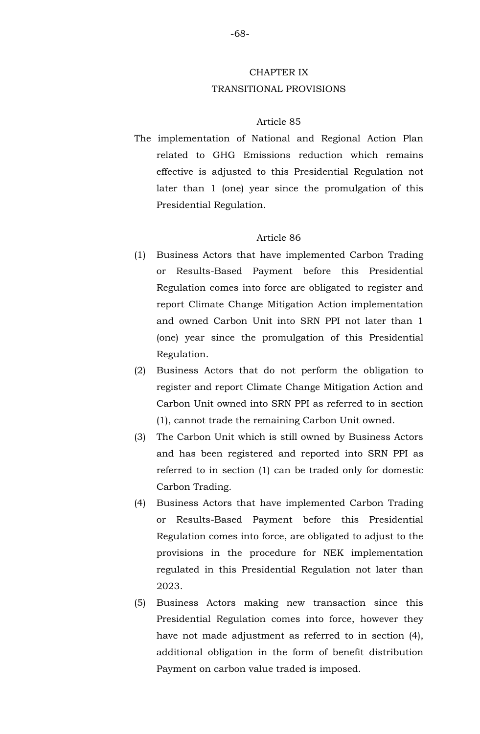# CHAPTER IX
# TRANSITIONAL PROVISIONS

### Article 85

The implementation of National and Regional Action Plan related to GHG Emissions reduction which remains effective is adjusted to this Presidential Regulation not later than 1 (one) year since the promulgation of this Presidential Regulation.

### Article 86

(1) Business Actors that have implemented Carbon Trading or Results-Based Payment before this Presidential Regulation comes into force are obligated to register and report Climate Change Mitigation Action implementation and owned Carbon Unit into SRN PPI not later than 1 (one) year since the promulgation of this Presidential Regulation.

(2) Business Actors that do not perform the obligation to register and report Climate Change Mitigation Action and Carbon Unit owned into SRN PPI as referred to in section (1), cannot trade the remaining Carbon Unit owned.

(3) The Carbon Unit which is still owned by Business Actors and has been registered and reported into SRN PPI as referred to in section (1) can be traded only for domestic Carbon Trading.

(4) Business Actors that have implemented Carbon Trading or Results-Based Payment before this Presidential Regulation comes into force, are obligated to adjust to the provisions in the procedure for NEK implementation regulated in this Presidential Regulation not later than 2023.

(5) Business Actors making new transaction since this Presidential Regulation comes into force, however they have not made adjustment as referred to in section (4), additional obligation in the form of benefit distribution Payment on carbon value traded is imposed.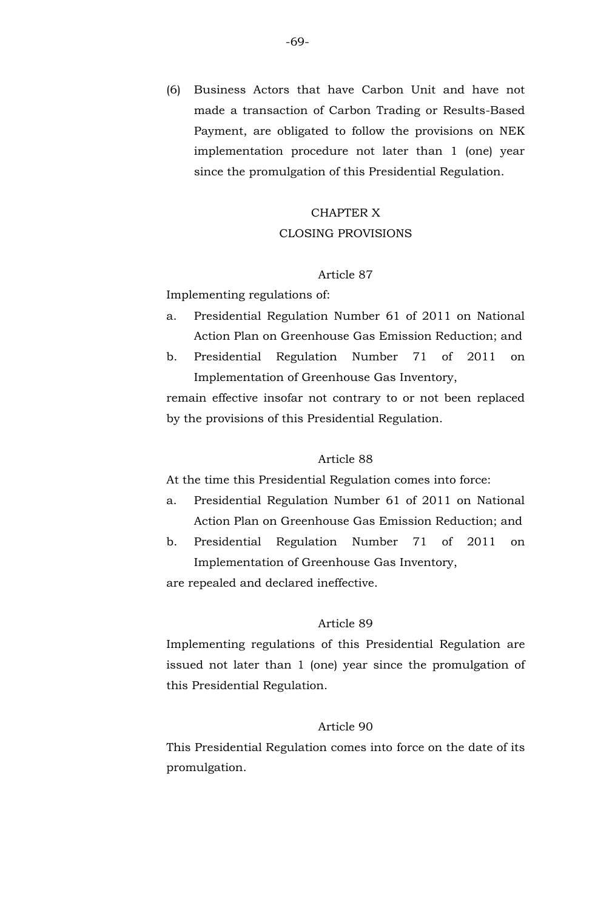(6) Business Actors that have Carbon Unit and have not made a transaction of Carbon Trading or Results-Based Payment, are obligated to follow the provisions on NEK implementation procedure not later than 1 (one) year since the promulgation of this Presidential Regulation.

## CHAPTER X
## CLOSING PROVISIONS

### Article 87

Implementing regulations of:

a. Presidential Regulation Number 61 of 2011 on National Action Plan on Greenhouse Gas Emission Reduction; and
b. Presidential Regulation Number 71 of 2011 on Implementation of Greenhouse Gas Inventory,

remain effective insofar not contrary to or not been replaced by the provisions of this Presidential Regulation.

### Article 88

At the time this Presidential Regulation comes into force:

a. Presidential Regulation Number 61 of 2011 on National Action Plan on Greenhouse Gas Emission Reduction; and
b. Presidential Regulation Number 71 of 2011 on Implementation of Greenhouse Gas Inventory,

are repealed and declared ineffective.

### Article 89

Implementing regulations of this Presidential Regulation are issued not later than 1 (one) year since the promulgation of this Presidential Regulation.

### Article 90

This Presidential Regulation comes into force on the date of its promulgation.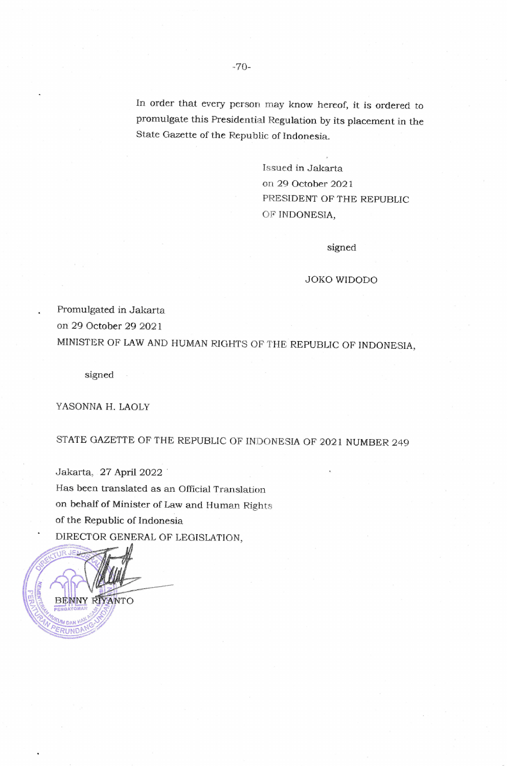In order that every person may know hereof, it is ordered to promulgate this Presidential Regulation by its placement in the State Gazette of the Republic of Indonesia.

Issued in Jakarta
on 29 October 2021
PRESIDENT OF THE REPUBLIC
OF INDONESIA,

signed

JOKO WIDODO

Promulgated in Jakarta
on 29 October 29 2021
MINISTER OF LAW AND HUMAN RIGHTS OF THE REPUBLIC OF INDONESIA,

signed

YASONNA H. LAOLY

STATE GAZETTE OF THE REPUBLIC OF INDONESIA OF 2021 NUMBER 249

Jakarta, 27 April 2022
Has been translated as an Official Translation
on behalf of Minister of Law and Human Rights
of the Republic of Indonesia
DIRECTOR GENERAL OF LEGISLATION,

BENNY RIYANTO